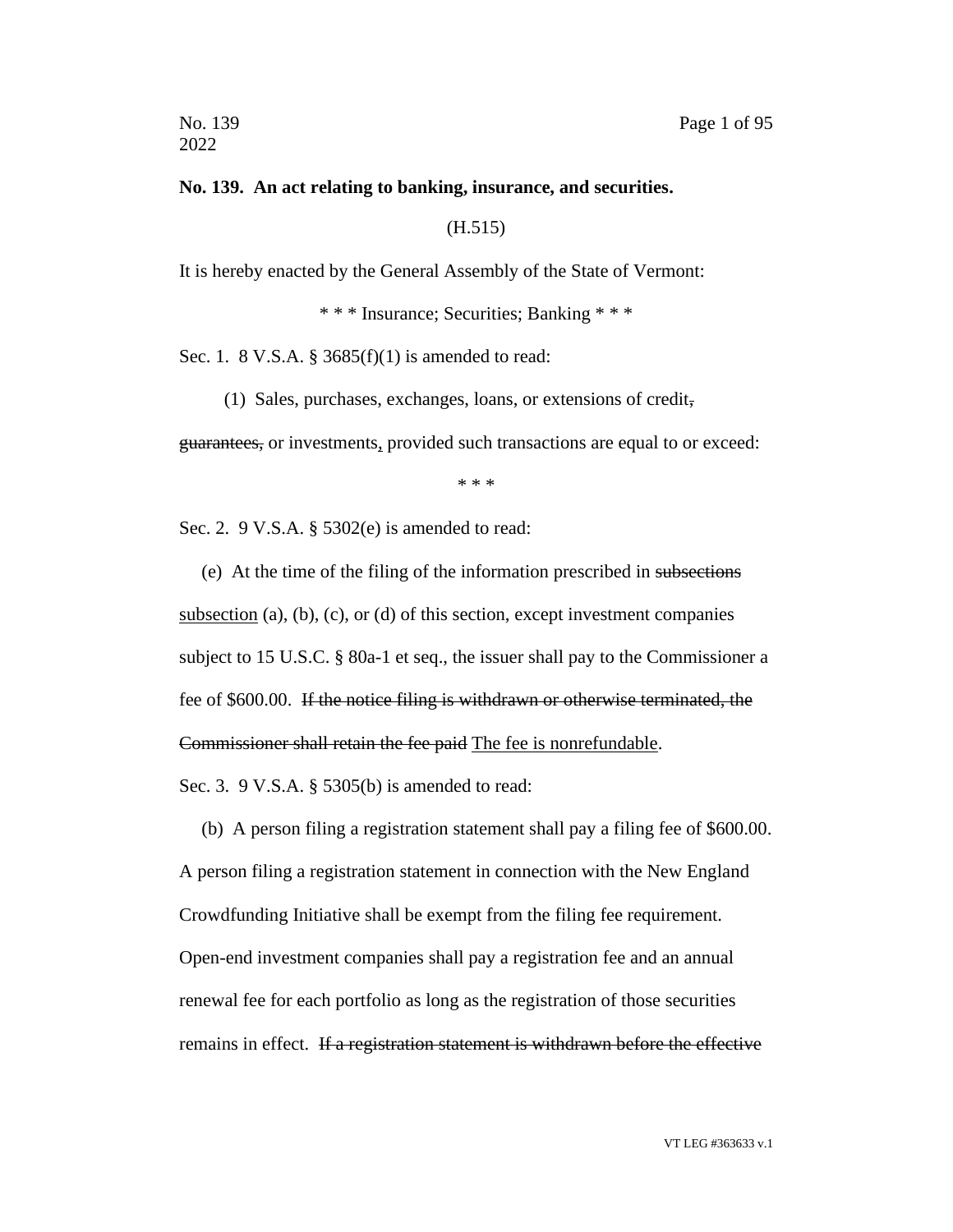**No. 139. An act relating to banking, insurance, and securities.**

(H.515)

It is hereby enacted by the General Assembly of the State of Vermont:

\* \* \* Insurance; Securities; Banking \* \* \*

Sec. 1. 8 V.S.A. § 3685(f)(1) is amended to read:

(1) Sales, purchases, exchanges, loans, or extensions of credit, ~~guarantees,~~ or investments, provided such transactions are equal to or exceed:

\* \* \*

Sec. 2. 9 V.S.A. § 5302(e) is amended to read:

(e) At the time of the filing of the information prescribed in ~~subsections~~ <u>subsection</u> (a), (b), (c), or (d) of this section, except investment companies subject to 15 U.S.C. § 80a-1 et seq., the issuer shall pay to the Commissioner a fee of $600.00. ~~If the notice filing is withdrawn or otherwise terminated, the Commissioner shall retain the fee paid~~ <u>The fee is nonrefundable</u>.

Sec. 3. 9 V.S.A. § 5305(b) is amended to read:

(b) A person filing a registration statement shall pay a filing fee of $600.00. A person filing a registration statement in connection with the New England Crowdfunding Initiative shall be exempt from the filing fee requirement. Open-end investment companies shall pay a registration fee and an annual renewal fee for each portfolio as long as the registration of those securities remains in effect. ~~If a registration statement is withdrawn before the effective~~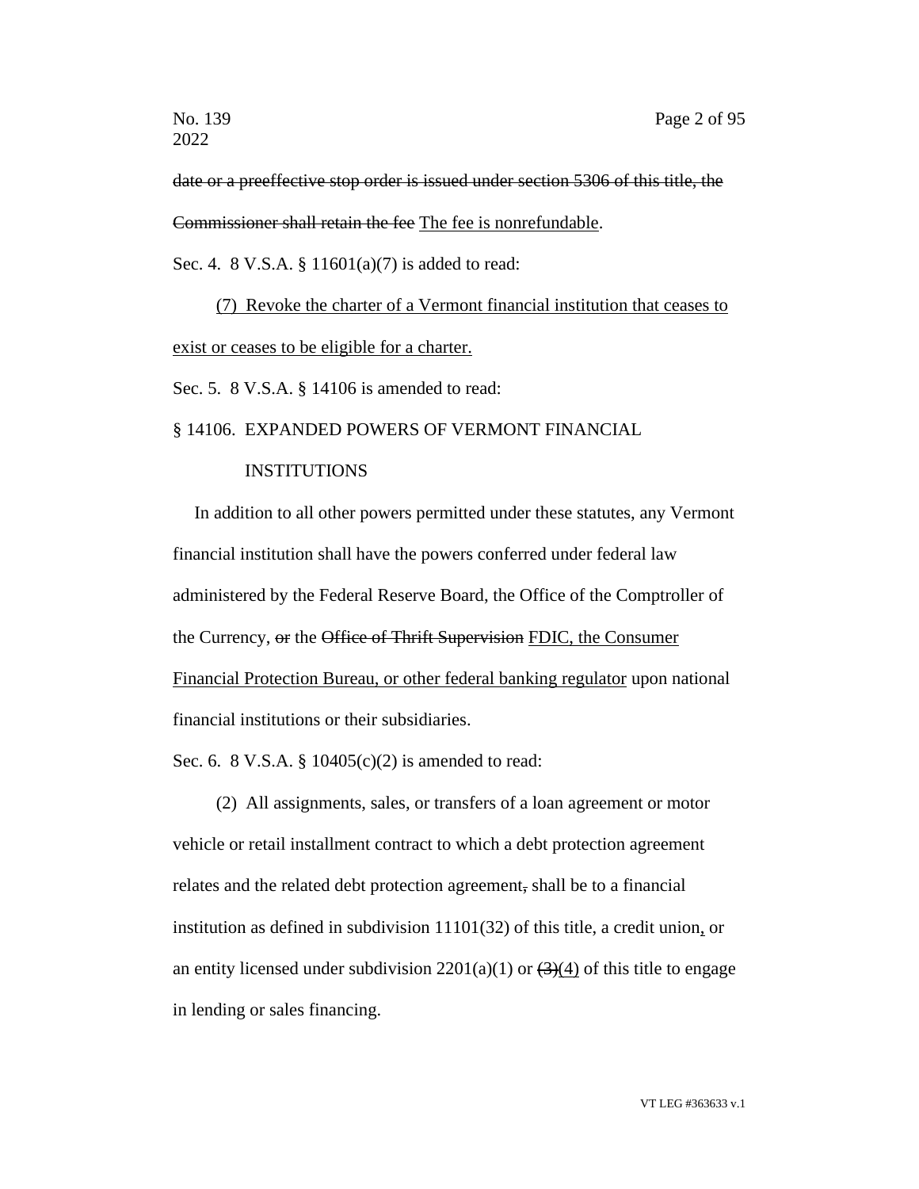~~date or a preeffective stop order is issued under section 5306 of this title, the Commissioner shall retain the fee~~ The fee is nonrefundable.

Sec. 4. 8 V.S.A. § 11601(a)(7) is added to read:

(7) Revoke the charter of a Vermont financial institution that ceases to exist or ceases to be eligible for a charter.

Sec. 5. 8 V.S.A. § 14106 is amended to read:

§ 14106. EXPANDED POWERS OF VERMONT FINANCIAL INSTITUTIONS

In addition to all other powers permitted under these statutes, any Vermont financial institution shall have the powers conferred under federal law administered by the Federal Reserve Board, the Office of the Comptroller of the Currency, ~~or~~ the ~~Office of Thrift Supervision~~ FDIC, the Consumer Financial Protection Bureau, or other federal banking regulator upon national financial institutions or their subsidiaries.

Sec. 6. 8 V.S.A. § 10405(c)(2) is amended to read:

(2) All assignments, sales, or transfers of a loan agreement or motor vehicle or retail installment contract to which a debt protection agreement relates and the related debt protection agreement~~,~~ shall be to a financial institution as defined in subdivision 11101(32) of this title, a credit union, or an entity licensed under subdivision 2201(a)(1) or ~~(3)~~(4) of this title to engage in lending or sales financing.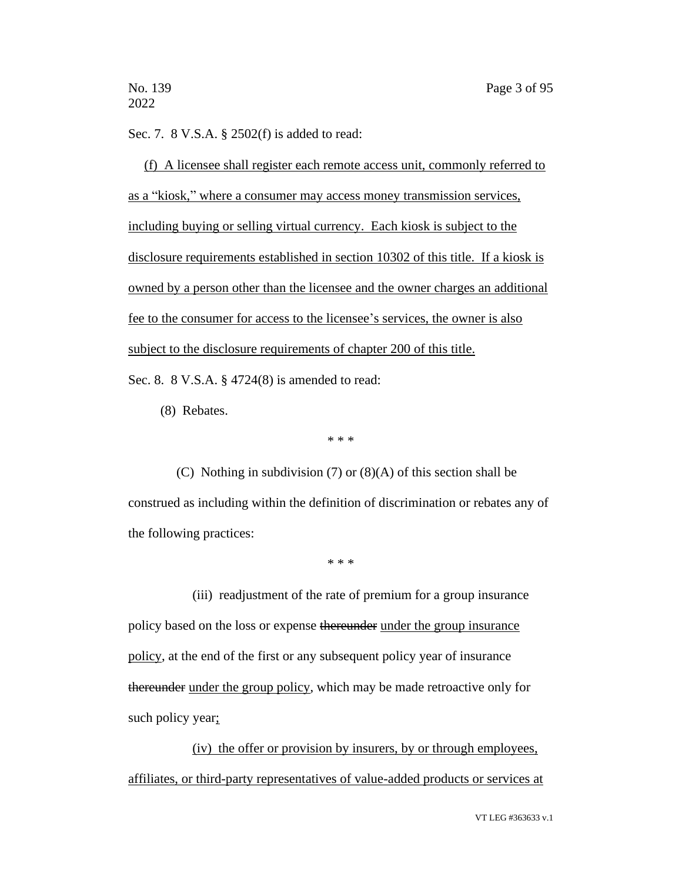Sec. 7. 8 V.S.A. § 2502(f) is added to read:

<u>(f) A licensee shall register each remote access unit, commonly referred to as a "kiosk," where a consumer may access money transmission services, including buying or selling virtual currency. Each kiosk is subject to the disclosure requirements established in section 10302 of this title. If a kiosk is owned by a person other than the licensee and the owner charges an additional fee to the consumer for access to the licensee's services, the owner is also subject to the disclosure requirements of chapter 200 of this title.</u>

Sec. 8. 8 V.S.A. § 4724(8) is amended to read:

(8) Rebates.

\* \* \*

(C) Nothing in subdivision (7) or (8)(A) of this section shall be construed as including within the definition of discrimination or rebates any of the following practices:

\* \* \*

(iii) readjustment of the rate of premium for a group insurance policy based on the loss or expense ~~thereunder~~ <u>under the group insurance policy</u>, at the end of the first or any subsequent policy year of insurance ~~thereunder~~ <u>under the group policy</u>, which may be made retroactive only for such policy year<u>;</u>

<u>(iv) the offer or provision by insurers, by or through employees, affiliates, or third-party representatives of value-added products or services at</u>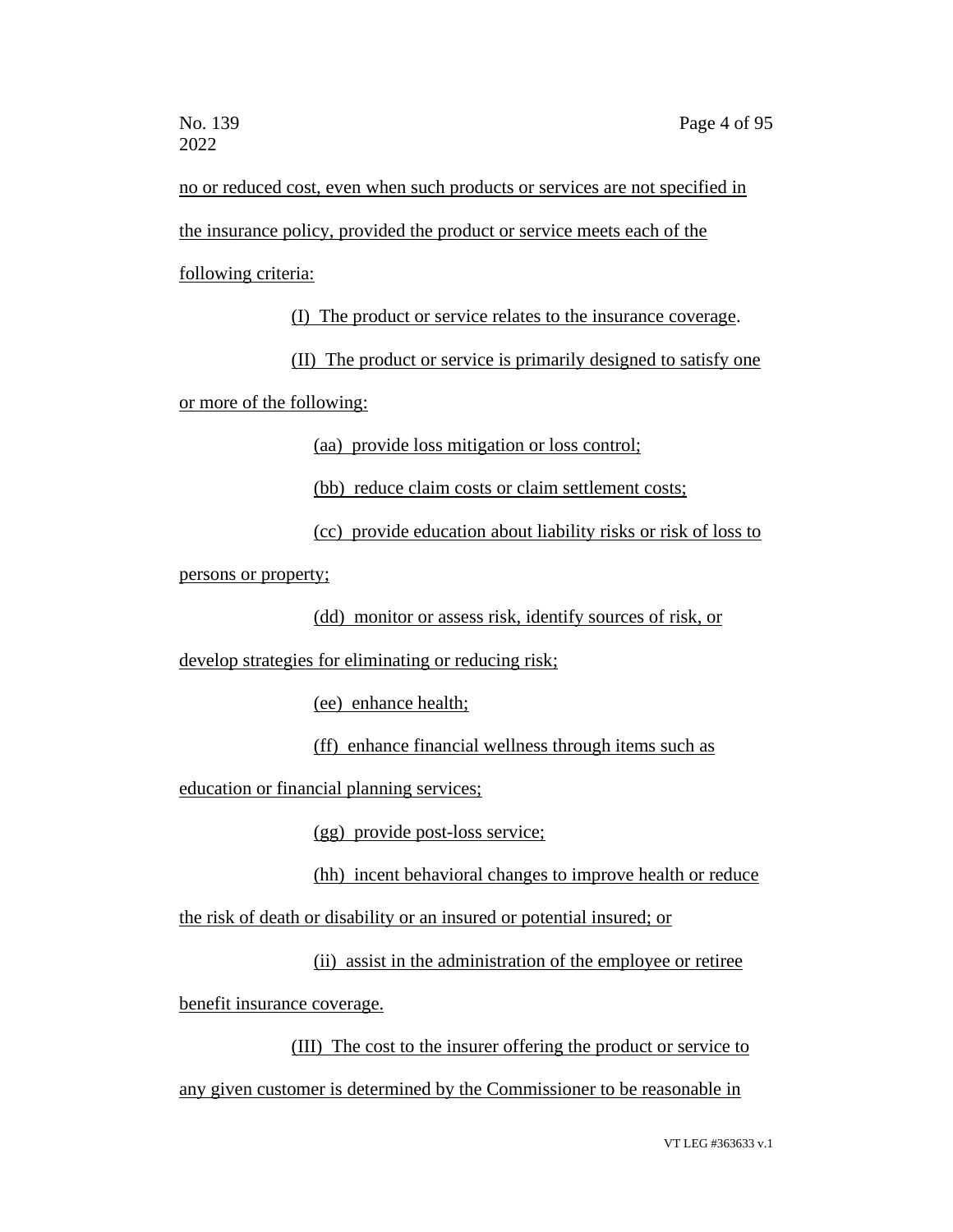no or reduced cost, even when such products or services are not specified in the insurance policy, provided the product or service meets each of the following criteria:

(I) The product or service relates to the insurance coverage.

(II) The product or service is primarily designed to satisfy one or more of the following:

(aa) provide loss mitigation or loss control;

(bb) reduce claim costs or claim settlement costs;

(cc) provide education about liability risks or risk of loss to persons or property;

(dd) monitor or assess risk, identify sources of risk, or develop strategies for eliminating or reducing risk;

(ee) enhance health;

(ff) enhance financial wellness through items such as education or financial planning services;

(gg) provide post-loss service;

(hh) incent behavioral changes to improve health or reduce the risk of death or disability or an insured or potential insured; or

(ii) assist in the administration of the employee or retiree benefit insurance coverage.

(III) The cost to the insurer offering the product or service to any given customer is determined by the Commissioner to be reasonable in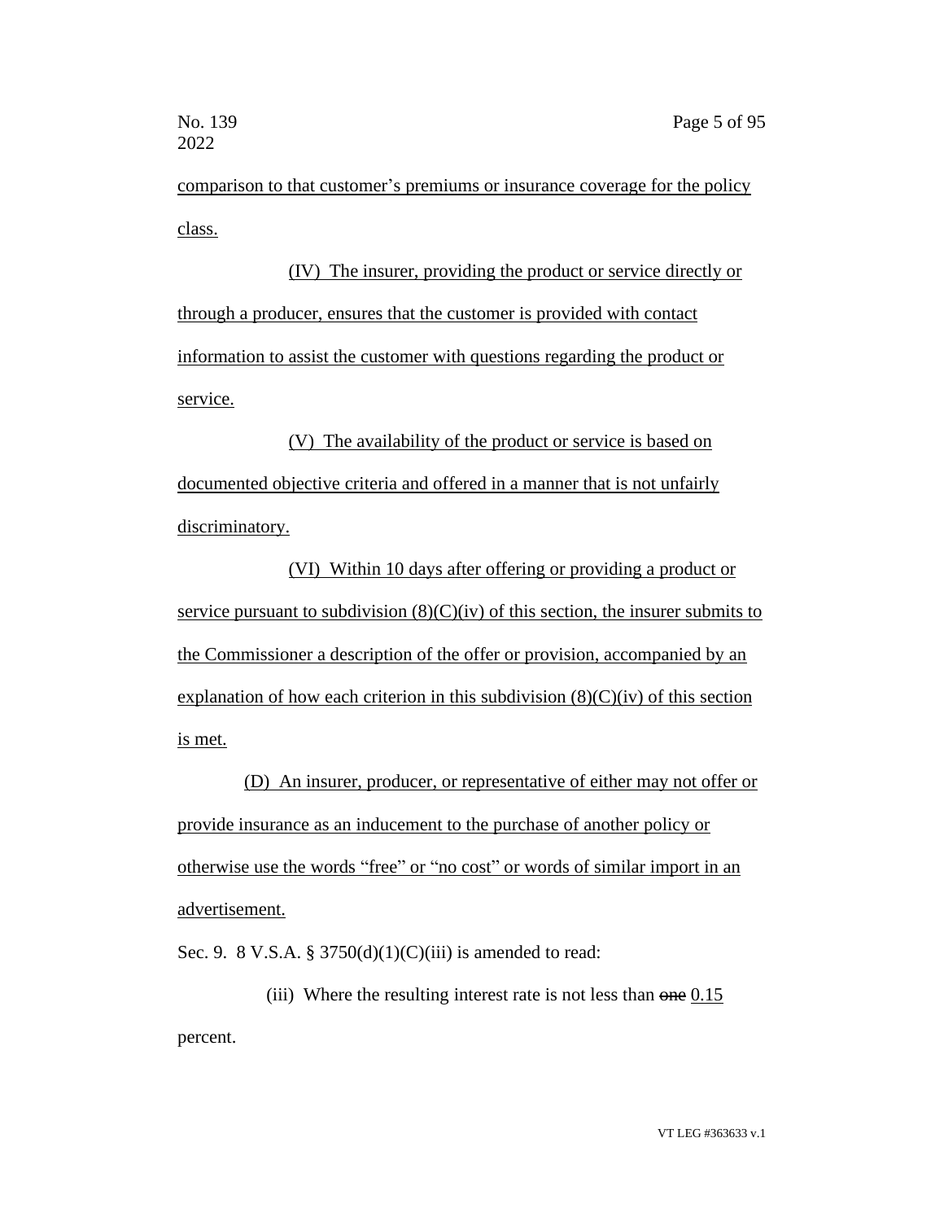comparison to that customer's premiums or insurance coverage for the policy class.

(IV) The insurer, providing the product or service directly or through a producer, ensures that the customer is provided with contact information to assist the customer with questions regarding the product or service.

(V) The availability of the product or service is based on documented objective criteria and offered in a manner that is not unfairly discriminatory.

(VI) Within 10 days after offering or providing a product or service pursuant to subdivision (8)(C)(iv) of this section, the insurer submits to the Commissioner a description of the offer or provision, accompanied by an explanation of how each criterion in this subdivision (8)(C)(iv) of this section is met.

(D) An insurer, producer, or representative of either may not offer or provide insurance as an inducement to the purchase of another policy or otherwise use the words "free" or "no cost" or words of similar import in an advertisement.

Sec. 9. 8 V.S.A. § 3750(d)(1)(C)(iii) is amended to read:

(iii) Where the resulting interest rate is not less than ~~one~~ 0.15 percent.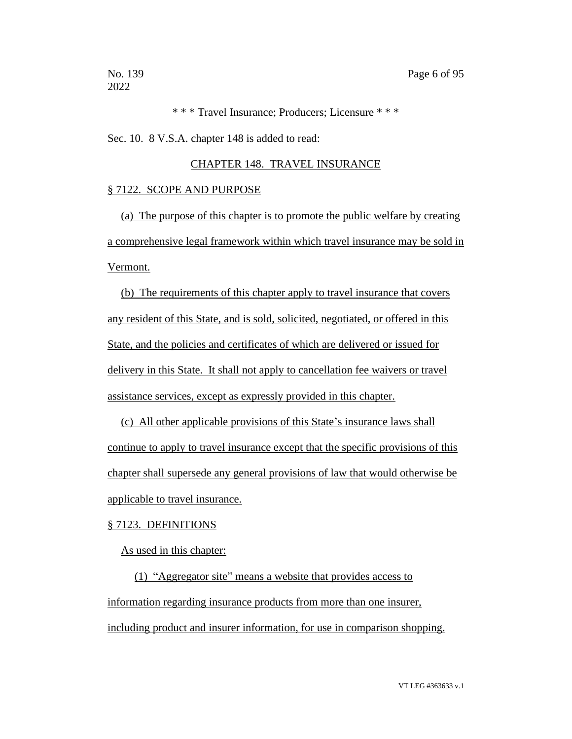\* \* \* Travel Insurance; Producers; Licensure \* \* \*

Sec. 10. 8 V.S.A. chapter 148 is added to read:

CHAPTER 148. TRAVEL INSURANCE

§ 7122. SCOPE AND PURPOSE

(a) The purpose of this chapter is to promote the public welfare by creating a comprehensive legal framework within which travel insurance may be sold in Vermont.

(b) The requirements of this chapter apply to travel insurance that covers any resident of this State, and is sold, solicited, negotiated, or offered in this State, and the policies and certificates of which are delivered or issued for delivery in this State. It shall not apply to cancellation fee waivers or travel assistance services, except as expressly provided in this chapter.

(c) All other applicable provisions of this State's insurance laws shall continue to apply to travel insurance except that the specific provisions of this chapter shall supersede any general provisions of law that would otherwise be applicable to travel insurance.

§ 7123. DEFINITIONS

As used in this chapter:

(1) "Aggregator site" means a website that provides access to information regarding insurance products from more than one insurer, including product and insurer information, for use in comparison shopping.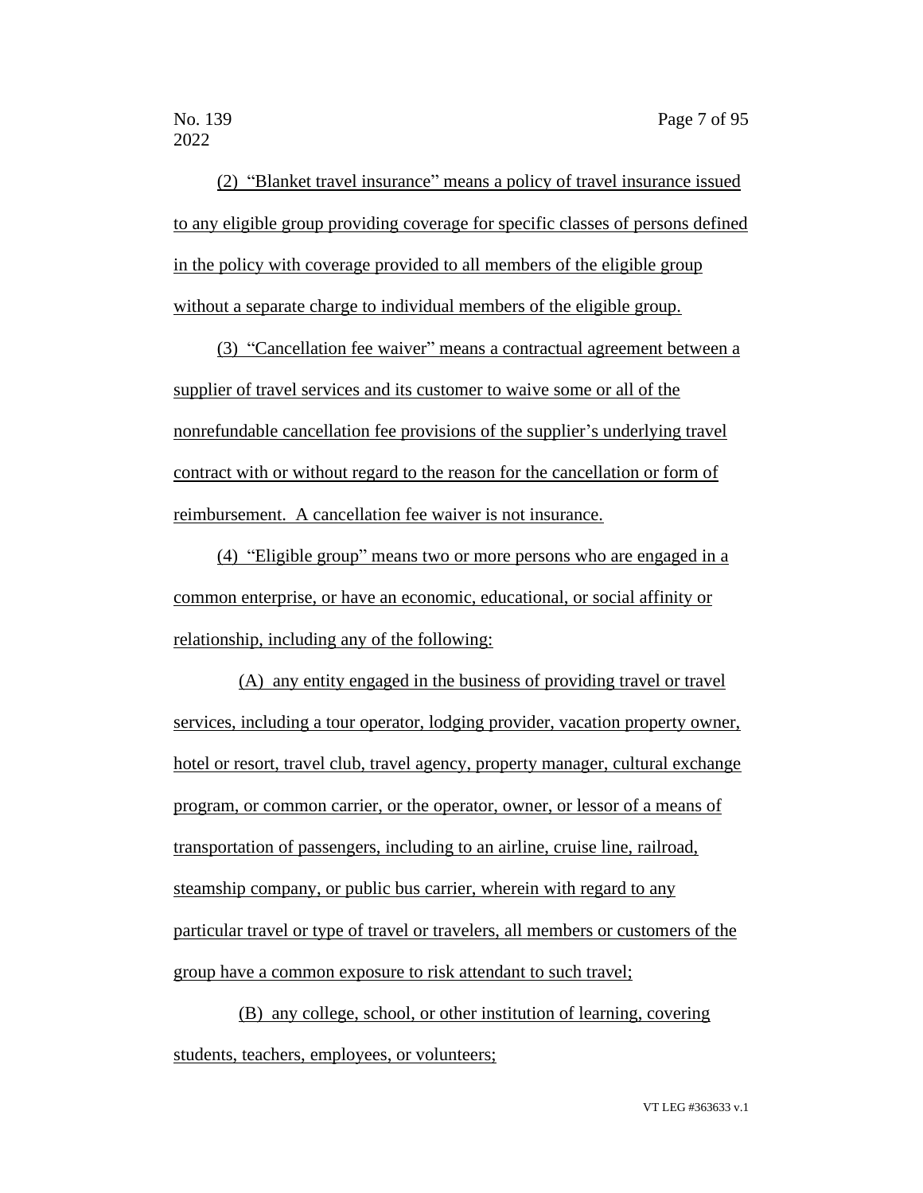(2) "Blanket travel insurance" means a policy of travel insurance issued to any eligible group providing coverage for specific classes of persons defined in the policy with coverage provided to all members of the eligible group without a separate charge to individual members of the eligible group.

(3) "Cancellation fee waiver" means a contractual agreement between a supplier of travel services and its customer to waive some or all of the nonrefundable cancellation fee provisions of the supplier's underlying travel contract with or without regard to the reason for the cancellation or form of reimbursement. A cancellation fee waiver is not insurance.

(4) "Eligible group" means two or more persons who are engaged in a common enterprise, or have an economic, educational, or social affinity or relationship, including any of the following:

(A) any entity engaged in the business of providing travel or travel services, including a tour operator, lodging provider, vacation property owner, hotel or resort, travel club, travel agency, property manager, cultural exchange program, or common carrier, or the operator, owner, or lessor of a means of transportation of passengers, including to an airline, cruise line, railroad, steamship company, or public bus carrier, wherein with regard to any particular travel or type of travel or travelers, all members or customers of the group have a common exposure to risk attendant to such travel;

(B) any college, school, or other institution of learning, covering students, teachers, employees, or volunteers;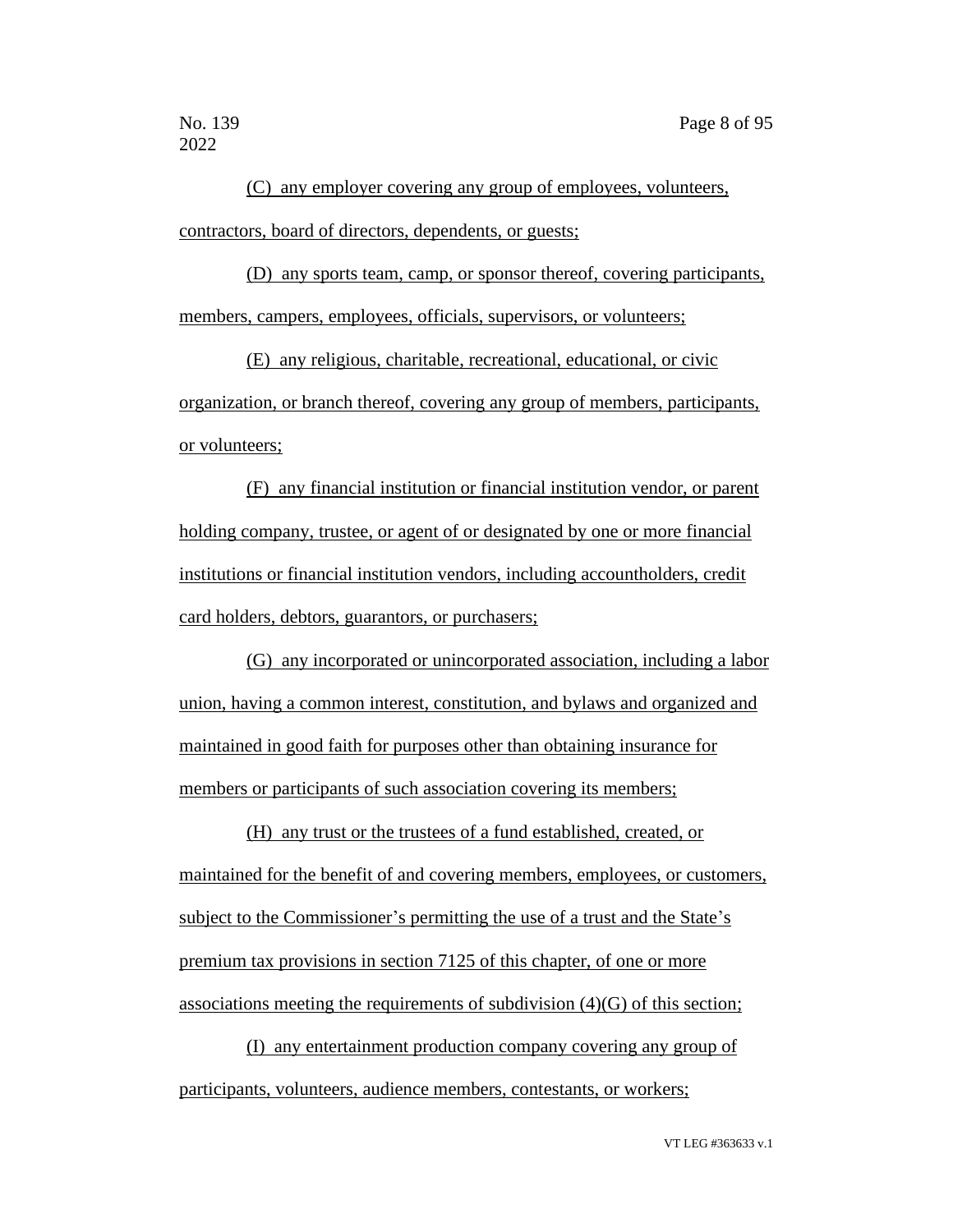(C) any employer covering any group of employees, volunteers, contractors, board of directors, dependents, or guests;

(D) any sports team, camp, or sponsor thereof, covering participants, members, campers, employees, officials, supervisors, or volunteers;

(E) any religious, charitable, recreational, educational, or civic organization, or branch thereof, covering any group of members, participants, or volunteers;

(F) any financial institution or financial institution vendor, or parent holding company, trustee, or agent of or designated by one or more financial institutions or financial institution vendors, including accountholders, credit card holders, debtors, guarantors, or purchasers;

(G) any incorporated or unincorporated association, including a labor union, having a common interest, constitution, and bylaws and organized and maintained in good faith for purposes other than obtaining insurance for members or participants of such association covering its members;

(H) any trust or the trustees of a fund established, created, or maintained for the benefit of and covering members, employees, or customers, subject to the Commissioner's permitting the use of a trust and the State's premium tax provisions in section 7125 of this chapter, of one or more associations meeting the requirements of subdivision (4)(G) of this section;

(I) any entertainment production company covering any group of participants, volunteers, audience members, contestants, or workers;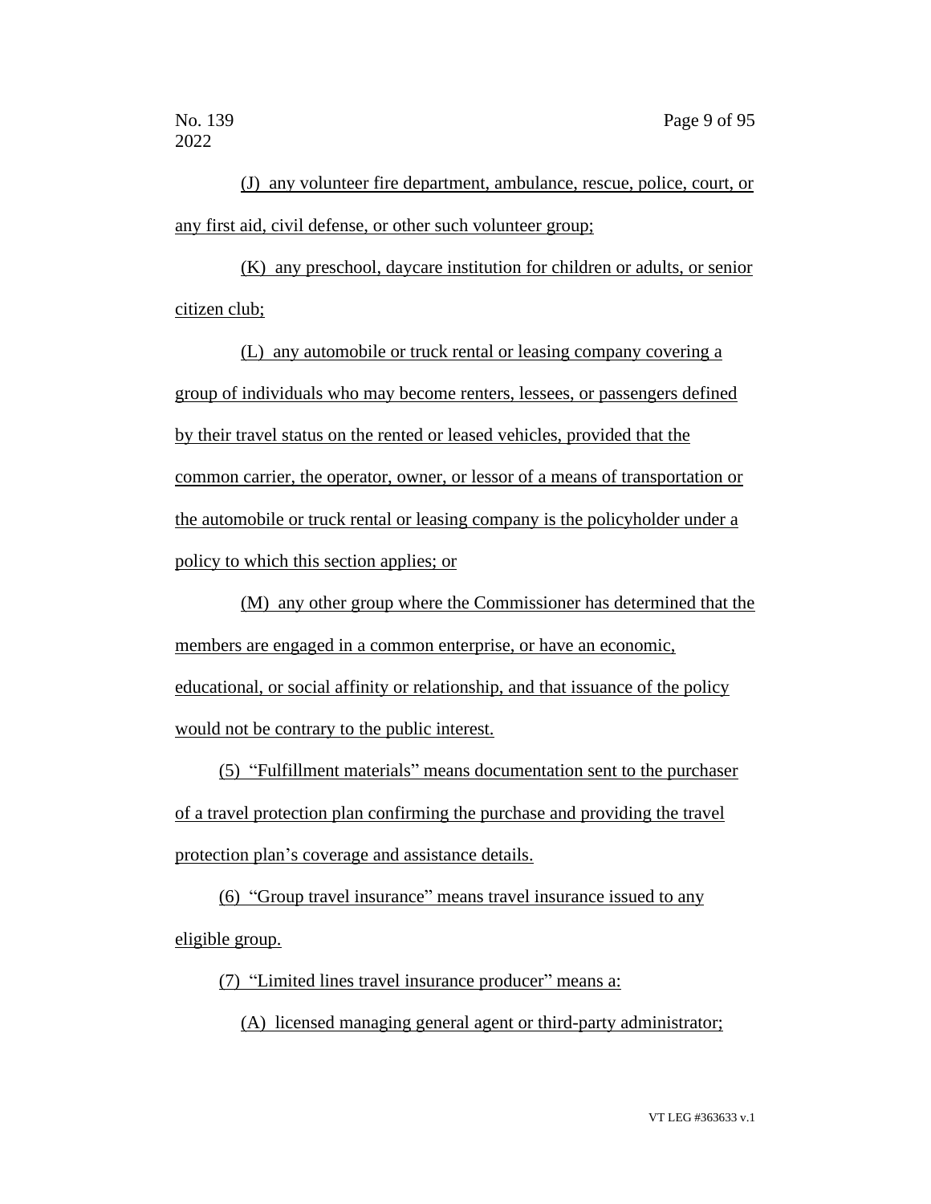(J) any volunteer fire department, ambulance, rescue, police, court, or any first aid, civil defense, or other such volunteer group;

(K) any preschool, daycare institution for children or adults, or senior citizen club;

(L) any automobile or truck rental or leasing company covering a group of individuals who may become renters, lessees, or passengers defined by their travel status on the rented or leased vehicles, provided that the common carrier, the operator, owner, or lessor of a means of transportation or the automobile or truck rental or leasing company is the policyholder under a policy to which this section applies; or

(M) any other group where the Commissioner has determined that the members are engaged in a common enterprise, or have an economic, educational, or social affinity or relationship, and that issuance of the policy would not be contrary to the public interest.

(5) "Fulfillment materials" means documentation sent to the purchaser of a travel protection plan confirming the purchase and providing the travel protection plan's coverage and assistance details.

(6) "Group travel insurance" means travel insurance issued to any eligible group.

(7) "Limited lines travel insurance producer" means a:

(A) licensed managing general agent or third-party administrator;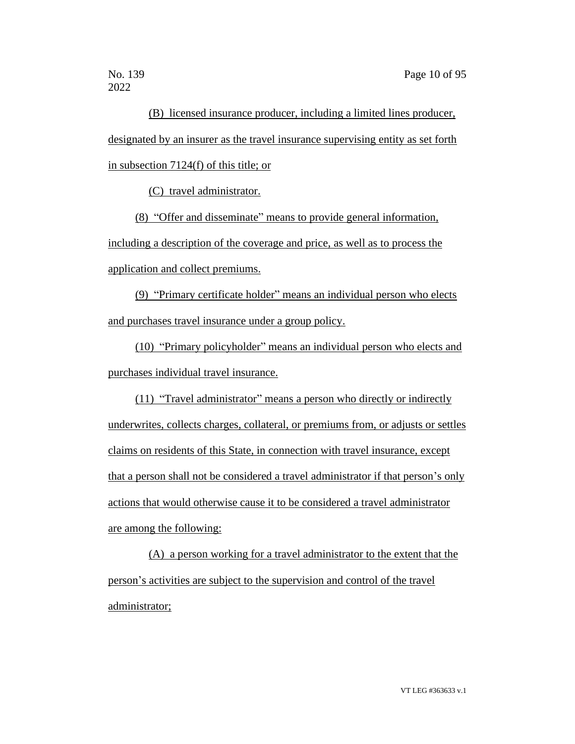(B) licensed insurance producer, including a limited lines producer, designated by an insurer as the travel insurance supervising entity as set forth in subsection 7124(f) of this title; or

(C) travel administrator.

(8) "Offer and disseminate" means to provide general information, including a description of the coverage and price, as well as to process the application and collect premiums.

(9) "Primary certificate holder" means an individual person who elects and purchases travel insurance under a group policy.

(10) "Primary policyholder" means an individual person who elects and purchases individual travel insurance.

(11) "Travel administrator" means a person who directly or indirectly underwrites, collects charges, collateral, or premiums from, or adjusts or settles claims on residents of this State, in connection with travel insurance, except that a person shall not be considered a travel administrator if that person's only actions that would otherwise cause it to be considered a travel administrator are among the following:

(A) a person working for a travel administrator to the extent that the person's activities are subject to the supervision and control of the travel administrator;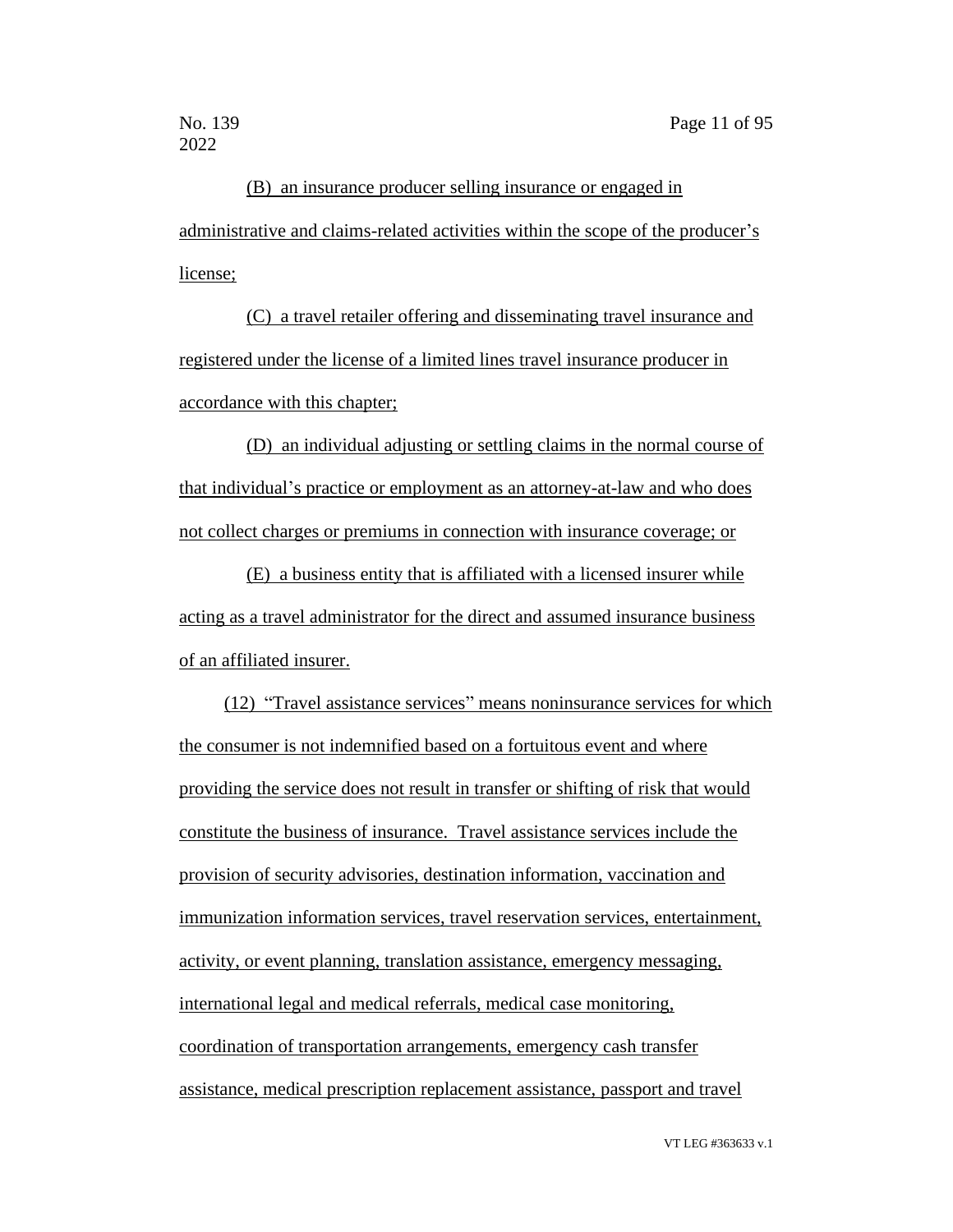(B) an insurance producer selling insurance or engaged in administrative and claims-related activities within the scope of the producer's license;

(C) a travel retailer offering and disseminating travel insurance and registered under the license of a limited lines travel insurance producer in accordance with this chapter;

(D) an individual adjusting or settling claims in the normal course of that individual's practice or employment as an attorney-at-law and who does not collect charges or premiums in connection with insurance coverage; or

(E) a business entity that is affiliated with a licensed insurer while acting as a travel administrator for the direct and assumed insurance business of an affiliated insurer.

(12) "Travel assistance services" means noninsurance services for which the consumer is not indemnified based on a fortuitous event and where providing the service does not result in transfer or shifting of risk that would constitute the business of insurance. Travel assistance services include the provision of security advisories, destination information, vaccination and immunization information services, travel reservation services, entertainment, activity, or event planning, translation assistance, emergency messaging, international legal and medical referrals, medical case monitoring, coordination of transportation arrangements, emergency cash transfer assistance, medical prescription replacement assistance, passport and travel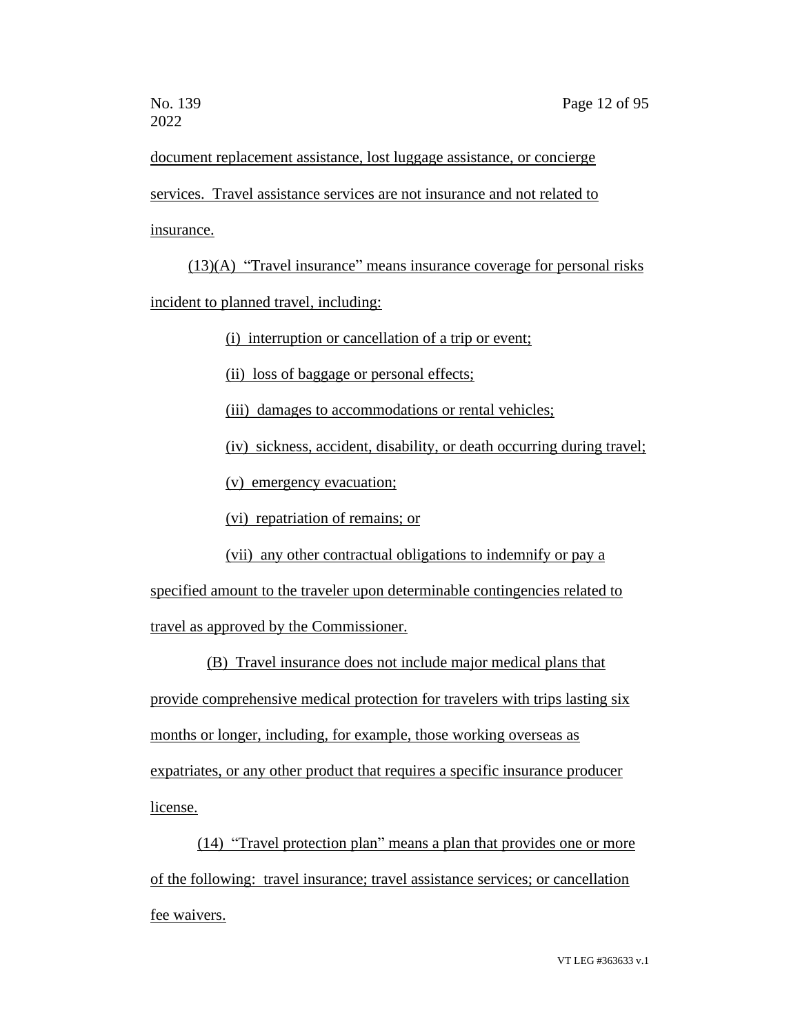document replacement assistance, lost luggage assistance, or concierge services. Travel assistance services are not insurance and not related to insurance.

(13)(A) "Travel insurance" means insurance coverage for personal risks incident to planned travel, including:

(i) interruption or cancellation of a trip or event;

(ii) loss of baggage or personal effects;

(iii) damages to accommodations or rental vehicles;

(iv) sickness, accident, disability, or death occurring during travel;

(v) emergency evacuation;

(vi) repatriation of remains; or

(vii) any other contractual obligations to indemnify or pay a specified amount to the traveler upon determinable contingencies related to travel as approved by the Commissioner.

(B) Travel insurance does not include major medical plans that provide comprehensive medical protection for travelers with trips lasting six months or longer, including, for example, those working overseas as expatriates, or any other product that requires a specific insurance producer license.

(14) "Travel protection plan" means a plan that provides one or more of the following: travel insurance; travel assistance services; or cancellation fee waivers.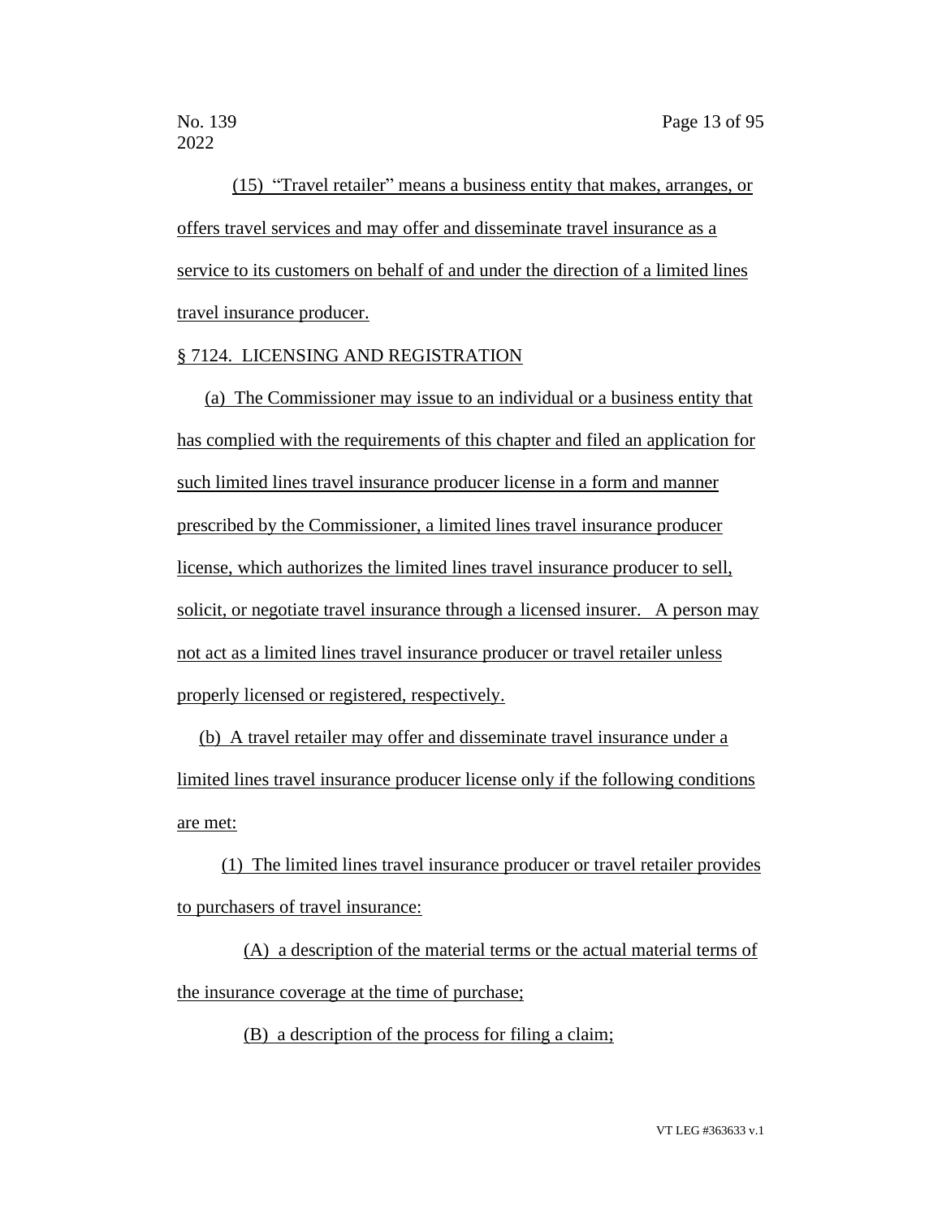(15) "Travel retailer" means a business entity that makes, arranges, or offers travel services and may offer and disseminate travel insurance as a service to its customers on behalf of and under the direction of a limited lines travel insurance producer.

§ 7124. LICENSING AND REGISTRATION

(a) The Commissioner may issue to an individual or a business entity that has complied with the requirements of this chapter and filed an application for such limited lines travel insurance producer license in a form and manner prescribed by the Commissioner, a limited lines travel insurance producer license, which authorizes the limited lines travel insurance producer to sell, solicit, or negotiate travel insurance through a licensed insurer. A person may not act as a limited lines travel insurance producer or travel retailer unless properly licensed or registered, respectively.

(b) A travel retailer may offer and disseminate travel insurance under a limited lines travel insurance producer license only if the following conditions are met:

(1) The limited lines travel insurance producer or travel retailer provides to purchasers of travel insurance:

(A) a description of the material terms or the actual material terms of the insurance coverage at the time of purchase;

(B) a description of the process for filing a claim;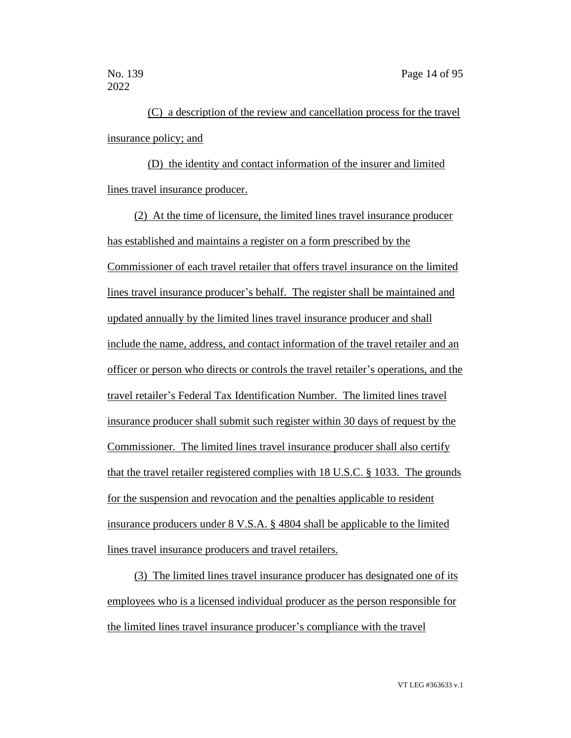(C) a description of the review and cancellation process for the travel insurance policy; and

(D) the identity and contact information of the insurer and limited lines travel insurance producer.

(2) At the time of licensure, the limited lines travel insurance producer has established and maintains a register on a form prescribed by the Commissioner of each travel retailer that offers travel insurance on the limited lines travel insurance producer's behalf. The register shall be maintained and updated annually by the limited lines travel insurance producer and shall include the name, address, and contact information of the travel retailer and an officer or person who directs or controls the travel retailer's operations, and the travel retailer's Federal Tax Identification Number. The limited lines travel insurance producer shall submit such register within 30 days of request by the Commissioner. The limited lines travel insurance producer shall also certify that the travel retailer registered complies with 18 U.S.C. § 1033. The grounds for the suspension and revocation and the penalties applicable to resident insurance producers under 8 V.S.A. § 4804 shall be applicable to the limited lines travel insurance producers and travel retailers.

(3) The limited lines travel insurance producer has designated one of its employees who is a licensed individual producer as the person responsible for the limited lines travel insurance producer's compliance with the travel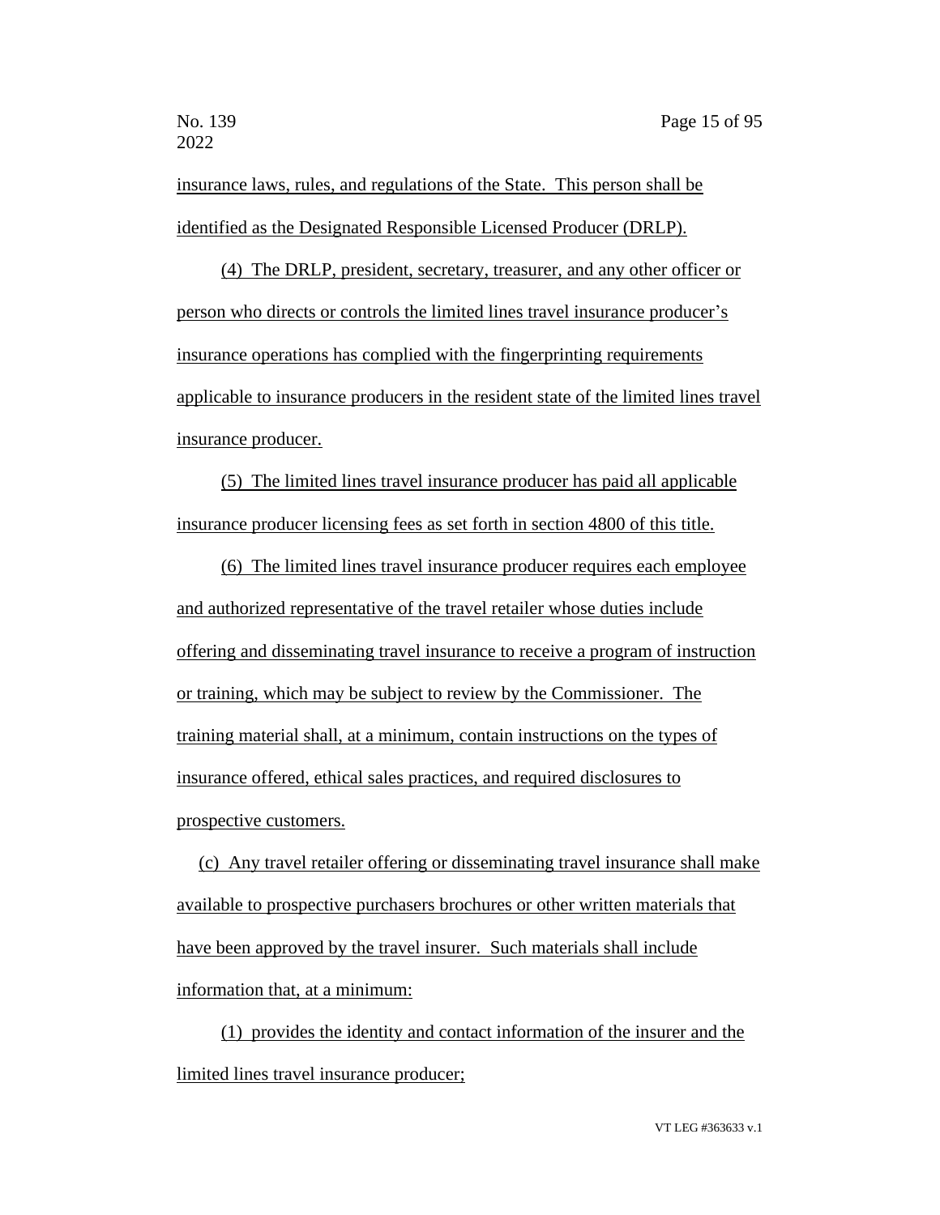insurance laws, rules, and regulations of the State. This person shall be identified as the Designated Responsible Licensed Producer (DRLP).

(4) The DRLP, president, secretary, treasurer, and any other officer or person who directs or controls the limited lines travel insurance producer's insurance operations has complied with the fingerprinting requirements applicable to insurance producers in the resident state of the limited lines travel insurance producer.

(5) The limited lines travel insurance producer has paid all applicable insurance producer licensing fees as set forth in section 4800 of this title.

(6) The limited lines travel insurance producer requires each employee and authorized representative of the travel retailer whose duties include offering and disseminating travel insurance to receive a program of instruction or training, which may be subject to review by the Commissioner. The training material shall, at a minimum, contain instructions on the types of insurance offered, ethical sales practices, and required disclosures to prospective customers.

(c) Any travel retailer offering or disseminating travel insurance shall make available to prospective purchasers brochures or other written materials that have been approved by the travel insurer. Such materials shall include information that, at a minimum:

(1) provides the identity and contact information of the insurer and the limited lines travel insurance producer;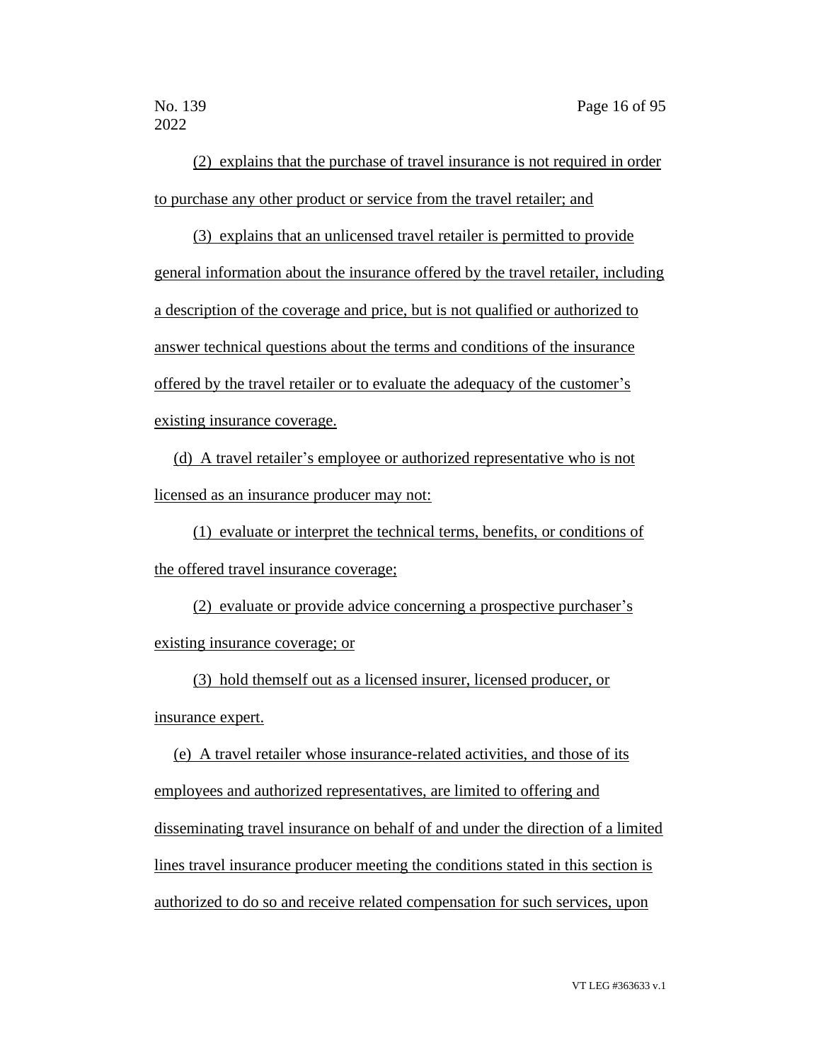(2) explains that the purchase of travel insurance is not required in order to purchase any other product or service from the travel retailer; and

(3) explains that an unlicensed travel retailer is permitted to provide general information about the insurance offered by the travel retailer, including a description of the coverage and price, but is not qualified or authorized to answer technical questions about the terms and conditions of the insurance offered by the travel retailer or to evaluate the adequacy of the customer's existing insurance coverage.

(d) A travel retailer's employee or authorized representative who is not licensed as an insurance producer may not:

(1) evaluate or interpret the technical terms, benefits, or conditions of the offered travel insurance coverage;

(2) evaluate or provide advice concerning a prospective purchaser's existing insurance coverage; or

(3) hold themself out as a licensed insurer, licensed producer, or insurance expert.

(e) A travel retailer whose insurance-related activities, and those of its employees and authorized representatives, are limited to offering and disseminating travel insurance on behalf of and under the direction of a limited lines travel insurance producer meeting the conditions stated in this section is authorized to do so and receive related compensation for such services, upon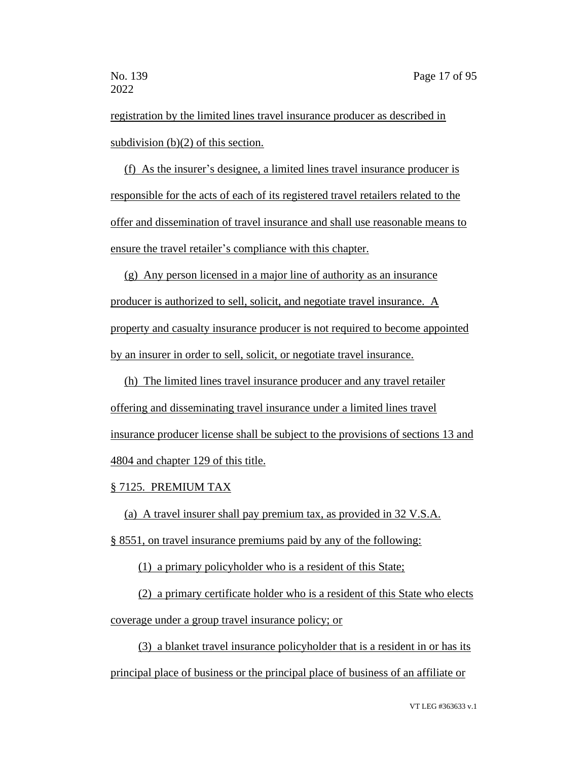registration by the limited lines travel insurance producer as described in subdivision (b)(2) of this section.

(f) As the insurer's designee, a limited lines travel insurance producer is responsible for the acts of each of its registered travel retailers related to the offer and dissemination of travel insurance and shall use reasonable means to ensure the travel retailer's compliance with this chapter.

(g) Any person licensed in a major line of authority as an insurance producer is authorized to sell, solicit, and negotiate travel insurance. A property and casualty insurance producer is not required to become appointed by an insurer in order to sell, solicit, or negotiate travel insurance.

(h) The limited lines travel insurance producer and any travel retailer offering and disseminating travel insurance under a limited lines travel insurance producer license shall be subject to the provisions of sections 13 and 4804 and chapter 129 of this title.

§ 7125. PREMIUM TAX

(a) A travel insurer shall pay premium tax, as provided in 32 V.S.A. § 8551, on travel insurance premiums paid by any of the following:

(1) a primary policyholder who is a resident of this State;

(2) a primary certificate holder who is a resident of this State who elects coverage under a group travel insurance policy; or

(3) a blanket travel insurance policyholder that is a resident in or has its principal place of business or the principal place of business of an affiliate or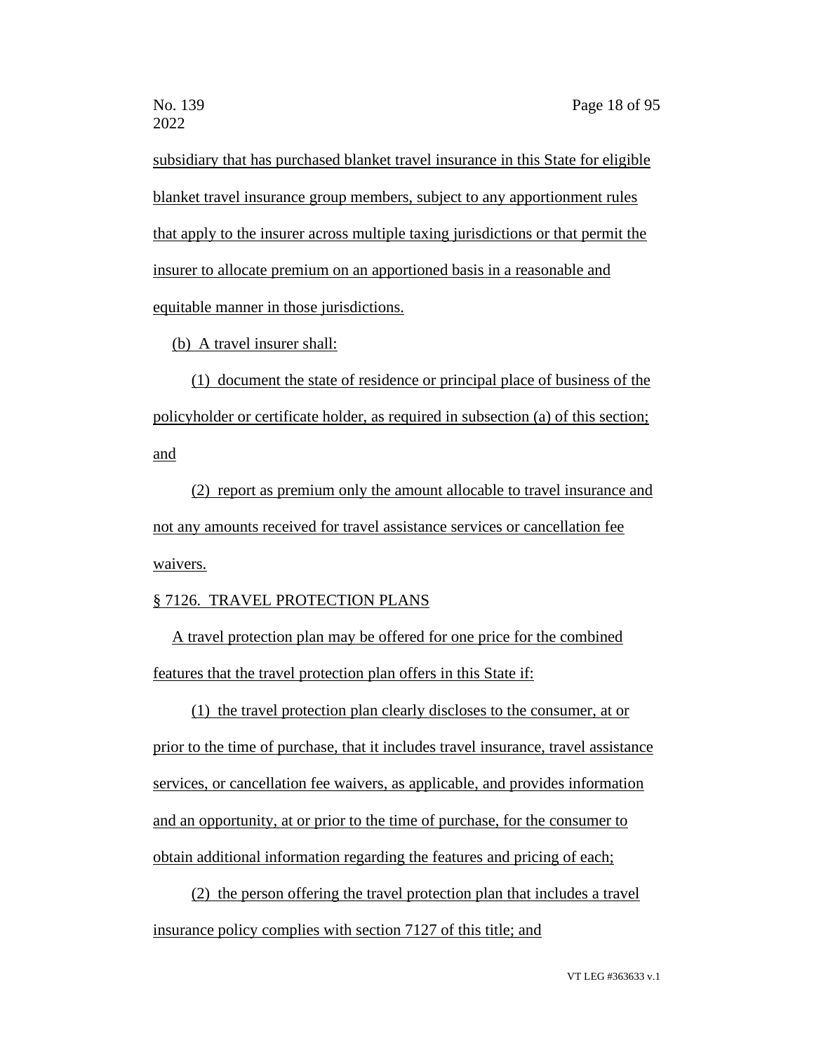subsidiary that has purchased blanket travel insurance in this State for eligible blanket travel insurance group members, subject to any apportionment rules that apply to the insurer across multiple taxing jurisdictions or that permit the insurer to allocate premium on an apportioned basis in a reasonable and equitable manner in those jurisdictions.

(b) A travel insurer shall:

(1) document the state of residence or principal place of business of the policyholder or certificate holder, as required in subsection (a) of this section; and

(2) report as premium only the amount allocable to travel insurance and not any amounts received for travel assistance services or cancellation fee waivers.

§ 7126. TRAVEL PROTECTION PLANS

A travel protection plan may be offered for one price for the combined features that the travel protection plan offers in this State if:

(1) the travel protection plan clearly discloses to the consumer, at or prior to the time of purchase, that it includes travel insurance, travel assistance services, or cancellation fee waivers, as applicable, and provides information and an opportunity, at or prior to the time of purchase, for the consumer to obtain additional information regarding the features and pricing of each;

(2) the person offering the travel protection plan that includes a travel insurance policy complies with section 7127 of this title; and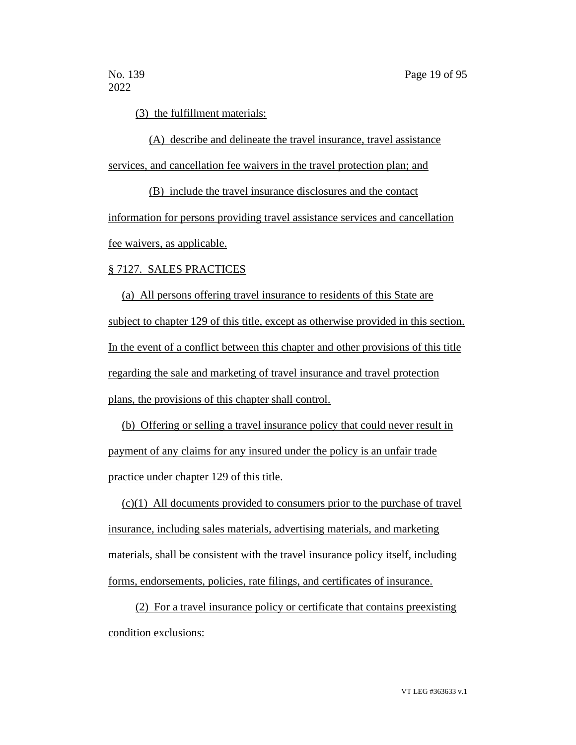(3) the fulfillment materials:

(A) describe and delineate the travel insurance, travel assistance services, and cancellation fee waivers in the travel protection plan; and

(B) include the travel insurance disclosures and the contact information for persons providing travel assistance services and cancellation fee waivers, as applicable.

§ 7127. SALES PRACTICES

(a) All persons offering travel insurance to residents of this State are subject to chapter 129 of this title, except as otherwise provided in this section. In the event of a conflict between this chapter and other provisions of this title regarding the sale and marketing of travel insurance and travel protection plans, the provisions of this chapter shall control.

(b) Offering or selling a travel insurance policy that could never result in payment of any claims for any insured under the policy is an unfair trade practice under chapter 129 of this title.

(c)(1) All documents provided to consumers prior to the purchase of travel insurance, including sales materials, advertising materials, and marketing materials, shall be consistent with the travel insurance policy itself, including forms, endorsements, policies, rate filings, and certificates of insurance.

(2) For a travel insurance policy or certificate that contains preexisting condition exclusions: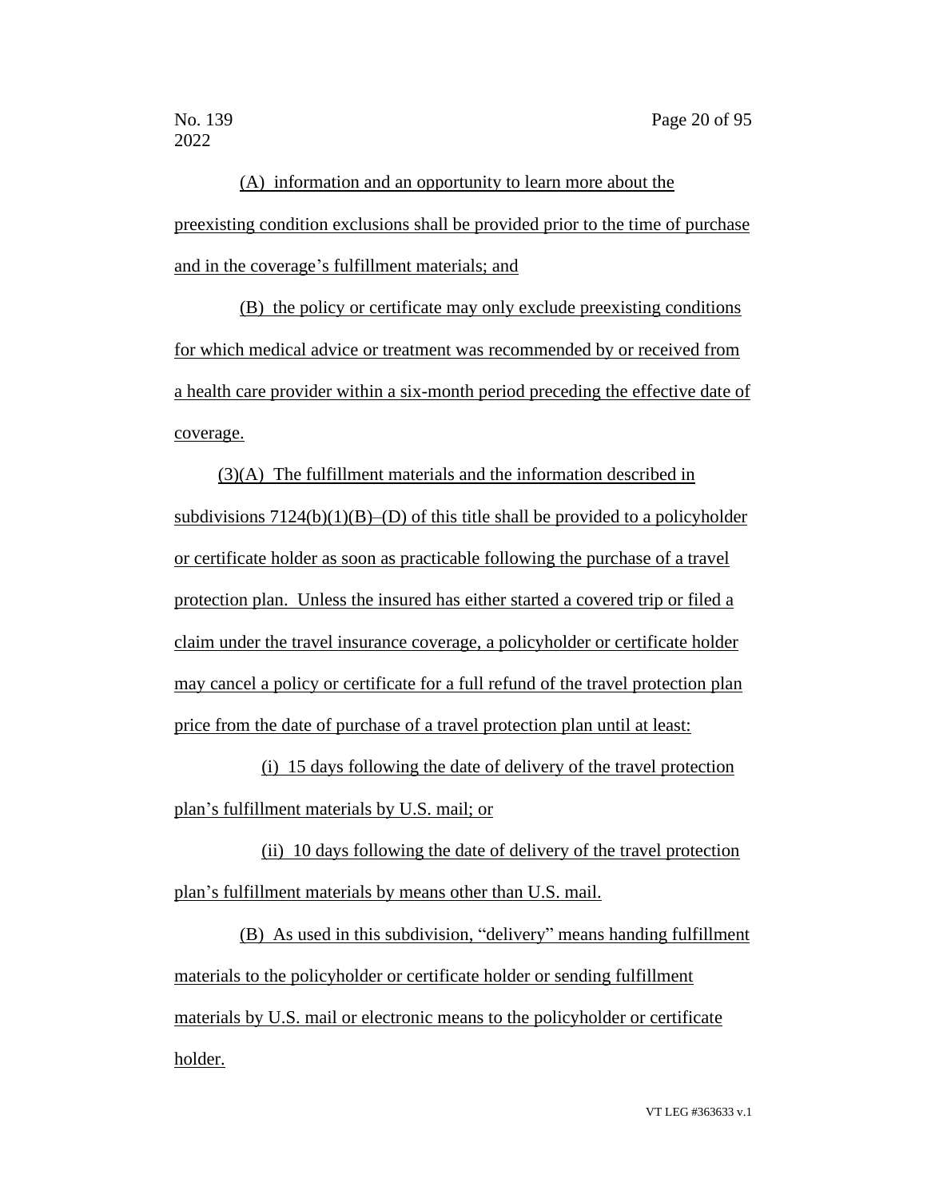(A) information and an opportunity to learn more about the preexisting condition exclusions shall be provided prior to the time of purchase and in the coverage's fulfillment materials; and

(B) the policy or certificate may only exclude preexisting conditions for which medical advice or treatment was recommended by or received from a health care provider within a six-month period preceding the effective date of coverage.

(3)(A) The fulfillment materials and the information described in subdivisions 7124(b)(1)(B)–(D) of this title shall be provided to a policyholder or certificate holder as soon as practicable following the purchase of a travel protection plan. Unless the insured has either started a covered trip or filed a claim under the travel insurance coverage, a policyholder or certificate holder may cancel a policy or certificate for a full refund of the travel protection plan price from the date of purchase of a travel protection plan until at least:

(i) 15 days following the date of delivery of the travel protection plan's fulfillment materials by U.S. mail; or

(ii) 10 days following the date of delivery of the travel protection plan's fulfillment materials by means other than U.S. mail.

(B) As used in this subdivision, "delivery" means handing fulfillment materials to the policyholder or certificate holder or sending fulfillment materials by U.S. mail or electronic means to the policyholder or certificate holder.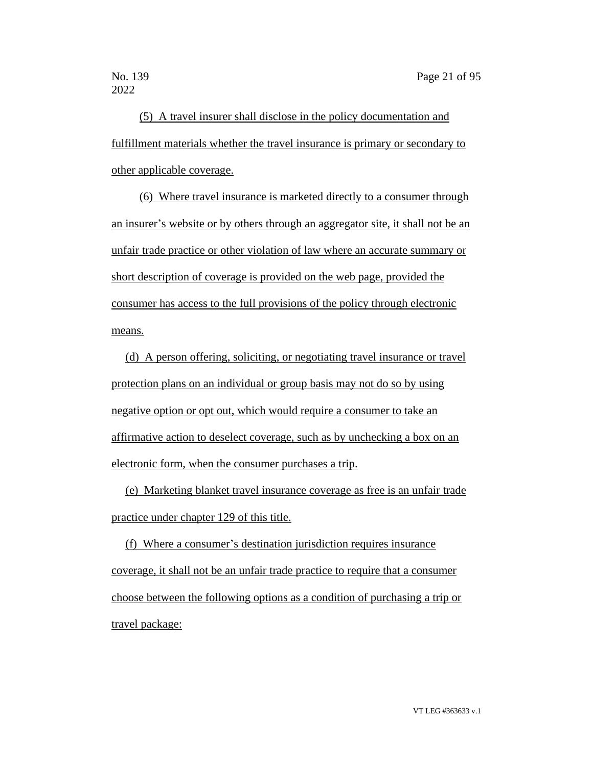(5) A travel insurer shall disclose in the policy documentation and fulfillment materials whether the travel insurance is primary or secondary to other applicable coverage.

(6) Where travel insurance is marketed directly to a consumer through an insurer's website or by others through an aggregator site, it shall not be an unfair trade practice or other violation of law where an accurate summary or short description of coverage is provided on the web page, provided the consumer has access to the full provisions of the policy through electronic means.

(d) A person offering, soliciting, or negotiating travel insurance or travel protection plans on an individual or group basis may not do so by using negative option or opt out, which would require a consumer to take an affirmative action to deselect coverage, such as by unchecking a box on an electronic form, when the consumer purchases a trip.

(e) Marketing blanket travel insurance coverage as free is an unfair trade practice under chapter 129 of this title.

(f) Where a consumer's destination jurisdiction requires insurance coverage, it shall not be an unfair trade practice to require that a consumer choose between the following options as a condition of purchasing a trip or travel package: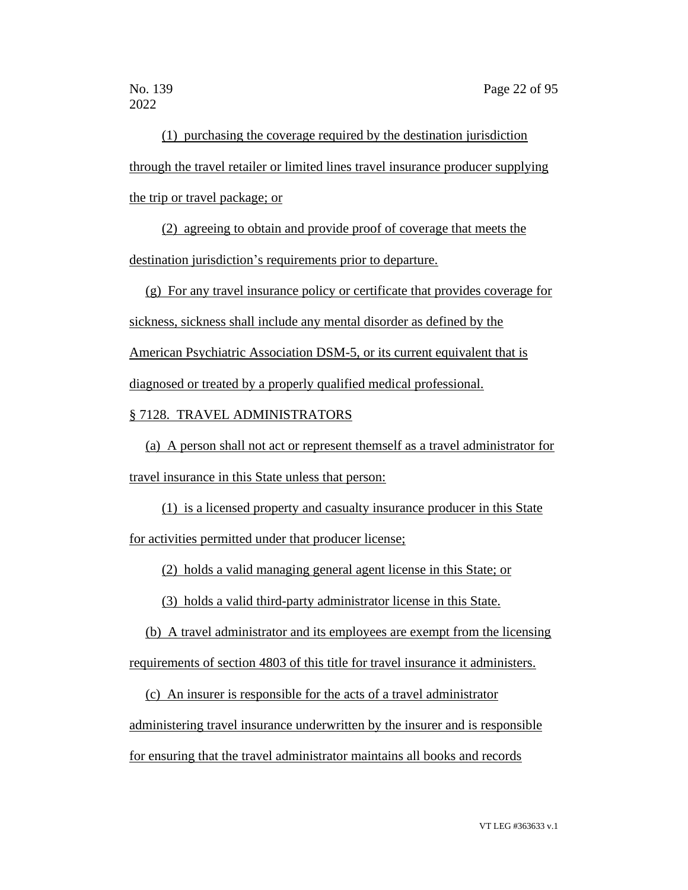(1) purchasing the coverage required by the destination jurisdiction through the travel retailer or limited lines travel insurance producer supplying the trip or travel package; or

(2) agreeing to obtain and provide proof of coverage that meets the destination jurisdiction's requirements prior to departure.

(g) For any travel insurance policy or certificate that provides coverage for sickness, sickness shall include any mental disorder as defined by the American Psychiatric Association DSM-5, or its current equivalent that is diagnosed or treated by a properly qualified medical professional.

§ 7128. TRAVEL ADMINISTRATORS

(a) A person shall not act or represent themself as a travel administrator for travel insurance in this State unless that person:

(1) is a licensed property and casualty insurance producer in this State for activities permitted under that producer license;

(2) holds a valid managing general agent license in this State; or

(3) holds a valid third-party administrator license in this State.

(b) A travel administrator and its employees are exempt from the licensing requirements of section 4803 of this title for travel insurance it administers.

(c) An insurer is responsible for the acts of a travel administrator administering travel insurance underwritten by the insurer and is responsible for ensuring that the travel administrator maintains all books and records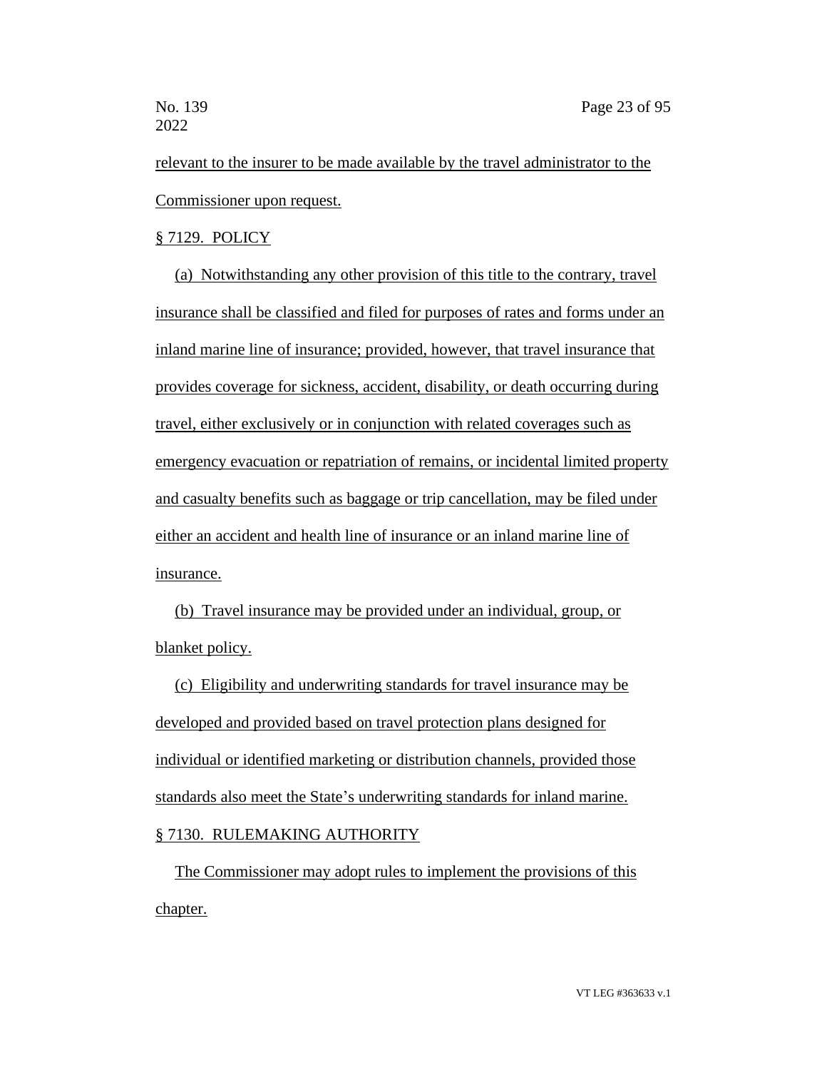relevant to the insurer to be made available by the travel administrator to the Commissioner upon request.

§ 7129. POLICY

(a) Notwithstanding any other provision of this title to the contrary, travel insurance shall be classified and filed for purposes of rates and forms under an inland marine line of insurance; provided, however, that travel insurance that provides coverage for sickness, accident, disability, or death occurring during travel, either exclusively or in conjunction with related coverages such as emergency evacuation or repatriation of remains, or incidental limited property and casualty benefits such as baggage or trip cancellation, may be filed under either an accident and health line of insurance or an inland marine line of insurance.

(b) Travel insurance may be provided under an individual, group, or blanket policy.

(c) Eligibility and underwriting standards for travel insurance may be developed and provided based on travel protection plans designed for individual or identified marketing or distribution channels, provided those standards also meet the State's underwriting standards for inland marine.

§ 7130. RULEMAKING AUTHORITY

The Commissioner may adopt rules to implement the provisions of this chapter.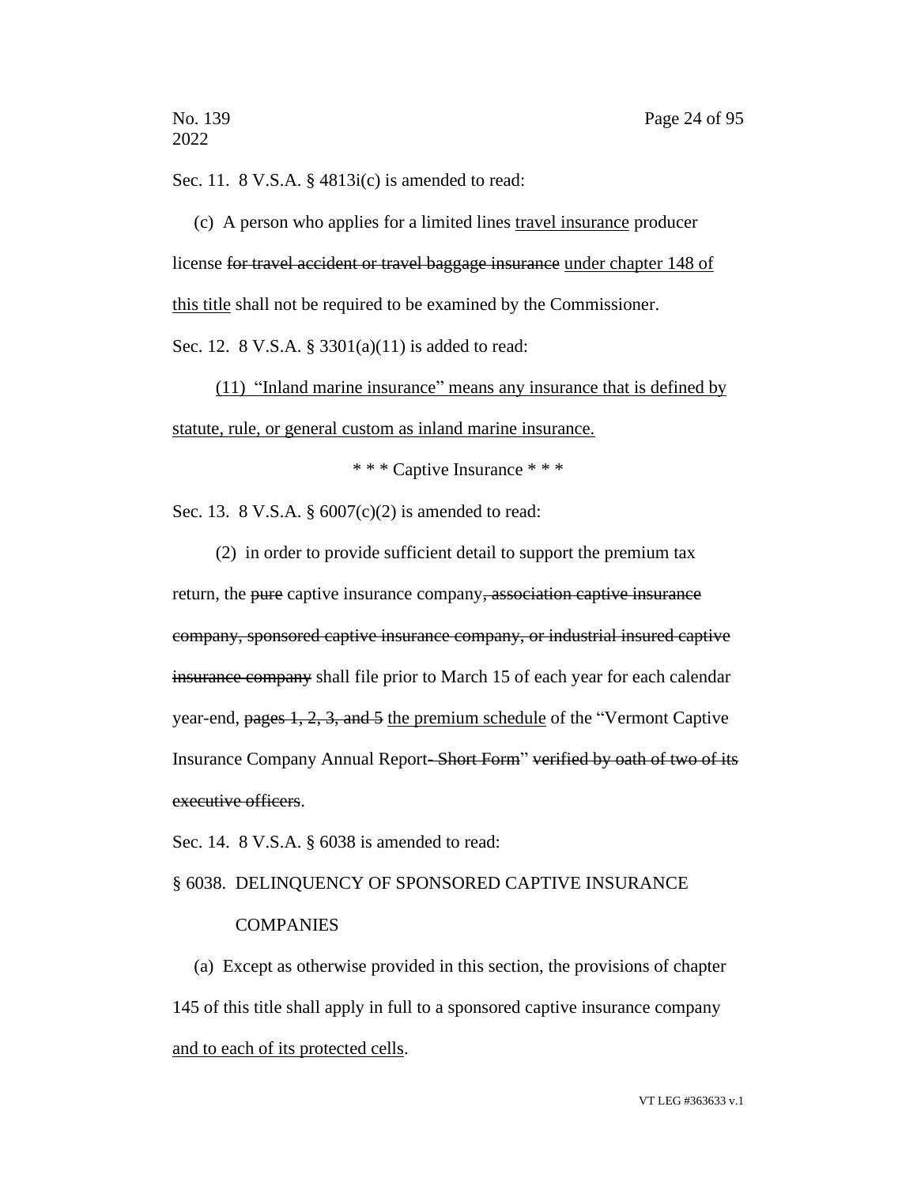Sec. 11. 8 V.S.A. § 4813i(c) is amended to read:

(c) A person who applies for a limited lines <u>travel insurance</u> producer license ~~for travel accident or travel baggage insurance~~ <u>under chapter 148 of this title</u> shall not be required to be examined by the Commissioner.

Sec. 12. 8 V.S.A. § 3301(a)(11) is added to read:

<u>(11) "Inland marine insurance" means any insurance that is defined by statute, rule, or general custom as inland marine insurance.</u>

\* \* \* Captive Insurance \* \* \*

Sec. 13. 8 V.S.A. § 6007(c)(2) is amended to read:

(2) in order to provide sufficient detail to support the premium tax return, the ~~pure~~ captive insurance company~~, association captive insurance company, sponsored captive insurance company, or industrial insured captive insurance company~~ shall file prior to March 15 of each year for each calendar year-end, ~~pages 1, 2, 3, and 5~~ <u>the premium schedule</u> of the "Vermont Captive Insurance Company Annual Report~~- Short Form~~" ~~verified by oath of two of its executive officers~~.

Sec. 14. 8 V.S.A. § 6038 is amended to read:

§ 6038. DELINQUENCY OF SPONSORED CAPTIVE INSURANCE COMPANIES

(a) Except as otherwise provided in this section, the provisions of chapter 145 of this title shall apply in full to a sponsored captive insurance company <u>and to each of its protected cells</u>.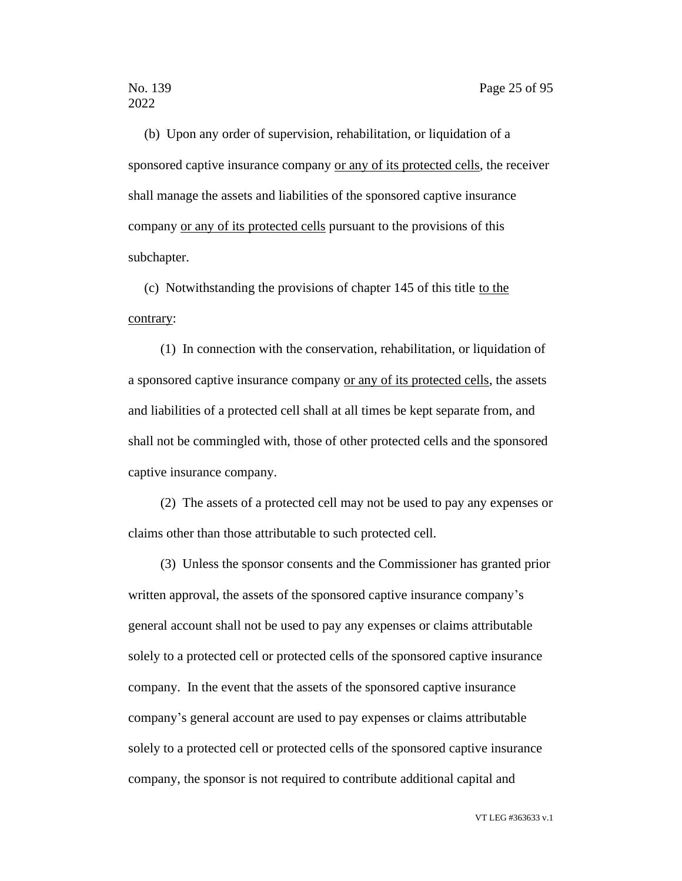(b) Upon any order of supervision, rehabilitation, or liquidation of a sponsored captive insurance company <u>or any of its protected cells</u>, the receiver shall manage the assets and liabilities of the sponsored captive insurance company <u>or any of its protected cells</u> pursuant to the provisions of this subchapter.

(c) Notwithstanding the provisions of chapter 145 of this title <u>to the contrary</u>:

(1) In connection with the conservation, rehabilitation, or liquidation of a sponsored captive insurance company <u>or any of its protected cells</u>, the assets and liabilities of a protected cell shall at all times be kept separate from, and shall not be commingled with, those of other protected cells and the sponsored captive insurance company.

(2) The assets of a protected cell may not be used to pay any expenses or claims other than those attributable to such protected cell.

(3) Unless the sponsor consents and the Commissioner has granted prior written approval, the assets of the sponsored captive insurance company's general account shall not be used to pay any expenses or claims attributable solely to a protected cell or protected cells of the sponsored captive insurance company. In the event that the assets of the sponsored captive insurance company's general account are used to pay expenses or claims attributable solely to a protected cell or protected cells of the sponsored captive insurance company, the sponsor is not required to contribute additional capital and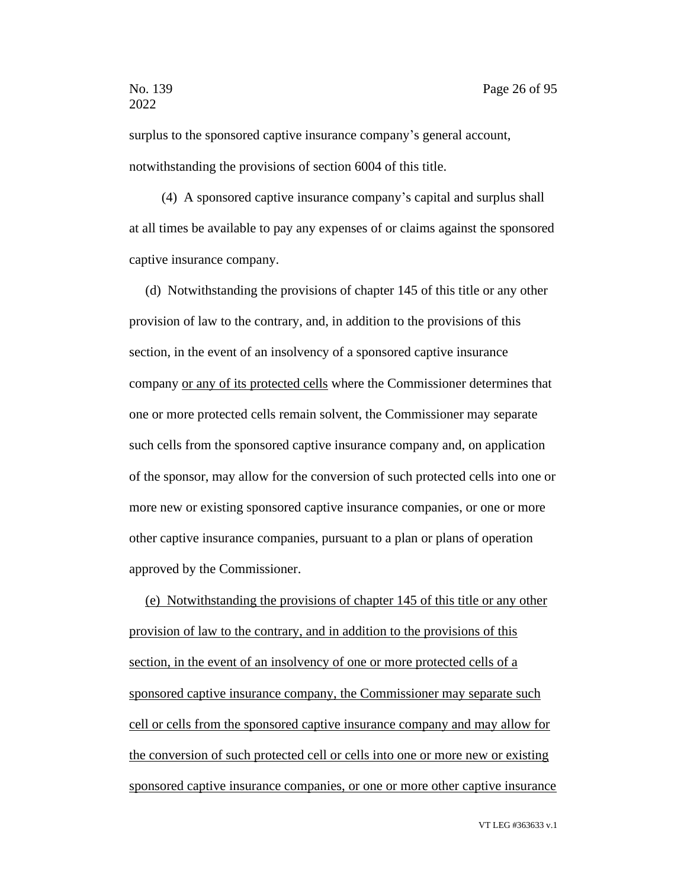surplus to the sponsored captive insurance company's general account, notwithstanding the provisions of section 6004 of this title.

(4) A sponsored captive insurance company's capital and surplus shall at all times be available to pay any expenses of or claims against the sponsored captive insurance company.

(d) Notwithstanding the provisions of chapter 145 of this title or any other provision of law to the contrary, and, in addition to the provisions of this section, in the event of an insolvency of a sponsored captive insurance company <u>or any of its protected cells</u> where the Commissioner determines that one or more protected cells remain solvent, the Commissioner may separate such cells from the sponsored captive insurance company and, on application of the sponsor, may allow for the conversion of such protected cells into one or more new or existing sponsored captive insurance companies, or one or more other captive insurance companies, pursuant to a plan or plans of operation approved by the Commissioner.

<u>(e) Notwithstanding the provisions of chapter 145 of this title or any other provision of law to the contrary, and in addition to the provisions of this section, in the event of an insolvency of one or more protected cells of a sponsored captive insurance company, the Commissioner may separate such cell or cells from the sponsored captive insurance company and may allow for the conversion of such protected cell or cells into one or more new or existing sponsored captive insurance companies, or one or more other captive insurance</u>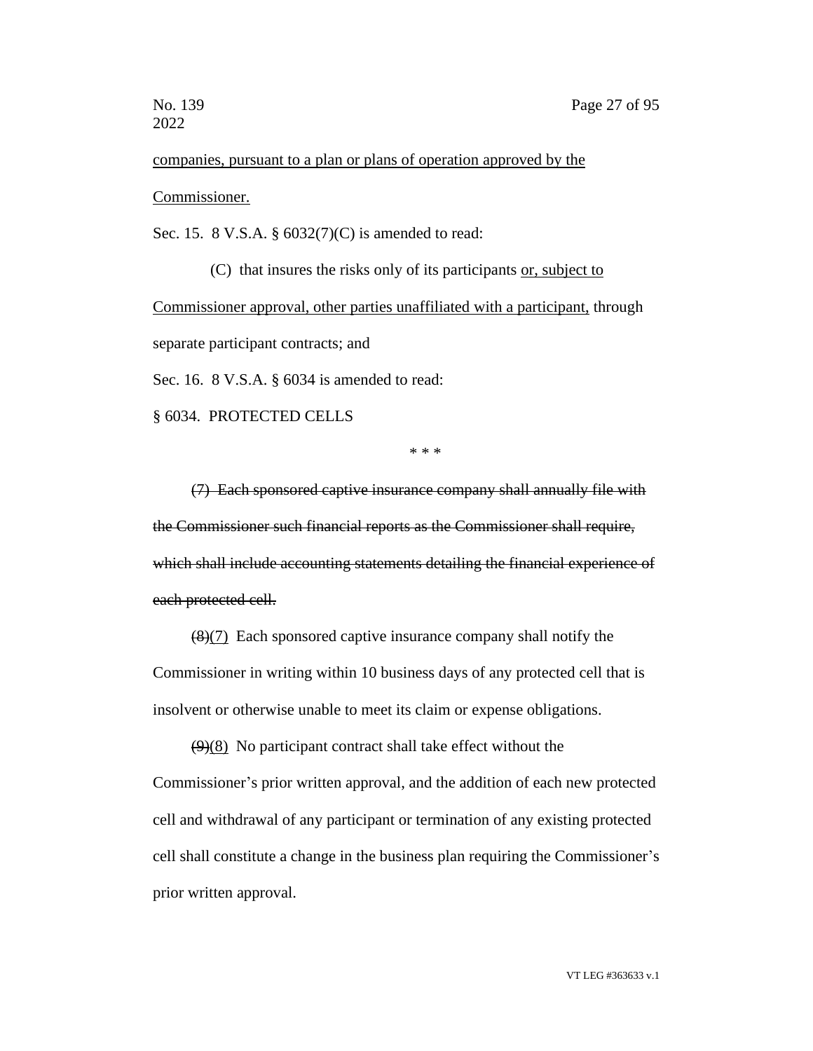companies, pursuant to a plan or plans of operation approved by the Commissioner.

Sec. 15. 8 V.S.A. § 6032(7)(C) is amended to read:

(C) that insures the risks only of its participants or, subject to Commissioner approval, other parties unaffiliated with a participant, through separate participant contracts; and

Sec. 16. 8 V.S.A. § 6034 is amended to read:

§ 6034. PROTECTED CELLS

\* \* \*

~~(7) Each sponsored captive insurance company shall annually file with the Commissioner such financial reports as the Commissioner shall require, which shall include accounting statements detailing the financial experience of each protected cell.~~

~~(8)~~(7) Each sponsored captive insurance company shall notify the Commissioner in writing within 10 business days of any protected cell that is insolvent or otherwise unable to meet its claim or expense obligations.

~~(9)~~(8) No participant contract shall take effect without the Commissioner's prior written approval, and the addition of each new protected cell and withdrawal of any participant or termination of any existing protected cell shall constitute a change in the business plan requiring the Commissioner's prior written approval.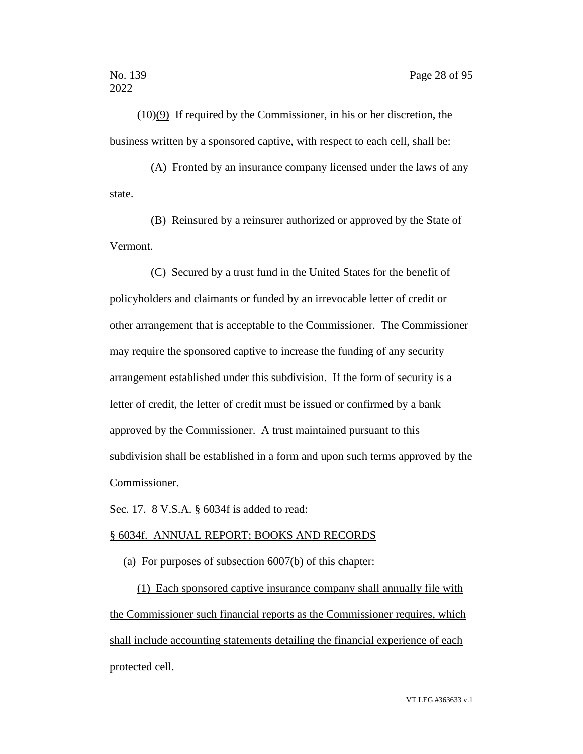~~(10)~~(9) If required by the Commissioner, in his or her discretion, the business written by a sponsored captive, with respect to each cell, shall be:

(A) Fronted by an insurance company licensed under the laws of any state.

(B) Reinsured by a reinsurer authorized or approved by the State of Vermont.

(C) Secured by a trust fund in the United States for the benefit of policyholders and claimants or funded by an irrevocable letter of credit or other arrangement that is acceptable to the Commissioner. The Commissioner may require the sponsored captive to increase the funding of any security arrangement established under this subdivision. If the form of security is a letter of credit, the letter of credit must be issued or confirmed by a bank approved by the Commissioner. A trust maintained pursuant to this subdivision shall be established in a form and upon such terms approved by the Commissioner.

Sec. 17. 8 V.S.A. § 6034f is added to read:

<u>§ 6034f. ANNUAL REPORT; BOOKS AND RECORDS</u>

<u>(a) For purposes of subsection 6007(b) of this chapter:</u>

<u>(1) Each sponsored captive insurance company shall annually file with the Commissioner such financial reports as the Commissioner requires, which shall include accounting statements detailing the financial experience of each protected cell.</u>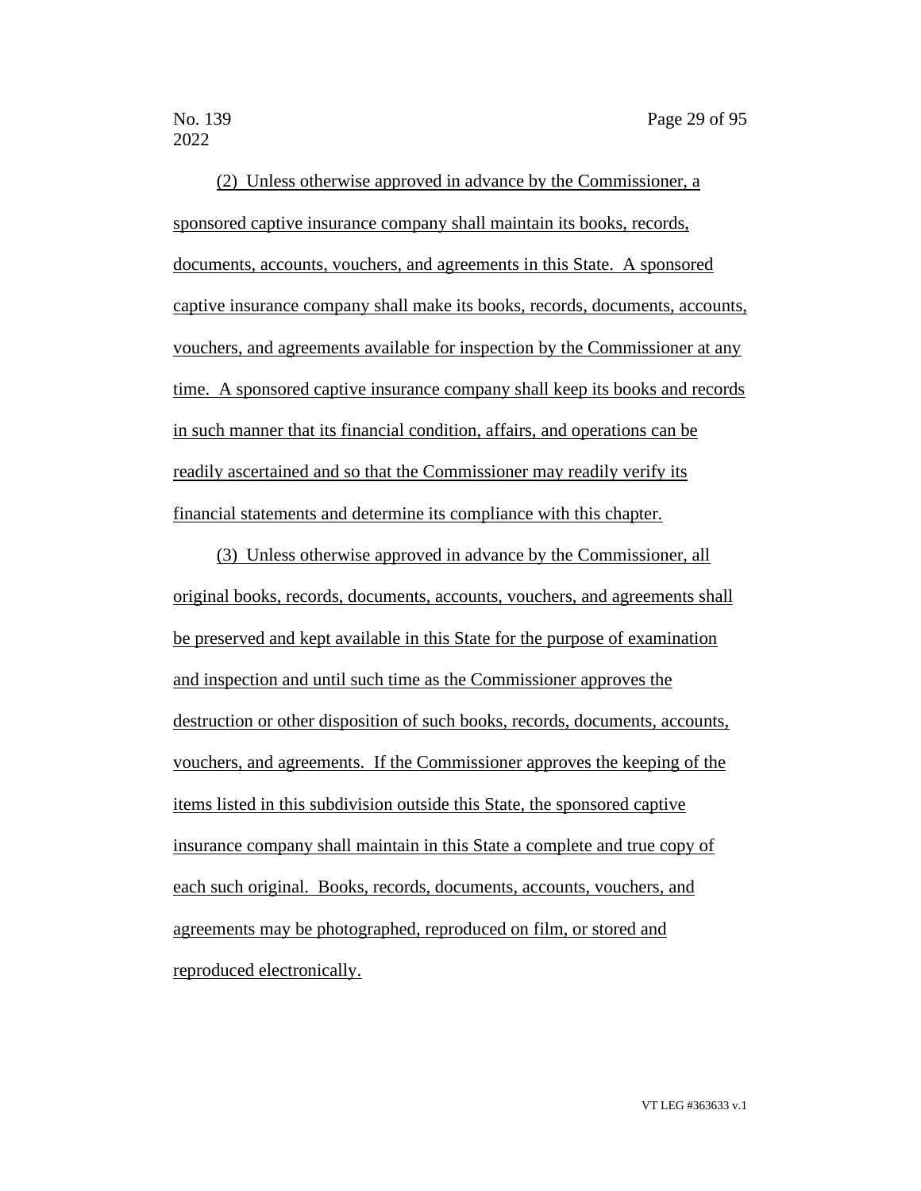(2) Unless otherwise approved in advance by the Commissioner, a sponsored captive insurance company shall maintain its books, records, documents, accounts, vouchers, and agreements in this State. A sponsored captive insurance company shall make its books, records, documents, accounts, vouchers, and agreements available for inspection by the Commissioner at any time. A sponsored captive insurance company shall keep its books and records in such manner that its financial condition, affairs, and operations can be readily ascertained and so that the Commissioner may readily verify its financial statements and determine its compliance with this chapter.

(3) Unless otherwise approved in advance by the Commissioner, all original books, records, documents, accounts, vouchers, and agreements shall be preserved and kept available in this State for the purpose of examination and inspection and until such time as the Commissioner approves the destruction or other disposition of such books, records, documents, accounts, vouchers, and agreements. If the Commissioner approves the keeping of the items listed in this subdivision outside this State, the sponsored captive insurance company shall maintain in this State a complete and true copy of each such original. Books, records, documents, accounts, vouchers, and agreements may be photographed, reproduced on film, or stored and reproduced electronically.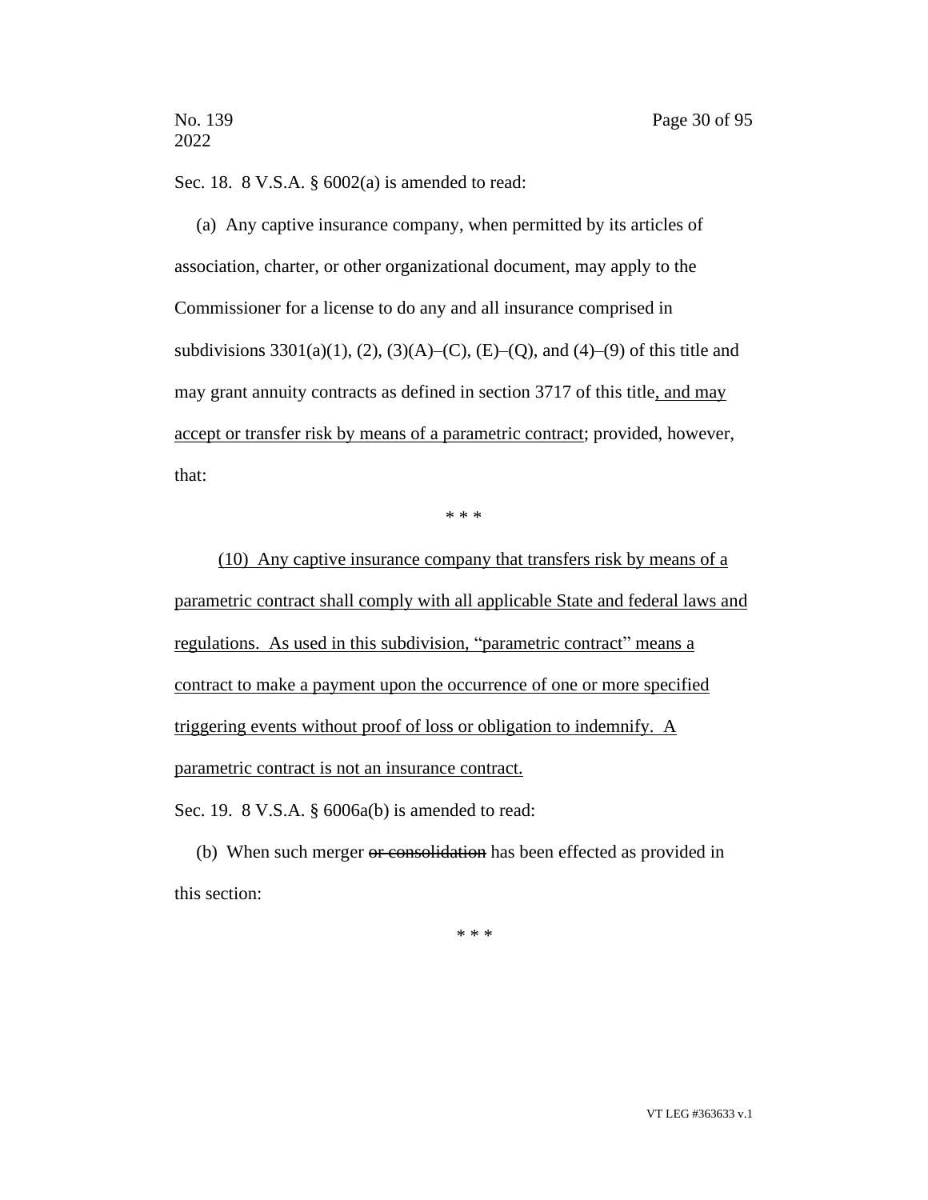Sec. 18. 8 V.S.A. § 6002(a) is amended to read:

(a) Any captive insurance company, when permitted by its articles of association, charter, or other organizational document, may apply to the Commissioner for a license to do any and all insurance comprised in subdivisions 3301(a)(1), (2), (3)(A)–(C), (E)–(Q), and (4)–(9) of this title and may grant annuity contracts as defined in section 3717 of this title<u>, and may accept or transfer risk by means of a parametric contract</u>; provided, however, that:

\* \* \*

<u>(10) Any captive insurance company that transfers risk by means of a parametric contract shall comply with all applicable State and federal laws and regulations. As used in this subdivision, "parametric contract" means a contract to make a payment upon the occurrence of one or more specified triggering events without proof of loss or obligation to indemnify. A parametric contract is not an insurance contract.</u>

Sec. 19. 8 V.S.A. § 6006a(b) is amended to read:

(b) When such merger ~~or consolidation~~ has been effected as provided in this section:

\* \* \*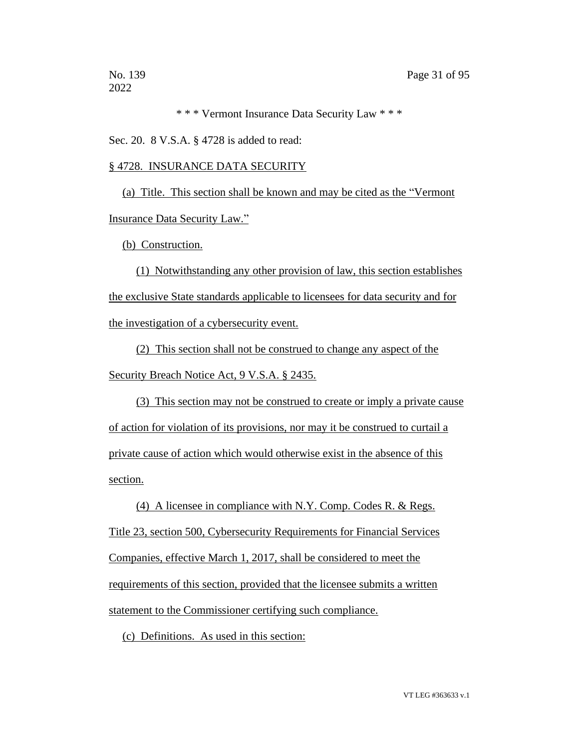\* \* \* Vermont Insurance Data Security Law \* \* \*

Sec. 20. 8 V.S.A. § 4728 is added to read:

§ 4728. INSURANCE DATA SECURITY

(a) Title. This section shall be known and may be cited as the "Vermont Insurance Data Security Law."

(b) Construction.

(1) Notwithstanding any other provision of law, this section establishes the exclusive State standards applicable to licensees for data security and for the investigation of a cybersecurity event.

(2) This section shall not be construed to change any aspect of the Security Breach Notice Act, 9 V.S.A. § 2435.

(3) This section may not be construed to create or imply a private cause of action for violation of its provisions, nor may it be construed to curtail a private cause of action which would otherwise exist in the absence of this section.

(4) A licensee in compliance with N.Y. Comp. Codes R. & Regs. Title 23, section 500, Cybersecurity Requirements for Financial Services Companies, effective March 1, 2017, shall be considered to meet the requirements of this section, provided that the licensee submits a written statement to the Commissioner certifying such compliance.

(c) Definitions. As used in this section: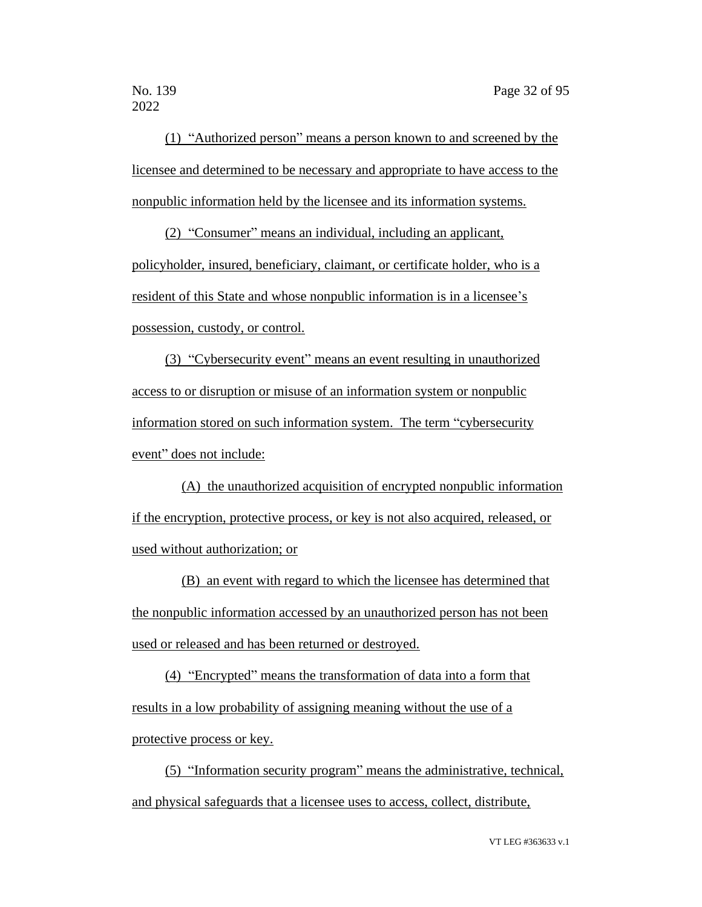(1) “Authorized person” means a person known to and screened by the licensee and determined to be necessary and appropriate to have access to the nonpublic information held by the licensee and its information systems.

(2) “Consumer” means an individual, including an applicant, policyholder, insured, beneficiary, claimant, or certificate holder, who is a resident of this State and whose nonpublic information is in a licensee’s possession, custody, or control.

(3) “Cybersecurity event” means an event resulting in unauthorized access to or disruption or misuse of an information system or nonpublic information stored on such information system. The term “cybersecurity event” does not include:

(A) the unauthorized acquisition of encrypted nonpublic information if the encryption, protective process, or key is not also acquired, released, or used without authorization; or

(B) an event with regard to which the licensee has determined that the nonpublic information accessed by an unauthorized person has not been used or released and has been returned or destroyed.

(4) “Encrypted” means the transformation of data into a form that results in a low probability of assigning meaning without the use of a protective process or key.

(5) “Information security program” means the administrative, technical, and physical safeguards that a licensee uses to access, collect, distribute,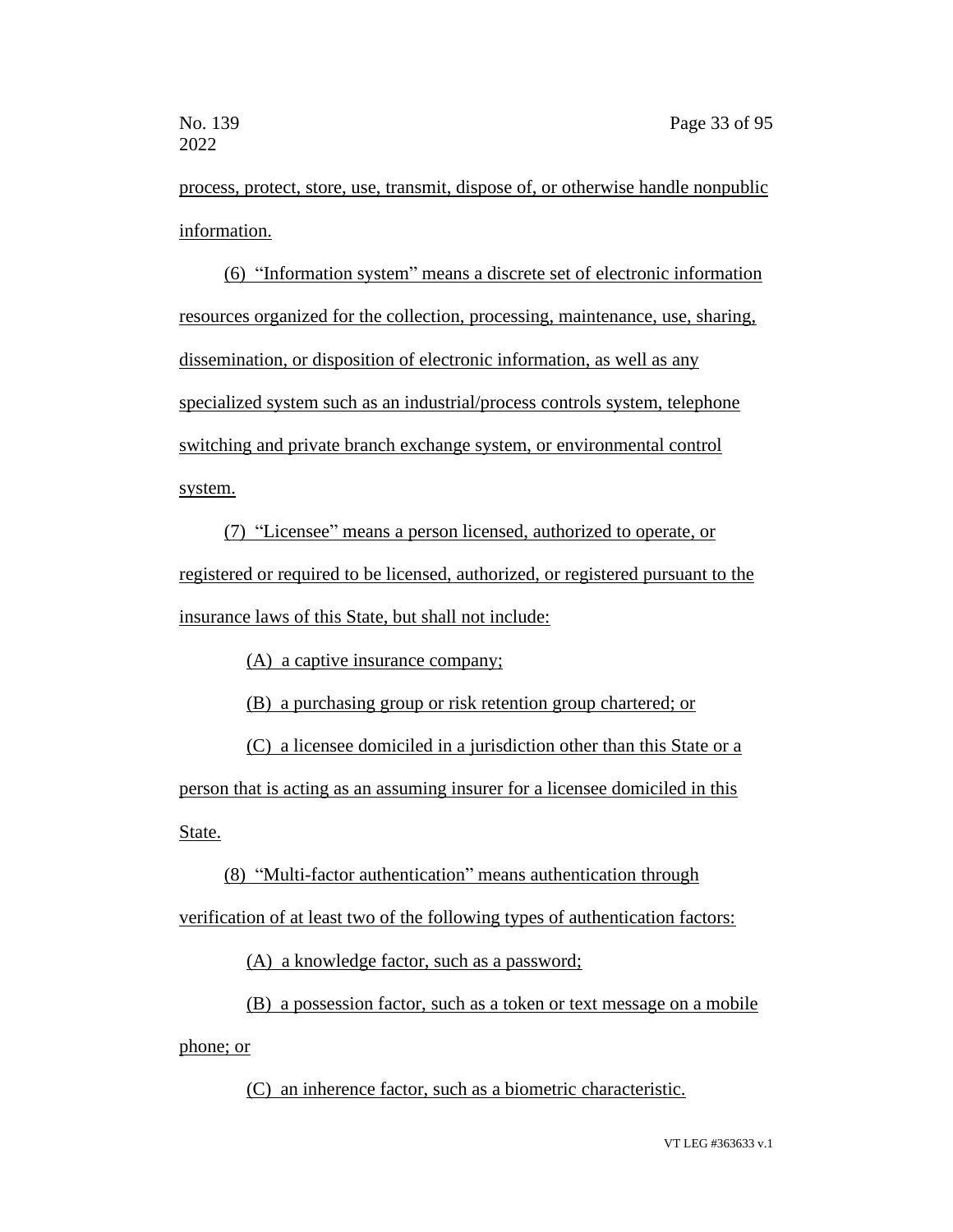process, protect, store, use, transmit, dispose of, or otherwise handle nonpublic information.

(6) "Information system" means a discrete set of electronic information resources organized for the collection, processing, maintenance, use, sharing, dissemination, or disposition of electronic information, as well as any specialized system such as an industrial/process controls system, telephone switching and private branch exchange system, or environmental control system.

(7) "Licensee" means a person licensed, authorized to operate, or registered or required to be licensed, authorized, or registered pursuant to the insurance laws of this State, but shall not include:

(A) a captive insurance company;

(B) a purchasing group or risk retention group chartered; or

(C) a licensee domiciled in a jurisdiction other than this State or a person that is acting as an assuming insurer for a licensee domiciled in this State.

(8) "Multi-factor authentication" means authentication through verification of at least two of the following types of authentication factors:

(A) a knowledge factor, such as a password;

(B) a possession factor, such as a token or text message on a mobile phone; or

(C) an inherence factor, such as a biometric characteristic.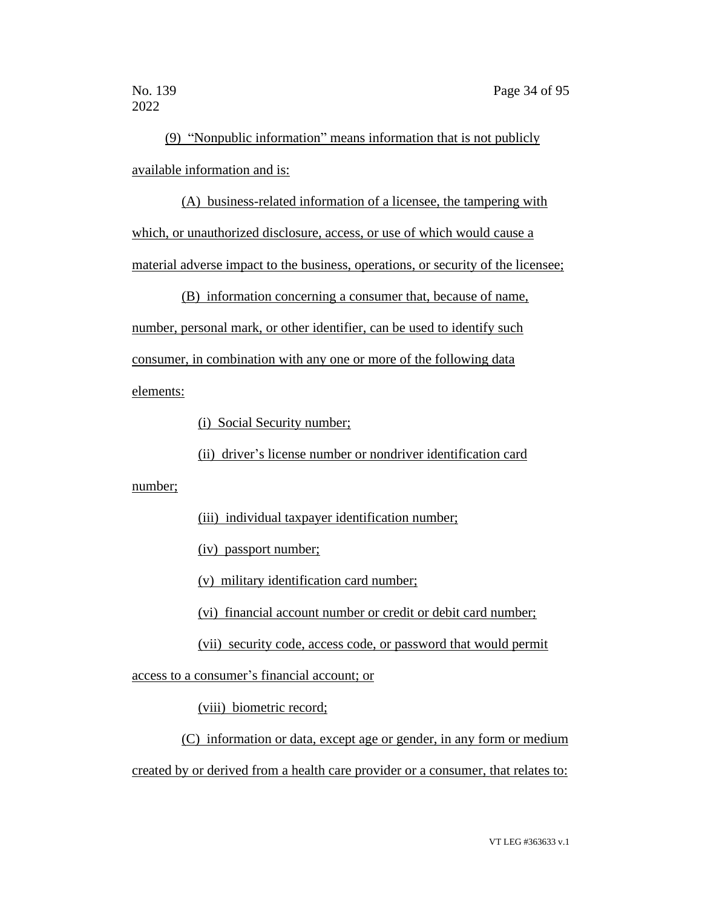(9) "Nonpublic information" means information that is not publicly available information and is:

(A) business-related information of a licensee, the tampering with which, or unauthorized disclosure, access, or use of which would cause a material adverse impact to the business, operations, or security of the licensee;

(B) information concerning a consumer that, because of name, number, personal mark, or other identifier, can be used to identify such consumer, in combination with any one or more of the following data elements:

(i) Social Security number;

(ii) driver's license number or nondriver identification card number;

(iii) individual taxpayer identification number;

(iv) passport number;

(v) military identification card number;

(vi) financial account number or credit or debit card number;

(vii) security code, access code, or password that would permit access to a consumer's financial account; or

(viii) biometric record;

(C) information or data, except age or gender, in any form or medium created by or derived from a health care provider or a consumer, that relates to: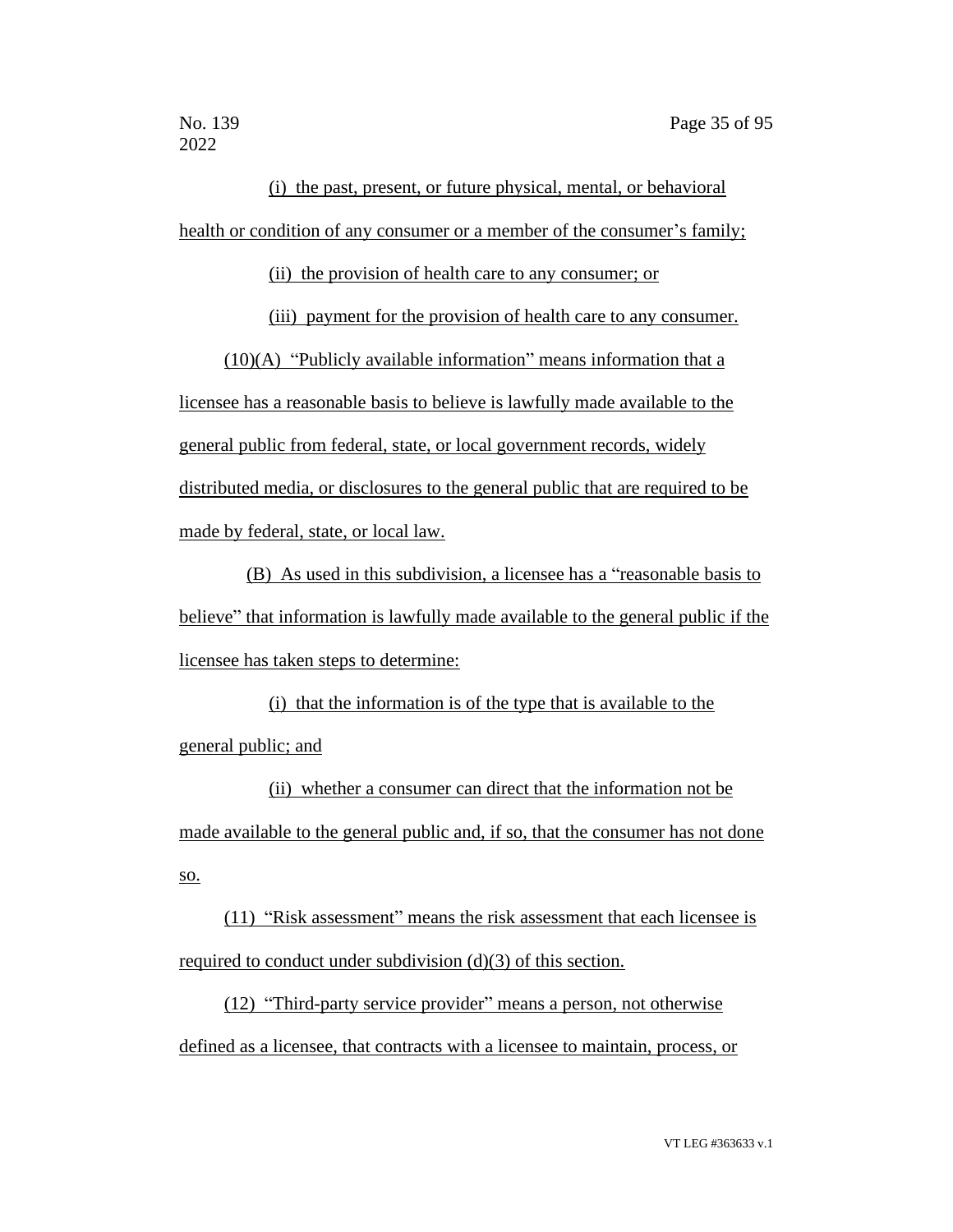(i) the past, present, or future physical, mental, or behavioral health or condition of any consumer or a member of the consumer's family;

(ii) the provision of health care to any consumer; or

(iii) payment for the provision of health care to any consumer.

(10)(A) "Publicly available information" means information that a licensee has a reasonable basis to believe is lawfully made available to the general public from federal, state, or local government records, widely distributed media, or disclosures to the general public that are required to be made by federal, state, or local law.

(B) As used in this subdivision, a licensee has a "reasonable basis to believe" that information is lawfully made available to the general public if the licensee has taken steps to determine:

(i) that the information is of the type that is available to the general public; and

(ii) whether a consumer can direct that the information not be made available to the general public and, if so, that the consumer has not done so.

(11) "Risk assessment" means the risk assessment that each licensee is required to conduct under subdivision (d)(3) of this section.

(12) "Third-party service provider" means a person, not otherwise defined as a licensee, that contracts with a licensee to maintain, process, or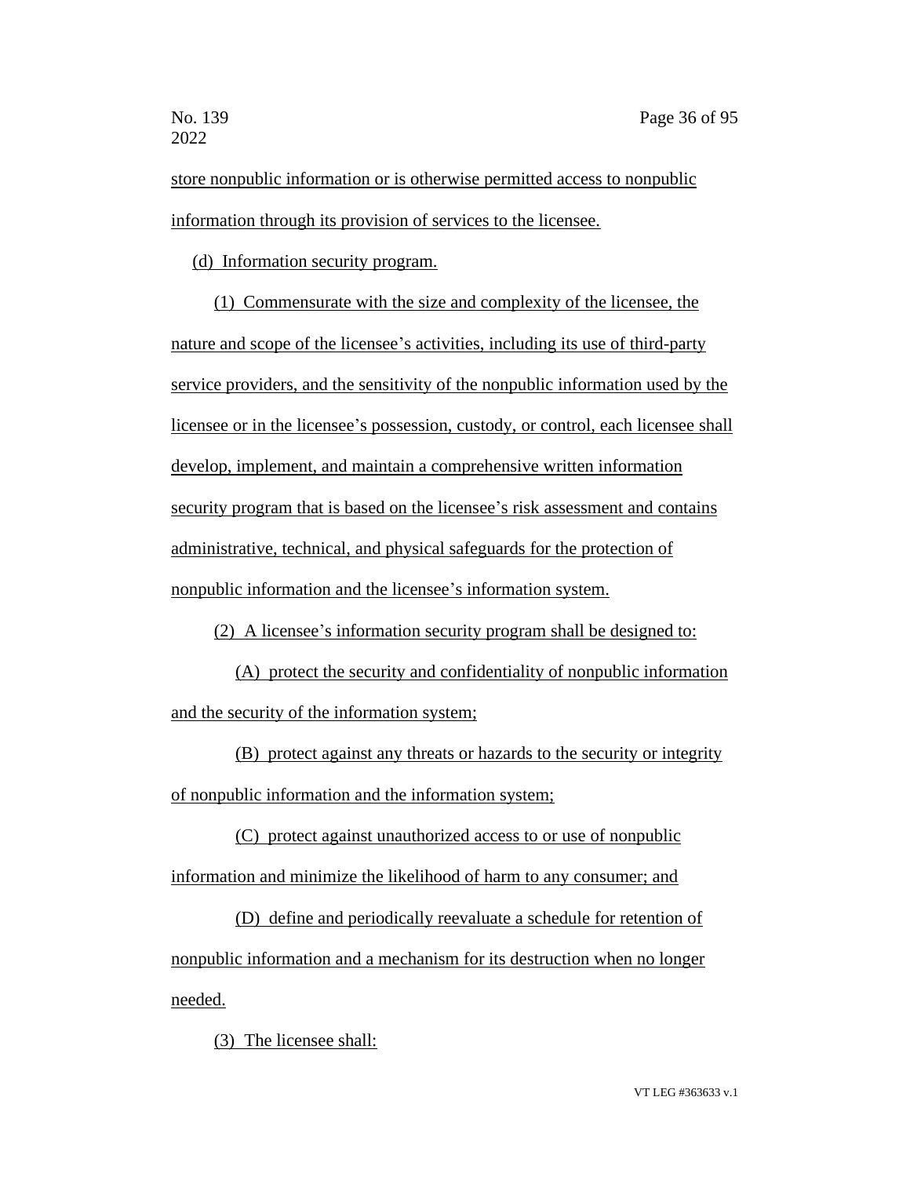store nonpublic information or is otherwise permitted access to nonpublic information through its provision of services to the licensee.

(d) Information security program.

(1) Commensurate with the size and complexity of the licensee, the nature and scope of the licensee's activities, including its use of third-party service providers, and the sensitivity of the nonpublic information used by the licensee or in the licensee's possession, custody, or control, each licensee shall develop, implement, and maintain a comprehensive written information security program that is based on the licensee's risk assessment and contains administrative, technical, and physical safeguards for the protection of nonpublic information and the licensee's information system.

(2) A licensee's information security program shall be designed to:

(A) protect the security and confidentiality of nonpublic information and the security of the information system;

(B) protect against any threats or hazards to the security or integrity of nonpublic information and the information system;

(C) protect against unauthorized access to or use of nonpublic information and minimize the likelihood of harm to any consumer; and

(D) define and periodically reevaluate a schedule for retention of nonpublic information and a mechanism for its destruction when no longer needed.

(3) The licensee shall: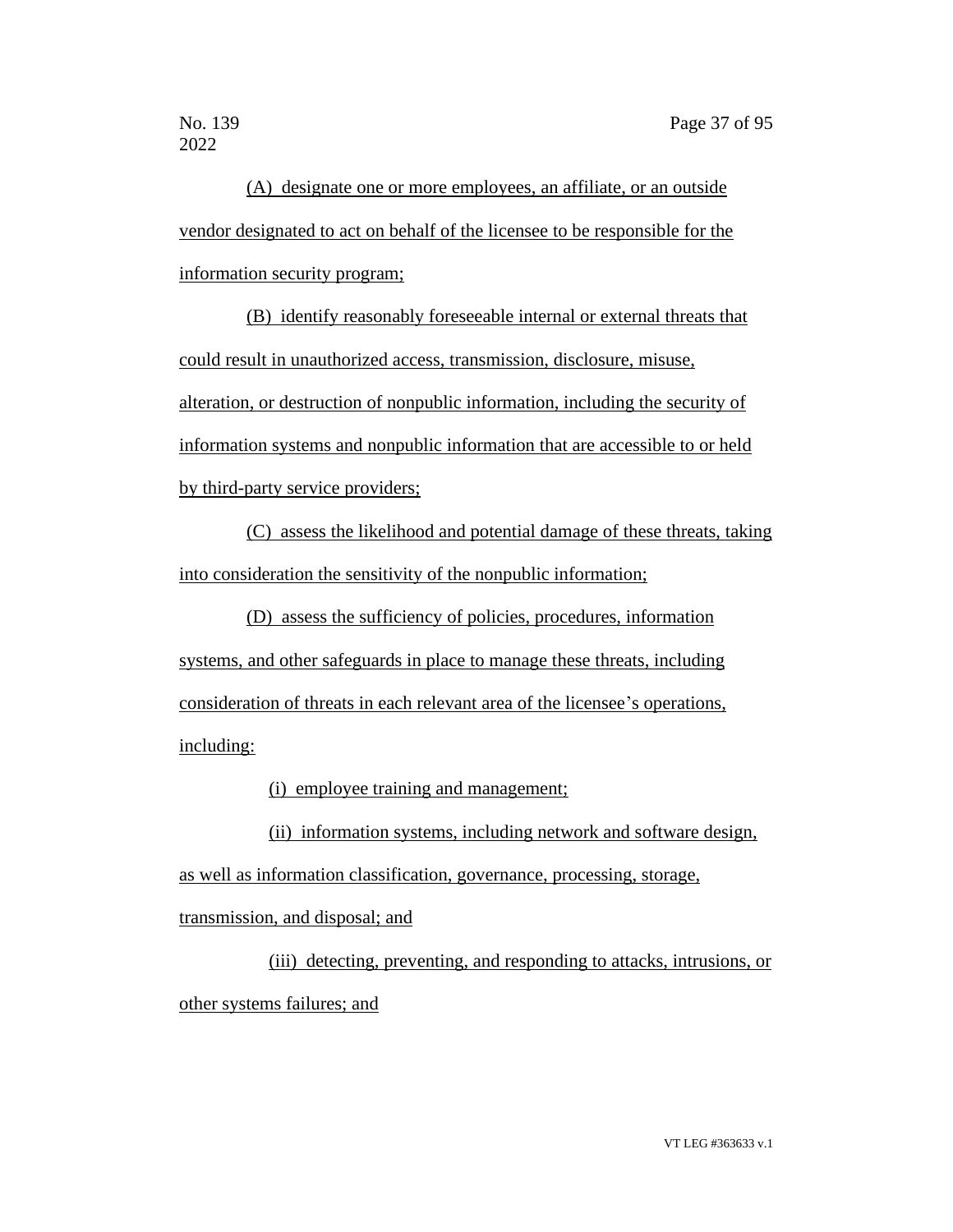(A) designate one or more employees, an affiliate, or an outside vendor designated to act on behalf of the licensee to be responsible for the information security program;

(B) identify reasonably foreseeable internal or external threats that could result in unauthorized access, transmission, disclosure, misuse, alteration, or destruction of nonpublic information, including the security of information systems and nonpublic information that are accessible to or held by third-party service providers;

(C) assess the likelihood and potential damage of these threats, taking into consideration the sensitivity of the nonpublic information;

(D) assess the sufficiency of policies, procedures, information systems, and other safeguards in place to manage these threats, including consideration of threats in each relevant area of the licensee's operations, including:

(i) employee training and management;

(ii) information systems, including network and software design, as well as information classification, governance, processing, storage, transmission, and disposal; and

(iii) detecting, preventing, and responding to attacks, intrusions, or other systems failures; and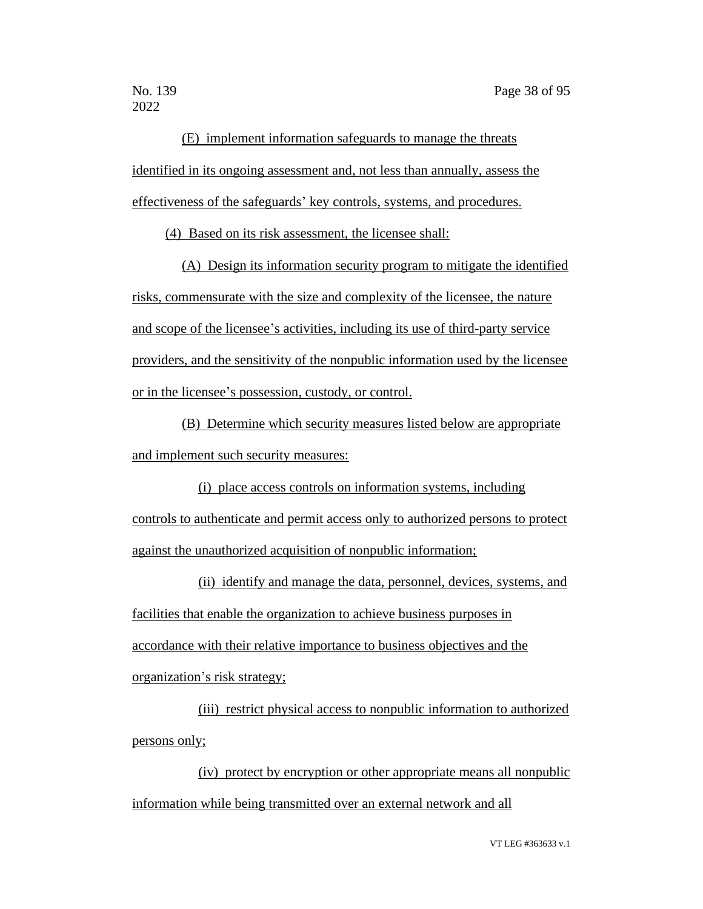(E) implement information safeguards to manage the threats identified in its ongoing assessment and, not less than annually, assess the effectiveness of the safeguards' key controls, systems, and procedures.

(4) Based on its risk assessment, the licensee shall:

(A) Design its information security program to mitigate the identified risks, commensurate with the size and complexity of the licensee, the nature and scope of the licensee's activities, including its use of third-party service providers, and the sensitivity of the nonpublic information used by the licensee or in the licensee's possession, custody, or control.

(B) Determine which security measures listed below are appropriate and implement such security measures:

(i) place access controls on information systems, including controls to authenticate and permit access only to authorized persons to protect against the unauthorized acquisition of nonpublic information;

(ii) identify and manage the data, personnel, devices, systems, and facilities that enable the organization to achieve business purposes in accordance with their relative importance to business objectives and the organization's risk strategy;

(iii) restrict physical access to nonpublic information to authorized persons only;

(iv) protect by encryption or other appropriate means all nonpublic information while being transmitted over an external network and all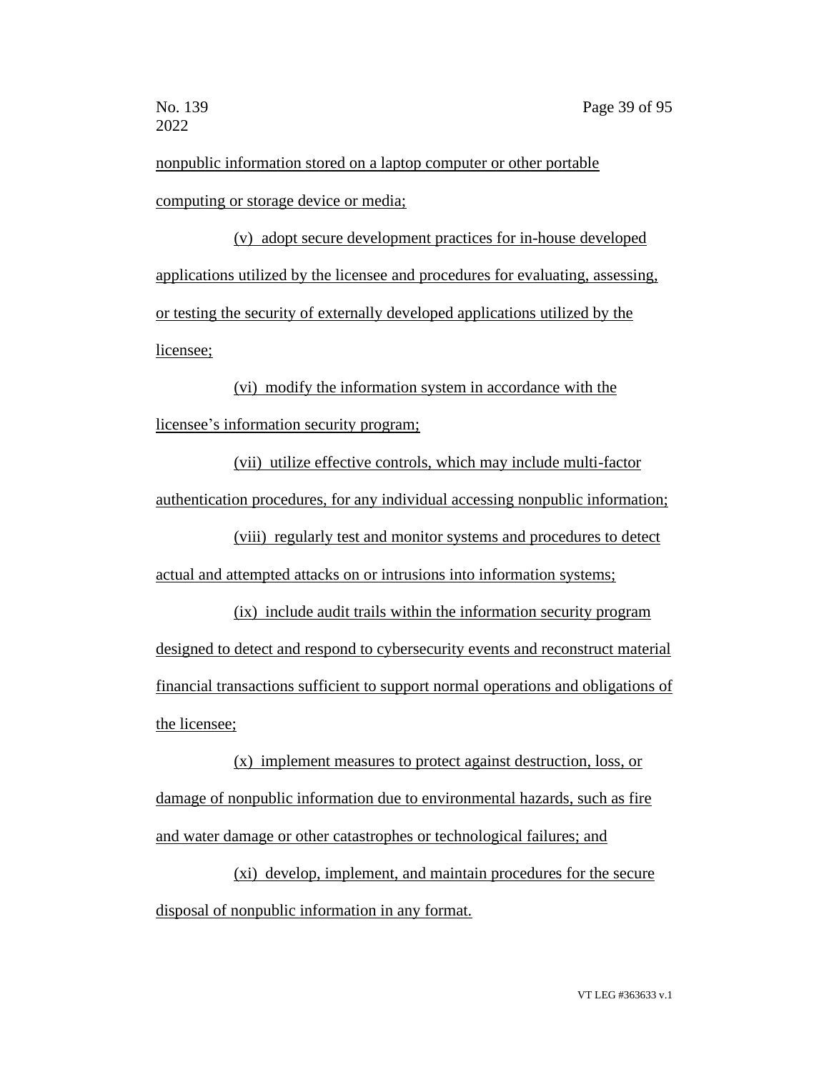nonpublic information stored on a laptop computer or other portable computing or storage device or media;

(v) adopt secure development practices for in-house developed applications utilized by the licensee and procedures for evaluating, assessing, or testing the security of externally developed applications utilized by the licensee;

(vi) modify the information system in accordance with the licensee's information security program;

(vii) utilize effective controls, which may include multi-factor authentication procedures, for any individual accessing nonpublic information;

(viii) regularly test and monitor systems and procedures to detect actual and attempted attacks on or intrusions into information systems;

(ix) include audit trails within the information security program designed to detect and respond to cybersecurity events and reconstruct material financial transactions sufficient to support normal operations and obligations of the licensee;

(x) implement measures to protect against destruction, loss, or damage of nonpublic information due to environmental hazards, such as fire and water damage or other catastrophes or technological failures; and

(xi) develop, implement, and maintain procedures for the secure disposal of nonpublic information in any format.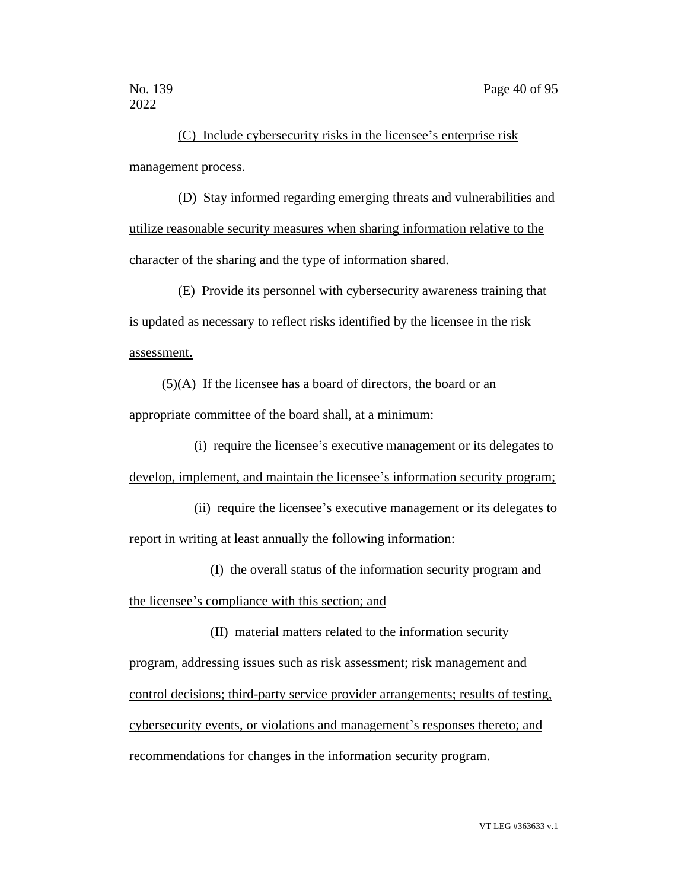(C) Include cybersecurity risks in the licensee's enterprise risk management process.

(D) Stay informed regarding emerging threats and vulnerabilities and utilize reasonable security measures when sharing information relative to the character of the sharing and the type of information shared.

(E) Provide its personnel with cybersecurity awareness training that is updated as necessary to reflect risks identified by the licensee in the risk assessment.

(5)(A) If the licensee has a board of directors, the board or an appropriate committee of the board shall, at a minimum:

(i) require the licensee's executive management or its delegates to develop, implement, and maintain the licensee's information security program;

(ii) require the licensee's executive management or its delegates to report in writing at least annually the following information:

(I) the overall status of the information security program and the licensee's compliance with this section; and

(II) material matters related to the information security program, addressing issues such as risk assessment; risk management and control decisions; third-party service provider arrangements; results of testing, cybersecurity events, or violations and management's responses thereto; and recommendations for changes in the information security program.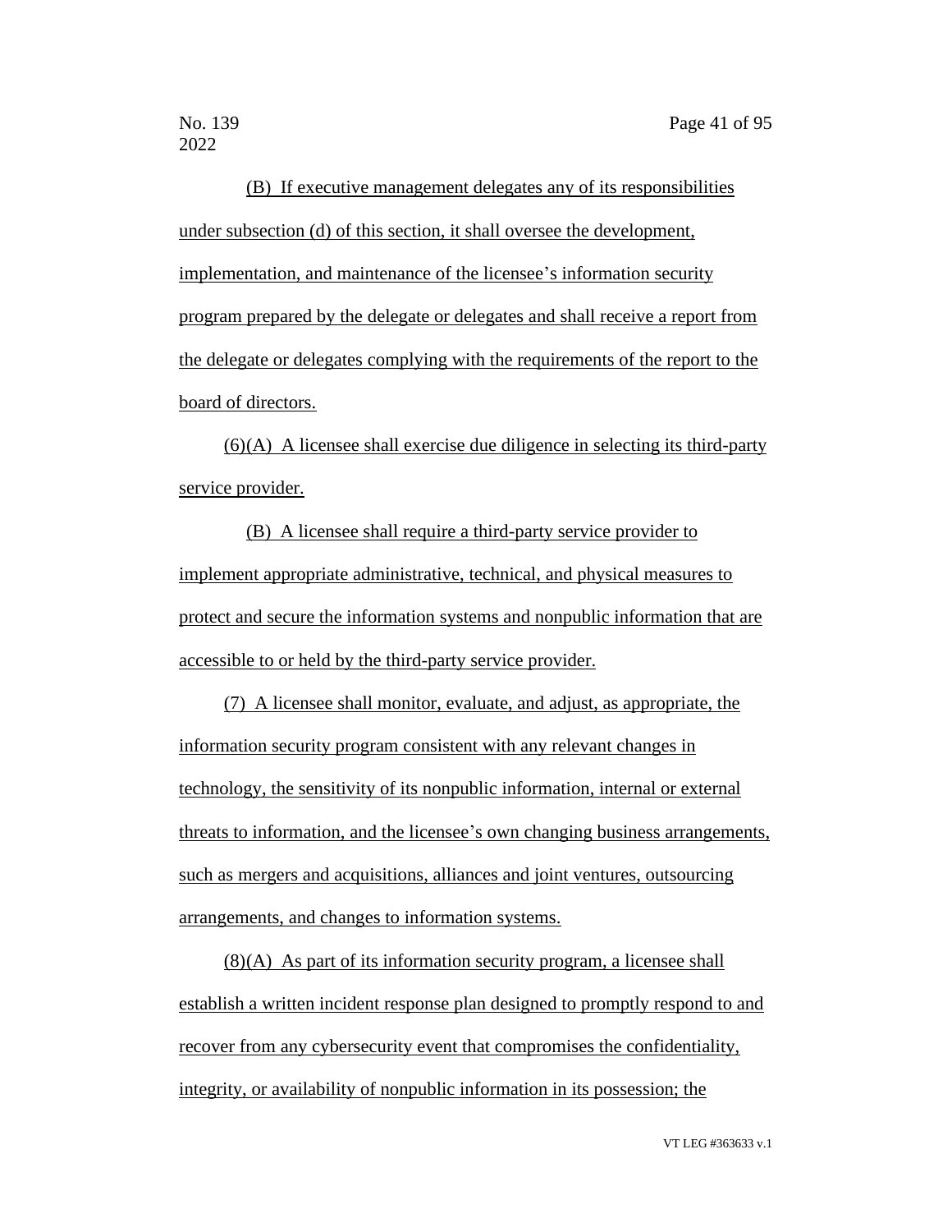(B) If executive management delegates any of its responsibilities under subsection (d) of this section, it shall oversee the development, implementation, and maintenance of the licensee's information security program prepared by the delegate or delegates and shall receive a report from the delegate or delegates complying with the requirements of the report to the board of directors.

(6)(A) A licensee shall exercise due diligence in selecting its third-party service provider.

(B) A licensee shall require a third-party service provider to implement appropriate administrative, technical, and physical measures to protect and secure the information systems and nonpublic information that are accessible to or held by the third-party service provider.

(7) A licensee shall monitor, evaluate, and adjust, as appropriate, the information security program consistent with any relevant changes in technology, the sensitivity of its nonpublic information, internal or external threats to information, and the licensee's own changing business arrangements, such as mergers and acquisitions, alliances and joint ventures, outsourcing arrangements, and changes to information systems.

(8)(A) As part of its information security program, a licensee shall establish a written incident response plan designed to promptly respond to and recover from any cybersecurity event that compromises the confidentiality, integrity, or availability of nonpublic information in its possession; the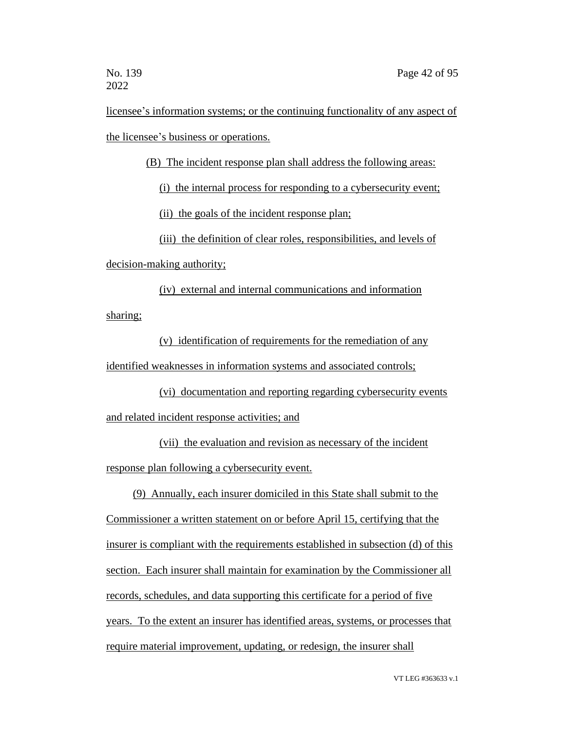licensee's information systems; or the continuing functionality of any aspect of the licensee's business or operations.

(B) The incident response plan shall address the following areas:

(i) the internal process for responding to a cybersecurity event;

(ii) the goals of the incident response plan;

(iii) the definition of clear roles, responsibilities, and levels of decision-making authority;

(iv) external and internal communications and information sharing;

(v) identification of requirements for the remediation of any identified weaknesses in information systems and associated controls;

(vi) documentation and reporting regarding cybersecurity events and related incident response activities; and

(vii) the evaluation and revision as necessary of the incident response plan following a cybersecurity event.

(9) Annually, each insurer domiciled in this State shall submit to the Commissioner a written statement on or before April 15, certifying that the insurer is compliant with the requirements established in subsection (d) of this section. Each insurer shall maintain for examination by the Commissioner all records, schedules, and data supporting this certificate for a period of five years. To the extent an insurer has identified areas, systems, or processes that require material improvement, updating, or redesign, the insurer shall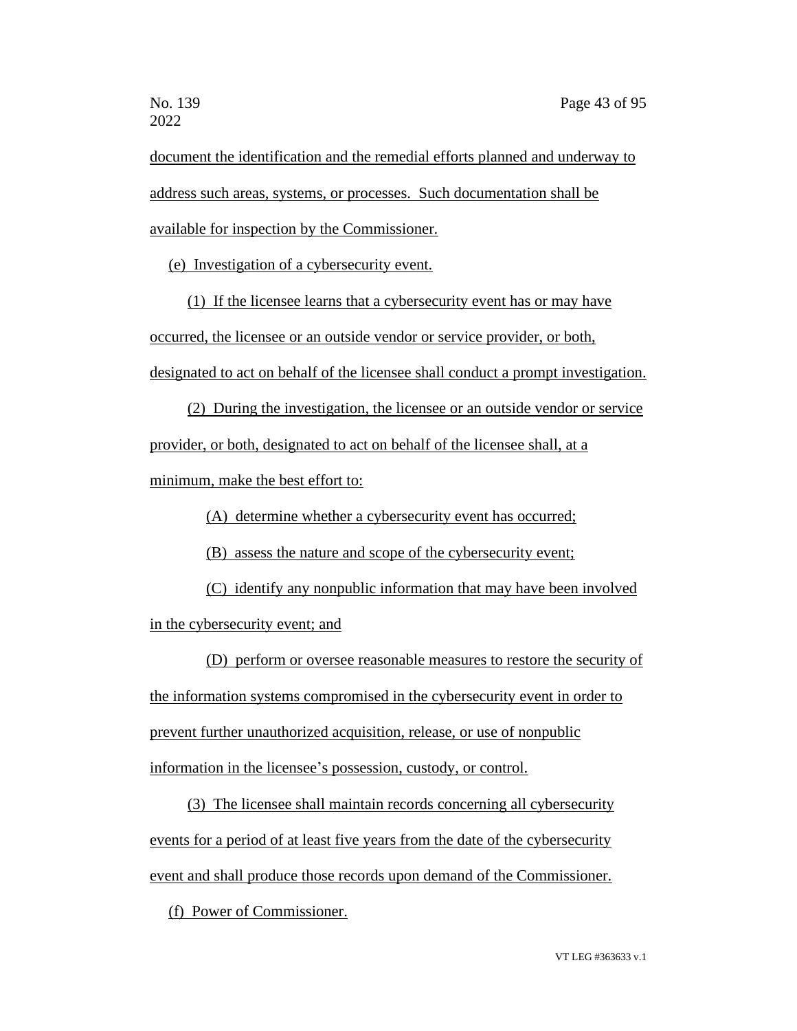document the identification and the remedial efforts planned and underway to address such areas, systems, or processes. Such documentation shall be available for inspection by the Commissioner.

(e) Investigation of a cybersecurity event.

(1) If the licensee learns that a cybersecurity event has or may have occurred, the licensee or an outside vendor or service provider, or both, designated to act on behalf of the licensee shall conduct a prompt investigation.

(2) During the investigation, the licensee or an outside vendor or service provider, or both, designated to act on behalf of the licensee shall, at a minimum, make the best effort to:

(A) determine whether a cybersecurity event has occurred;

(B) assess the nature and scope of the cybersecurity event;

(C) identify any nonpublic information that may have been involved in the cybersecurity event; and

(D) perform or oversee reasonable measures to restore the security of the information systems compromised in the cybersecurity event in order to prevent further unauthorized acquisition, release, or use of nonpublic information in the licensee's possession, custody, or control.

(3) The licensee shall maintain records concerning all cybersecurity events for a period of at least five years from the date of the cybersecurity event and shall produce those records upon demand of the Commissioner.

(f) Power of Commissioner.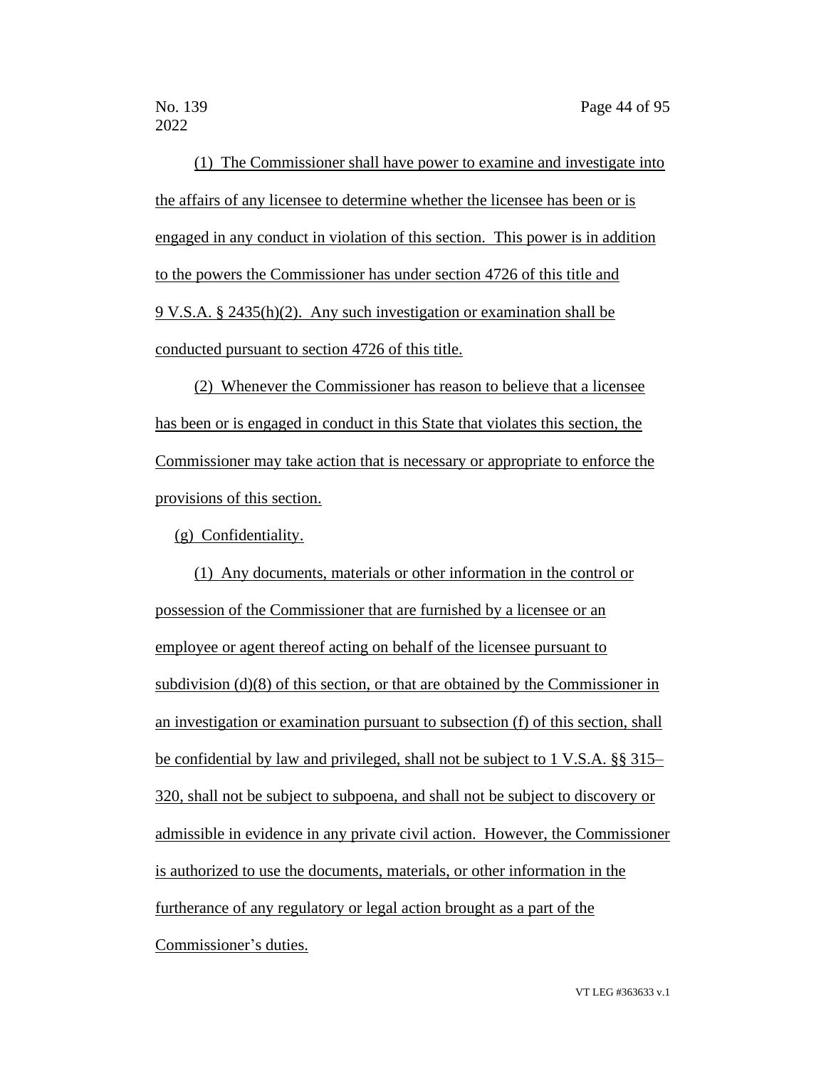(1) The Commissioner shall have power to examine and investigate into the affairs of any licensee to determine whether the licensee has been or is engaged in any conduct in violation of this section. This power is in addition to the powers the Commissioner has under section 4726 of this title and 9 V.S.A. § 2435(h)(2). Any such investigation or examination shall be conducted pursuant to section 4726 of this title.

(2) Whenever the Commissioner has reason to believe that a licensee has been or is engaged in conduct in this State that violates this section, the Commissioner may take action that is necessary or appropriate to enforce the provisions of this section.

(g) Confidentiality.

(1) Any documents, materials or other information in the control or possession of the Commissioner that are furnished by a licensee or an employee or agent thereof acting on behalf of the licensee pursuant to subdivision (d)(8) of this section, or that are obtained by the Commissioner in an investigation or examination pursuant to subsection (f) of this section, shall be confidential by law and privileged, shall not be subject to 1 V.S.A. §§ 315–320, shall not be subject to subpoena, and shall not be subject to discovery or admissible in evidence in any private civil action. However, the Commissioner is authorized to use the documents, materials, or other information in the furtherance of any regulatory or legal action brought as a part of the Commissioner's duties.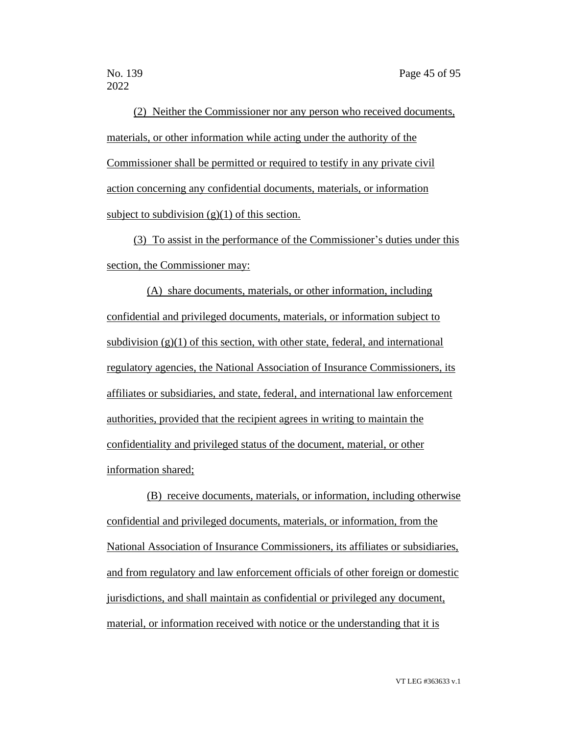(2) Neither the Commissioner nor any person who received documents, materials, or other information while acting under the authority of the Commissioner shall be permitted or required to testify in any private civil action concerning any confidential documents, materials, or information subject to subdivision (g)(1) of this section.

(3) To assist in the performance of the Commissioner's duties under this section, the Commissioner may:

(A) share documents, materials, or other information, including confidential and privileged documents, materials, or information subject to subdivision (g)(1) of this section, with other state, federal, and international regulatory agencies, the National Association of Insurance Commissioners, its affiliates or subsidiaries, and state, federal, and international law enforcement authorities, provided that the recipient agrees in writing to maintain the confidentiality and privileged status of the document, material, or other information shared;

(B) receive documents, materials, or information, including otherwise confidential and privileged documents, materials, or information, from the National Association of Insurance Commissioners, its affiliates or subsidiaries, and from regulatory and law enforcement officials of other foreign or domestic jurisdictions, and shall maintain as confidential or privileged any document, material, or information received with notice or the understanding that it is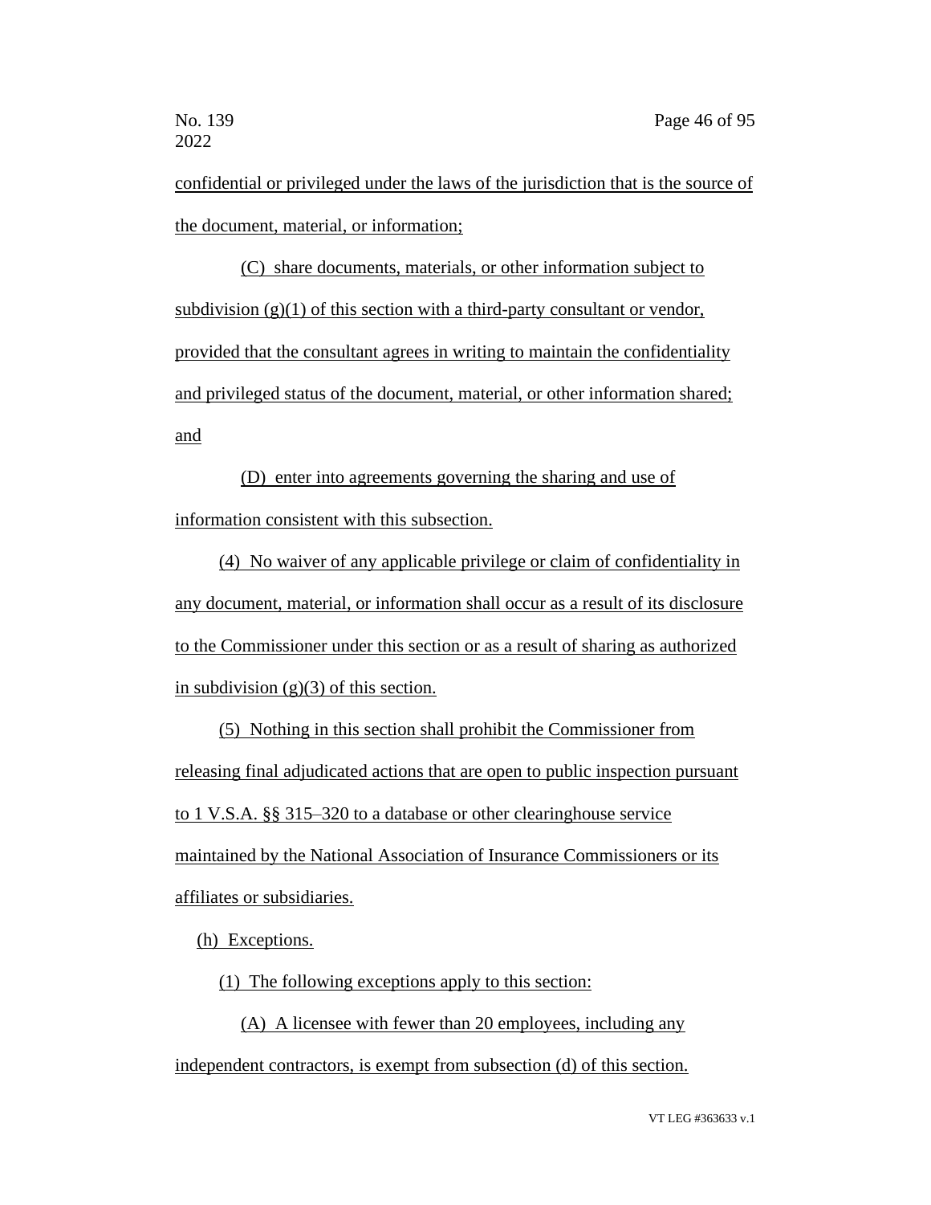confidential or privileged under the laws of the jurisdiction that is the source of the document, material, or information;

(C) share documents, materials, or other information subject to subdivision (g)(1) of this section with a third-party consultant or vendor, provided that the consultant agrees in writing to maintain the confidentiality and privileged status of the document, material, or other information shared; and

(D) enter into agreements governing the sharing and use of information consistent with this subsection.

(4) No waiver of any applicable privilege or claim of confidentiality in any document, material, or information shall occur as a result of its disclosure to the Commissioner under this section or as a result of sharing as authorized in subdivision (g)(3) of this section.

(5) Nothing in this section shall prohibit the Commissioner from releasing final adjudicated actions that are open to public inspection pursuant to 1 V.S.A. §§ 315–320 to a database or other clearinghouse service maintained by the National Association of Insurance Commissioners or its affiliates or subsidiaries.

(h) Exceptions.

(1) The following exceptions apply to this section:

(A) A licensee with fewer than 20 employees, including any independent contractors, is exempt from subsection (d) of this section.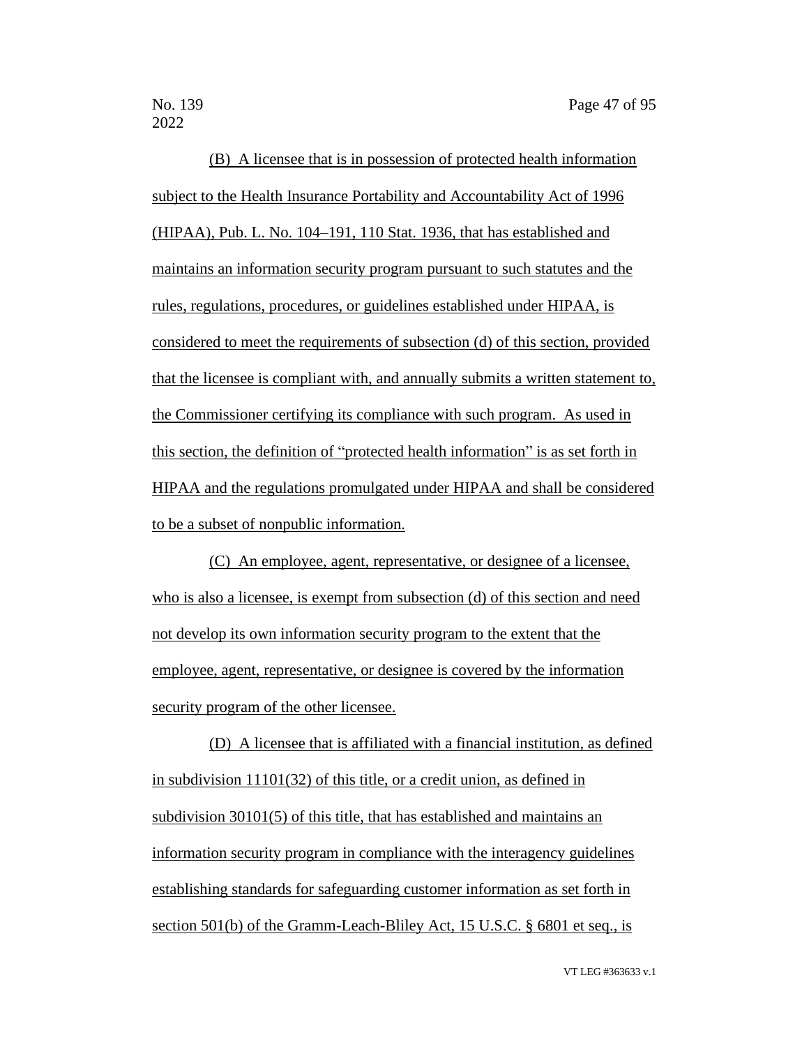(B) A licensee that is in possession of protected health information subject to the Health Insurance Portability and Accountability Act of 1996 (HIPAA), Pub. L. No. 104–191, 110 Stat. 1936, that has established and maintains an information security program pursuant to such statutes and the rules, regulations, procedures, or guidelines established under HIPAA, is considered to meet the requirements of subsection (d) of this section, provided that the licensee is compliant with, and annually submits a written statement to, the Commissioner certifying its compliance with such program. As used in this section, the definition of "protected health information" is as set forth in HIPAA and the regulations promulgated under HIPAA and shall be considered to be a subset of nonpublic information.

(C) An employee, agent, representative, or designee of a licensee, who is also a licensee, is exempt from subsection (d) of this section and need not develop its own information security program to the extent that the employee, agent, representative, or designee is covered by the information security program of the other licensee.

(D) A licensee that is affiliated with a financial institution, as defined in subdivision 11101(32) of this title, or a credit union, as defined in subdivision 30101(5) of this title, that has established and maintains an information security program in compliance with the interagency guidelines establishing standards for safeguarding customer information as set forth in section 501(b) of the Gramm-Leach-Bliley Act, 15 U.S.C. § 6801 et seq., is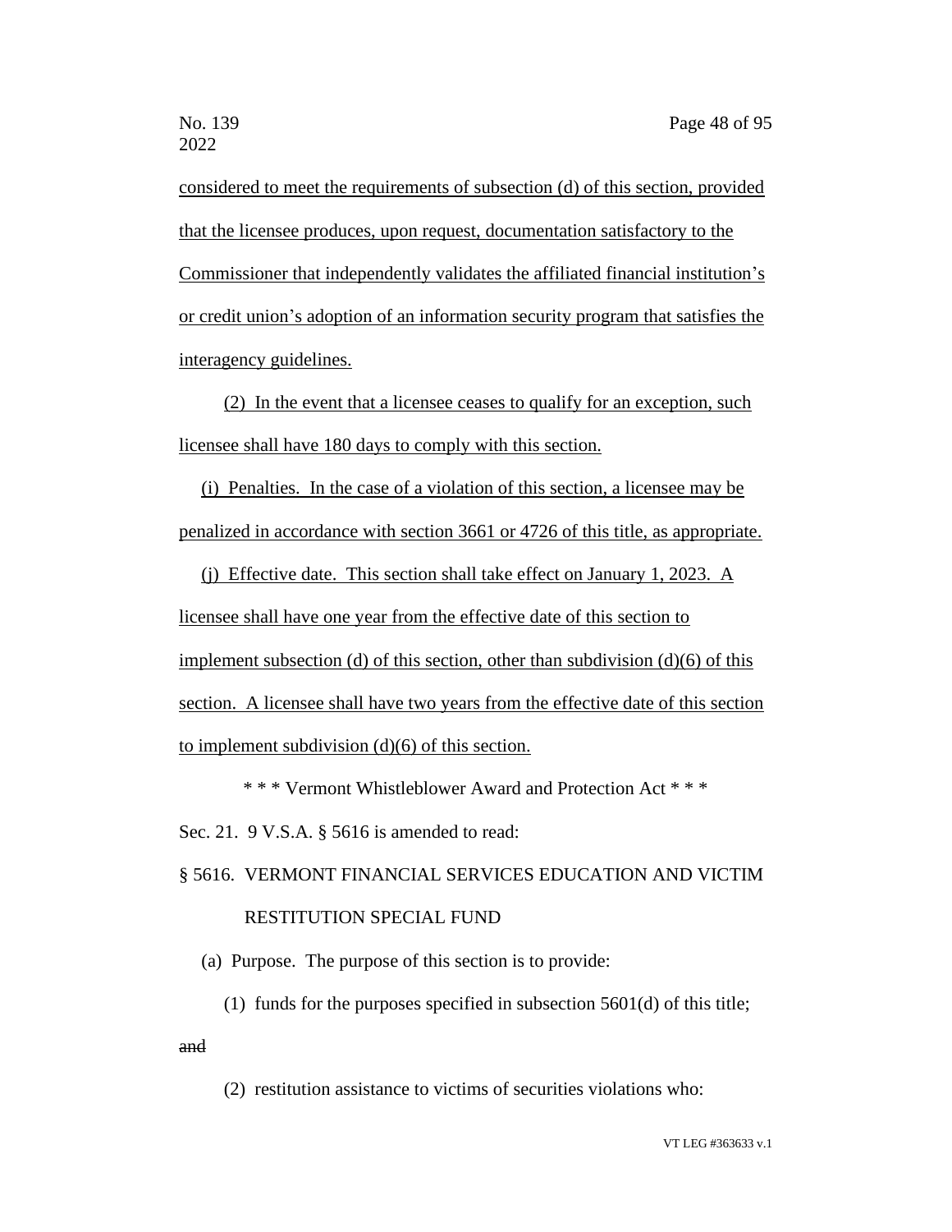considered to meet the requirements of subsection (d) of this section, provided that the licensee produces, upon request, documentation satisfactory to the Commissioner that independently validates the affiliated financial institution's or credit union's adoption of an information security program that satisfies the interagency guidelines.

(2) In the event that a licensee ceases to qualify for an exception, such licensee shall have 180 days to comply with this section.

(i) Penalties. In the case of a violation of this section, a licensee may be penalized in accordance with section 3661 or 4726 of this title, as appropriate.

(j) Effective date. This section shall take effect on January 1, 2023. A licensee shall have one year from the effective date of this section to implement subsection (d) of this section, other than subdivision (d)(6) of this section. A licensee shall have two years from the effective date of this section to implement subdivision (d)(6) of this section.

\* \* \* Vermont Whistleblower Award and Protection Act \* \* \*

Sec. 21. 9 V.S.A. § 5616 is amended to read:

§ 5616. VERMONT FINANCIAL SERVICES EDUCATION AND VICTIM RESTITUTION SPECIAL FUND

(a) Purpose. The purpose of this section is to provide:

(1) funds for the purposes specified in subsection 5601(d) of this title; ~~and~~

(2) restitution assistance to victims of securities violations who: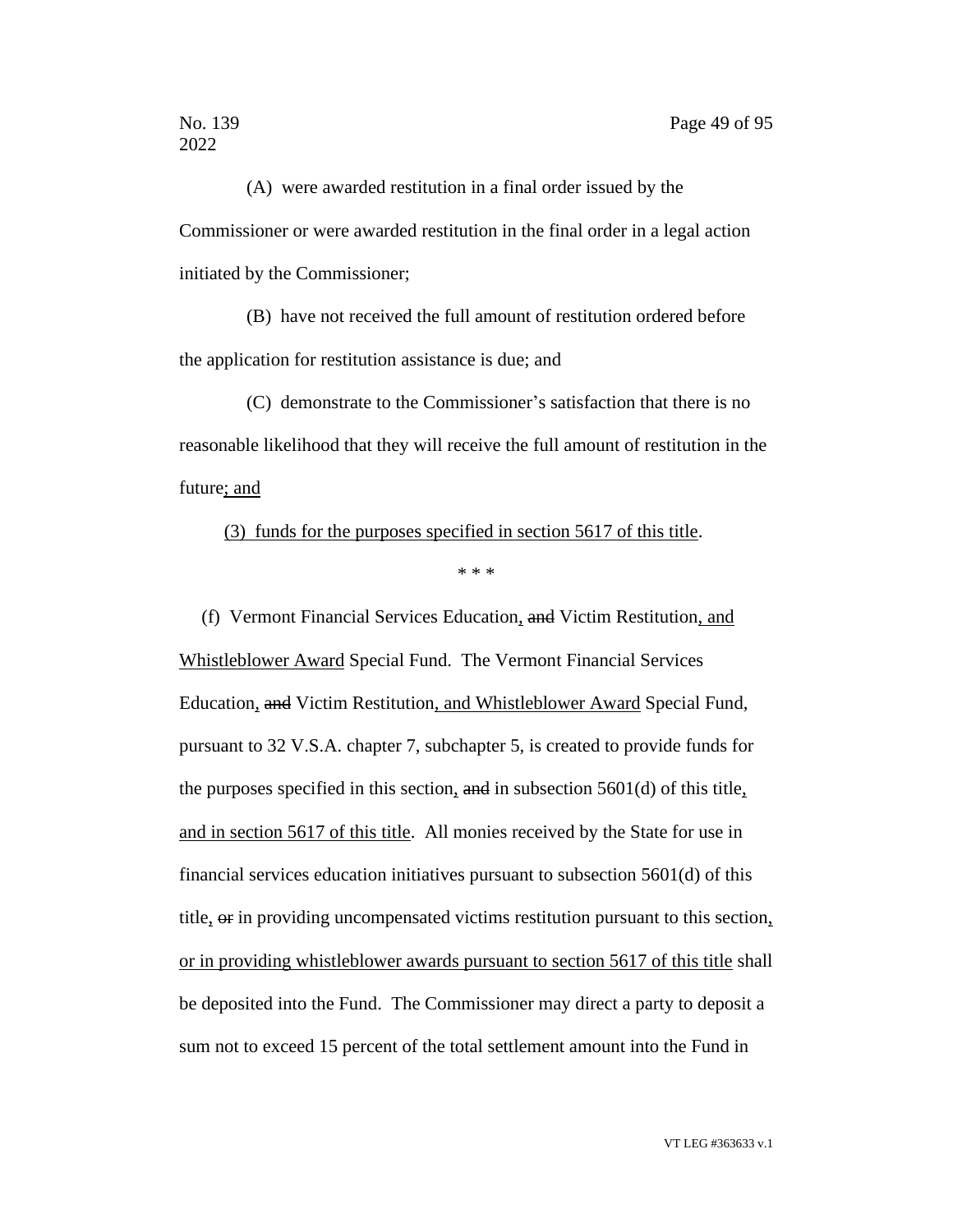(A) were awarded restitution in a final order issued by the Commissioner or were awarded restitution in the final order in a legal action initiated by the Commissioner;

(B) have not received the full amount of restitution ordered before the application for restitution assistance is due; and

(C) demonstrate to the Commissioner's satisfaction that there is no reasonable likelihood that they will receive the full amount of restitution in the future; and

(3) funds for the purposes specified in section 5617 of this title.

\* \* \*

(f) Vermont Financial Services Education, ~~and~~ Victim Restitution, and Whistleblower Award Special Fund. The Vermont Financial Services Education, ~~and~~ Victim Restitution, and Whistleblower Award Special Fund, pursuant to 32 V.S.A. chapter 7, subchapter 5, is created to provide funds for the purposes specified in this section, ~~and~~ in subsection 5601(d) of this title, and in section 5617 of this title. All monies received by the State for use in financial services education initiatives pursuant to subsection 5601(d) of this title, ~~or~~ in providing uncompensated victims restitution pursuant to this section, or in providing whistleblower awards pursuant to section 5617 of this title shall be deposited into the Fund. The Commissioner may direct a party to deposit a sum not to exceed 15 percent of the total settlement amount into the Fund in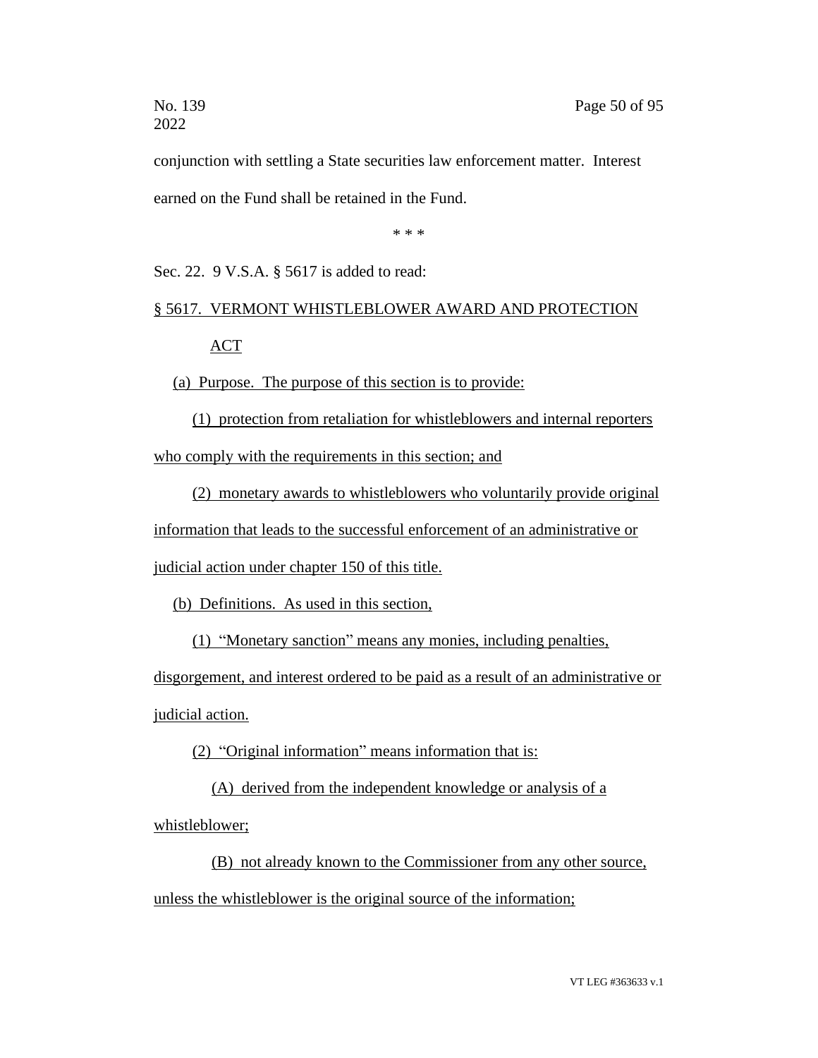conjunction with settling a State securities law enforcement matter. Interest earned on the Fund shall be retained in the Fund.

\* \* \*

Sec. 22. 9 V.S.A. § 5617 is added to read:

§ 5617. VERMONT WHISTLEBLOWER AWARD AND PROTECTION ACT

(a) Purpose. The purpose of this section is to provide:

(1) protection from retaliation for whistleblowers and internal reporters who comply with the requirements in this section; and

(2) monetary awards to whistleblowers who voluntarily provide original information that leads to the successful enforcement of an administrative or judicial action under chapter 150 of this title.

(b) Definitions. As used in this section,

(1) "Monetary sanction" means any monies, including penalties, disgorgement, and interest ordered to be paid as a result of an administrative or judicial action.

(2) "Original information" means information that is:

(A) derived from the independent knowledge or analysis of a whistleblower;

(B) not already known to the Commissioner from any other source, unless the whistleblower is the original source of the information;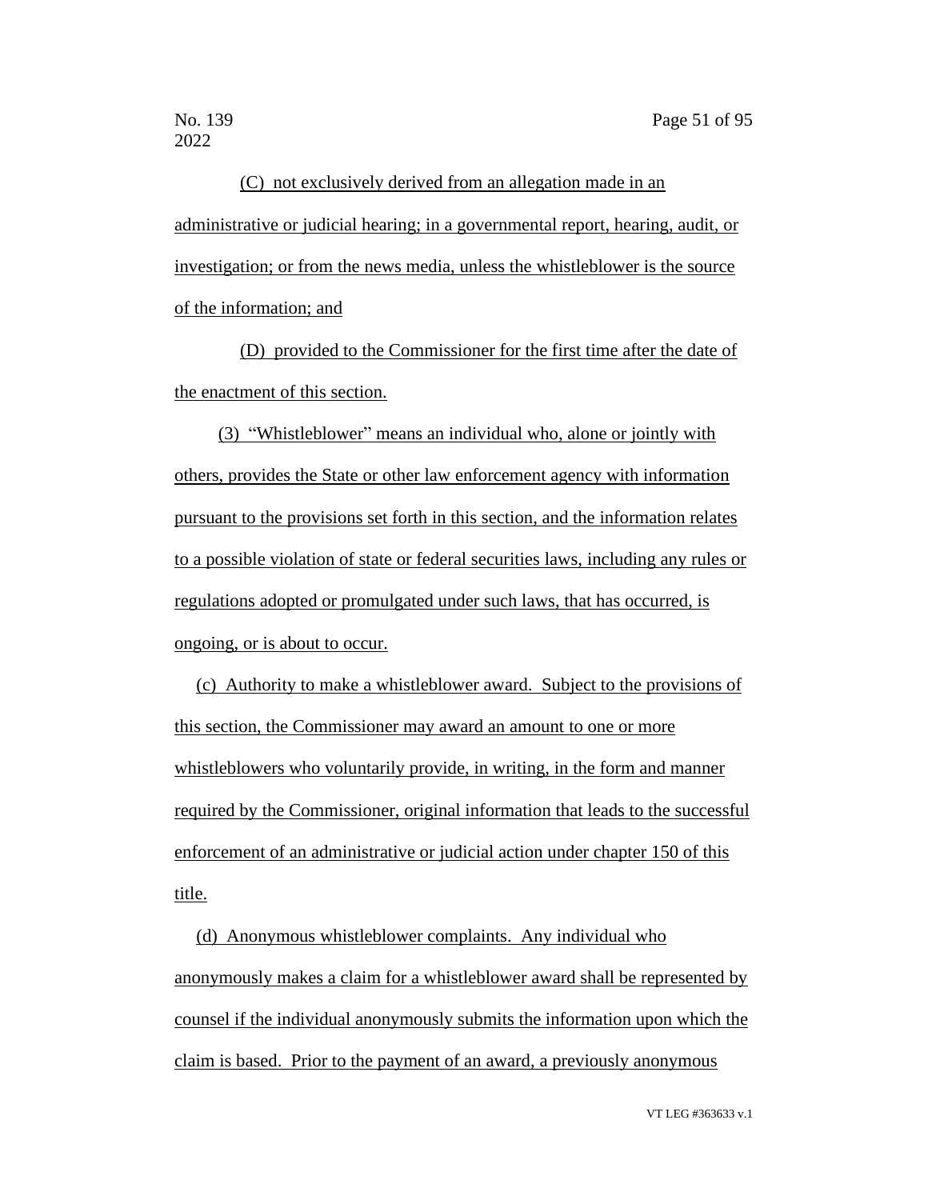(C) not exclusively derived from an allegation made in an administrative or judicial hearing; in a governmental report, hearing, audit, or investigation; or from the news media, unless the whistleblower is the source of the information; and

(D) provided to the Commissioner for the first time after the date of the enactment of this section.

(3) "Whistleblower" means an individual who, alone or jointly with others, provides the State or other law enforcement agency with information pursuant to the provisions set forth in this section, and the information relates to a possible violation of state or federal securities laws, including any rules or regulations adopted or promulgated under such laws, that has occurred, is ongoing, or is about to occur.

(c) Authority to make a whistleblower award. Subject to the provisions of this section, the Commissioner may award an amount to one or more whistleblowers who voluntarily provide, in writing, in the form and manner required by the Commissioner, original information that leads to the successful enforcement of an administrative or judicial action under chapter 150 of this title.

(d) Anonymous whistleblower complaints. Any individual who anonymously makes a claim for a whistleblower award shall be represented by counsel if the individual anonymously submits the information upon which the claim is based. Prior to the payment of an award, a previously anonymous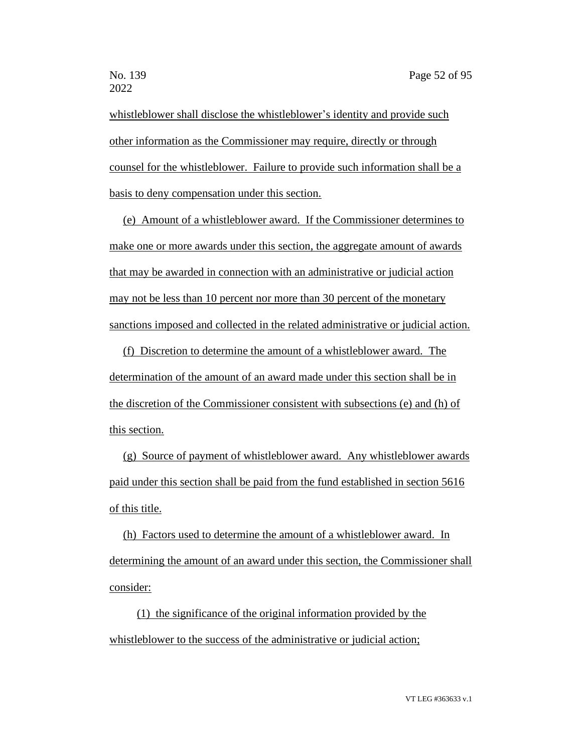whistleblower shall disclose the whistleblower's identity and provide such other information as the Commissioner may require, directly or through counsel for the whistleblower. Failure to provide such information shall be a basis to deny compensation under this section.

(e) Amount of a whistleblower award. If the Commissioner determines to make one or more awards under this section, the aggregate amount of awards that may be awarded in connection with an administrative or judicial action may not be less than 10 percent nor more than 30 percent of the monetary sanctions imposed and collected in the related administrative or judicial action.

(f) Discretion to determine the amount of a whistleblower award. The determination of the amount of an award made under this section shall be in the discretion of the Commissioner consistent with subsections (e) and (h) of this section.

(g) Source of payment of whistleblower award. Any whistleblower awards paid under this section shall be paid from the fund established in section 5616 of this title.

(h) Factors used to determine the amount of a whistleblower award. In determining the amount of an award under this section, the Commissioner shall consider:

(1) the significance of the original information provided by the whistleblower to the success of the administrative or judicial action;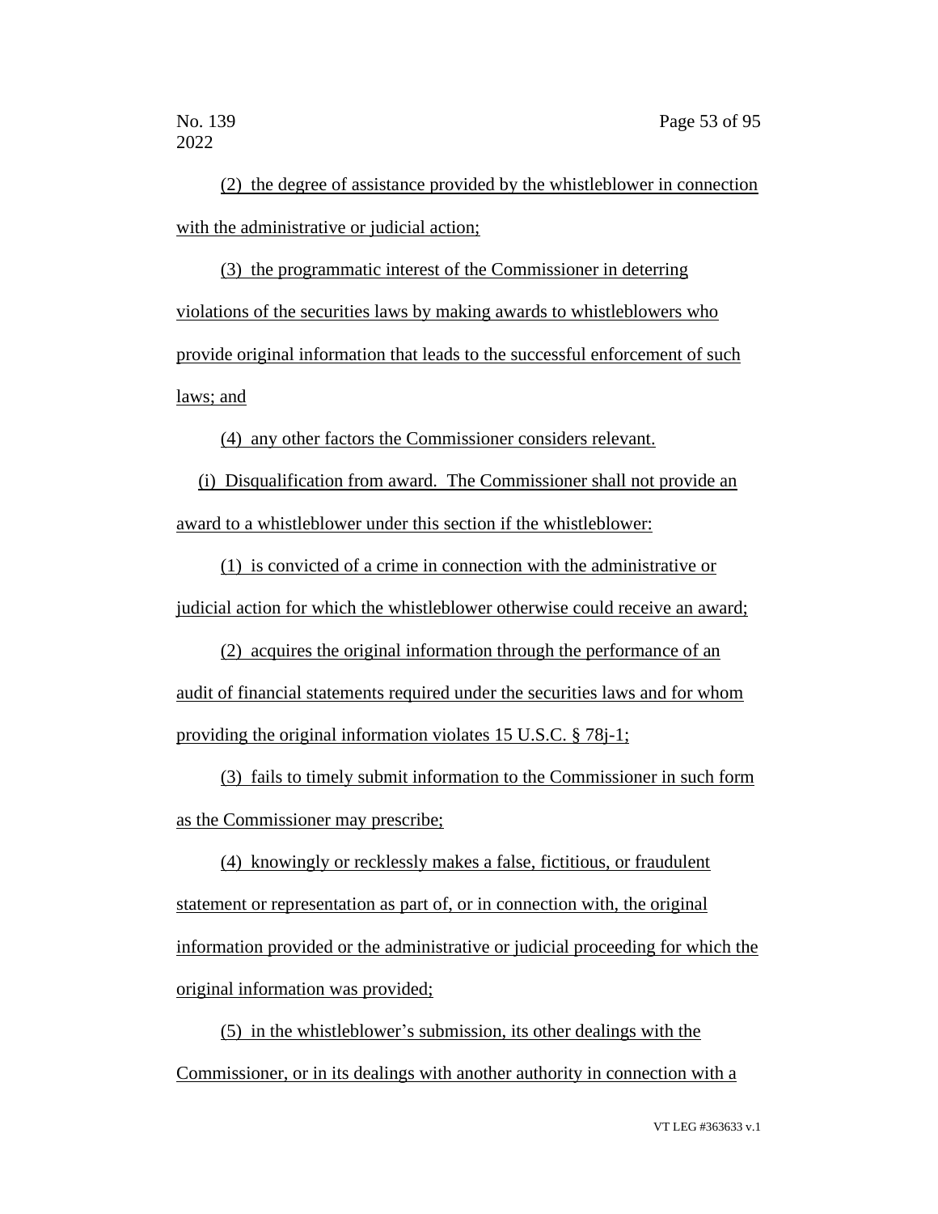(2) the degree of assistance provided by the whistleblower in connection with the administrative or judicial action;

(3) the programmatic interest of the Commissioner in deterring violations of the securities laws by making awards to whistleblowers who provide original information that leads to the successful enforcement of such laws; and

(4) any other factors the Commissioner considers relevant.

(i) Disqualification from award. The Commissioner shall not provide an award to a whistleblower under this section if the whistleblower:

(1) is convicted of a crime in connection with the administrative or judicial action for which the whistleblower otherwise could receive an award;

(2) acquires the original information through the performance of an audit of financial statements required under the securities laws and for whom providing the original information violates 15 U.S.C. § 78j-1;

(3) fails to timely submit information to the Commissioner in such form as the Commissioner may prescribe;

(4) knowingly or recklessly makes a false, fictitious, or fraudulent statement or representation as part of, or in connection with, the original information provided or the administrative or judicial proceeding for which the original information was provided;

(5) in the whistleblower's submission, its other dealings with the Commissioner, or in its dealings with another authority in connection with a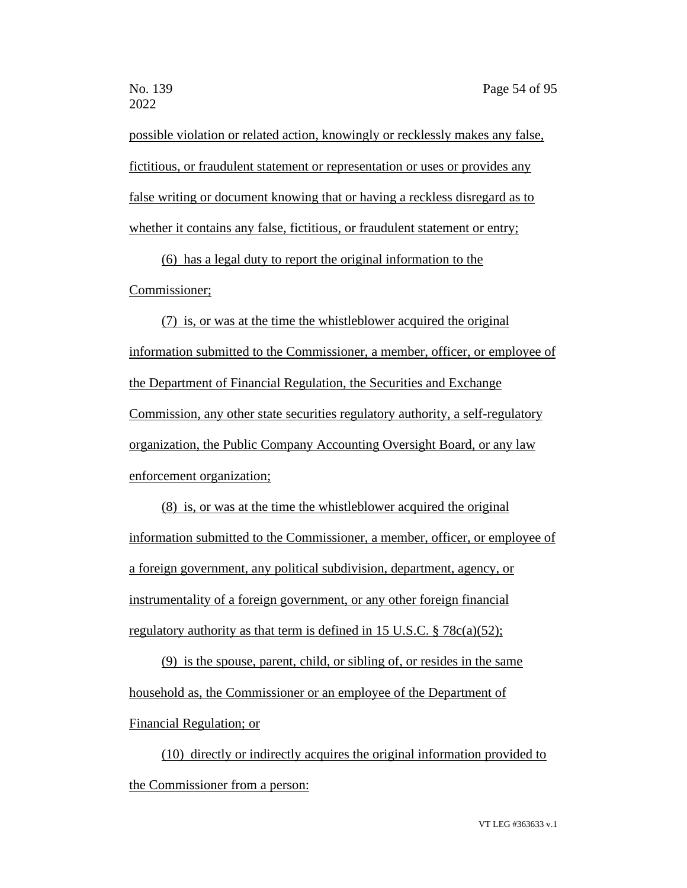possible violation or related action, knowingly or recklessly makes any false, fictitious, or fraudulent statement or representation or uses or provides any false writing or document knowing that or having a reckless disregard as to whether it contains any false, fictitious, or fraudulent statement or entry;

(6) has a legal duty to report the original information to the Commissioner;

(7) is, or was at the time the whistleblower acquired the original information submitted to the Commissioner, a member, officer, or employee of the Department of Financial Regulation, the Securities and Exchange Commission, any other state securities regulatory authority, a self-regulatory organization, the Public Company Accounting Oversight Board, or any law enforcement organization;

(8) is, or was at the time the whistleblower acquired the original information submitted to the Commissioner, a member, officer, or employee of a foreign government, any political subdivision, department, agency, or instrumentality of a foreign government, or any other foreign financial regulatory authority as that term is defined in 15 U.S.C. § 78c(a)(52);

(9) is the spouse, parent, child, or sibling of, or resides in the same household as, the Commissioner or an employee of the Department of Financial Regulation; or

(10) directly or indirectly acquires the original information provided to the Commissioner from a person: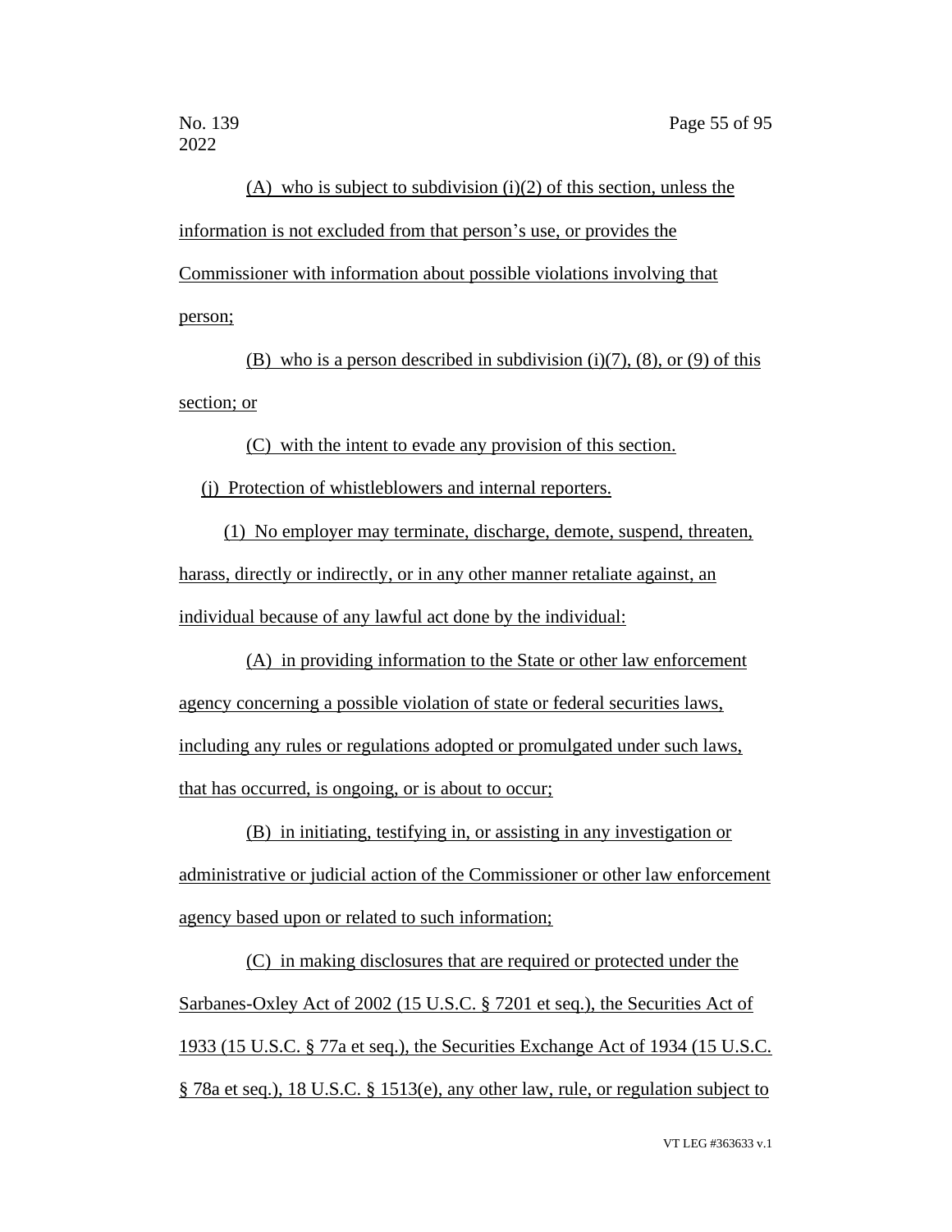(A) who is subject to subdivision (i)(2) of this section, unless the information is not excluded from that person's use, or provides the Commissioner with information about possible violations involving that person;

(B) who is a person described in subdivision (i)(7), (8), or (9) of this section; or

(C) with the intent to evade any provision of this section.

(j) Protection of whistleblowers and internal reporters.

(1) No employer may terminate, discharge, demote, suspend, threaten, harass, directly or indirectly, or in any other manner retaliate against, an individual because of any lawful act done by the individual:

(A) in providing information to the State or other law enforcement agency concerning a possible violation of state or federal securities laws, including any rules or regulations adopted or promulgated under such laws, that has occurred, is ongoing, or is about to occur;

(B) in initiating, testifying in, or assisting in any investigation or administrative or judicial action of the Commissioner or other law enforcement agency based upon or related to such information;

(C) in making disclosures that are required or protected under the Sarbanes-Oxley Act of 2002 (15 U.S.C. § 7201 et seq.), the Securities Act of 1933 (15 U.S.C. § 77a et seq.), the Securities Exchange Act of 1934 (15 U.S.C. § 78a et seq.), 18 U.S.C. § 1513(e), any other law, rule, or regulation subject to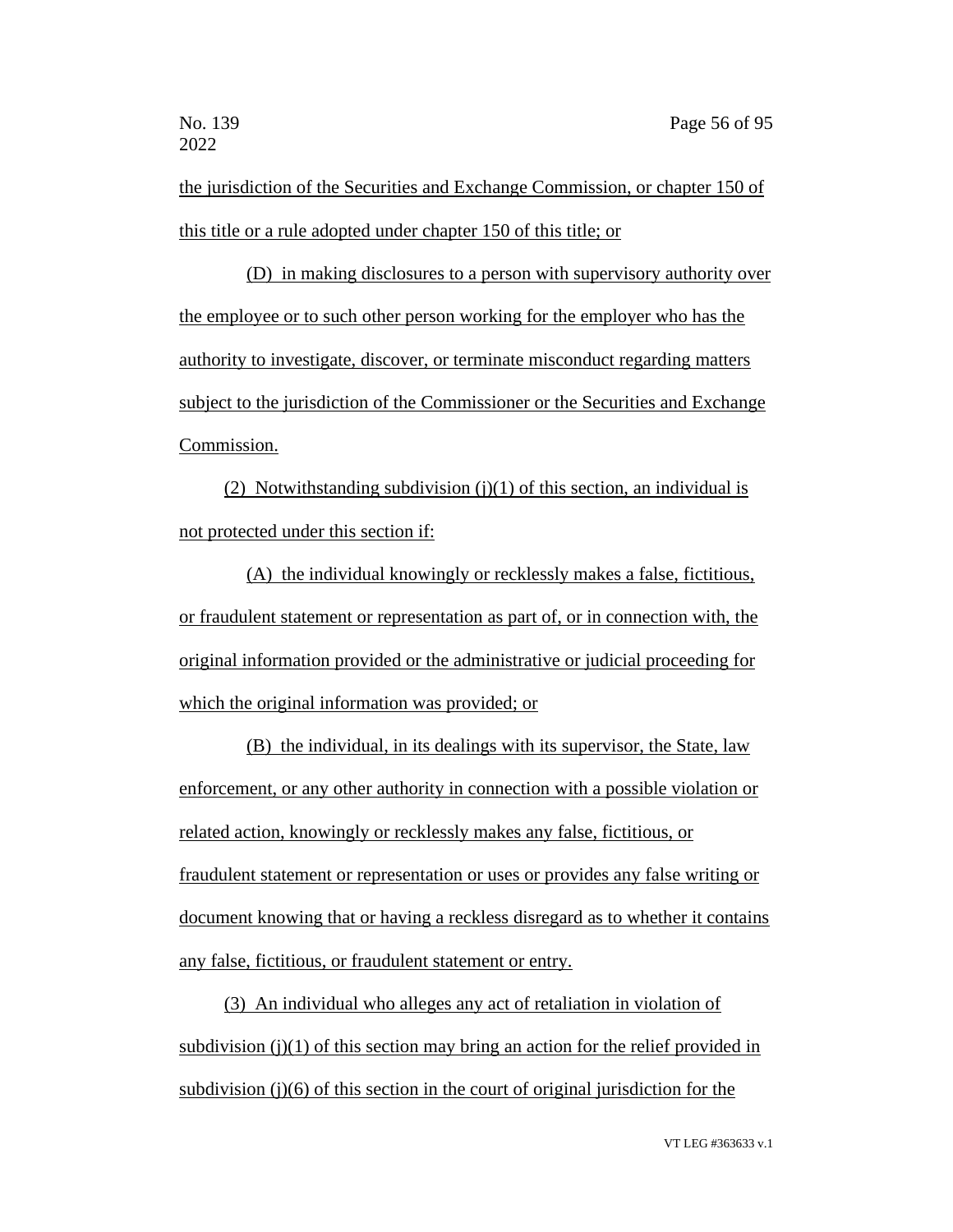the jurisdiction of the Securities and Exchange Commission, or chapter 150 of this title or a rule adopted under chapter 150 of this title; or

(D) in making disclosures to a person with supervisory authority over the employee or to such other person working for the employer who has the authority to investigate, discover, or terminate misconduct regarding matters subject to the jurisdiction of the Commissioner or the Securities and Exchange Commission.

(2) Notwithstanding subdivision (j)(1) of this section, an individual is not protected under this section if:

(A) the individual knowingly or recklessly makes a false, fictitious, or fraudulent statement or representation as part of, or in connection with, the original information provided or the administrative or judicial proceeding for which the original information was provided; or

(B) the individual, in its dealings with its supervisor, the State, law enforcement, or any other authority in connection with a possible violation or related action, knowingly or recklessly makes any false, fictitious, or fraudulent statement or representation or uses or provides any false writing or document knowing that or having a reckless disregard as to whether it contains any false, fictitious, or fraudulent statement or entry.

(3) An individual who alleges any act of retaliation in violation of subdivision (j)(1) of this section may bring an action for the relief provided in subdivision (j)(6) of this section in the court of original jurisdiction for the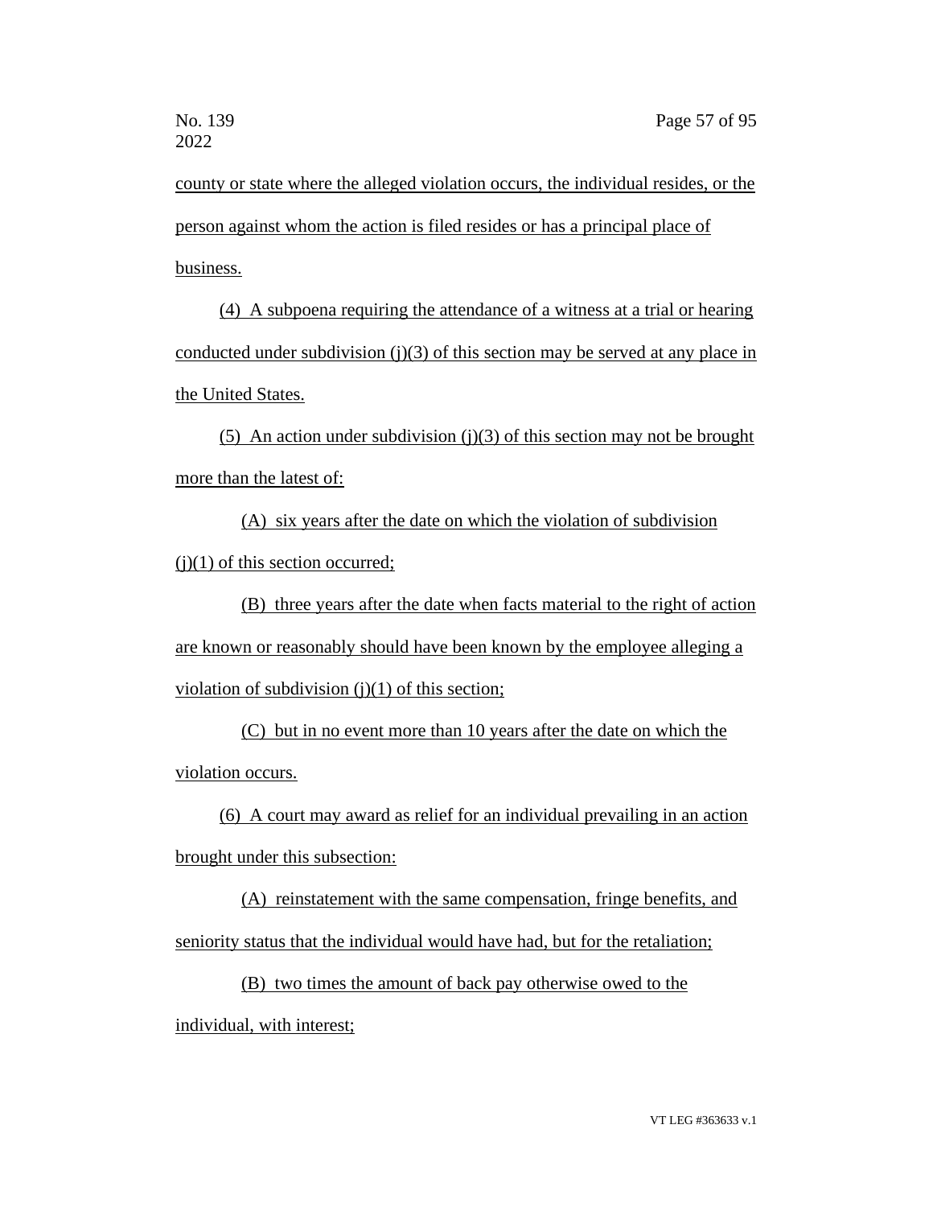county or state where the alleged violation occurs, the individual resides, or the person against whom the action is filed resides or has a principal place of business.

(4) A subpoena requiring the attendance of a witness at a trial or hearing conducted under subdivision (j)(3) of this section may be served at any place in the United States.

(5) An action under subdivision (j)(3) of this section may not be brought more than the latest of:

(A) six years after the date on which the violation of subdivision (j)(1) of this section occurred;

(B) three years after the date when facts material to the right of action are known or reasonably should have been known by the employee alleging a violation of subdivision (j)(1) of this section;

(C) but in no event more than 10 years after the date on which the violation occurs.

(6) A court may award as relief for an individual prevailing in an action brought under this subsection:

(A) reinstatement with the same compensation, fringe benefits, and seniority status that the individual would have had, but for the retaliation;

(B) two times the amount of back pay otherwise owed to the individual, with interest;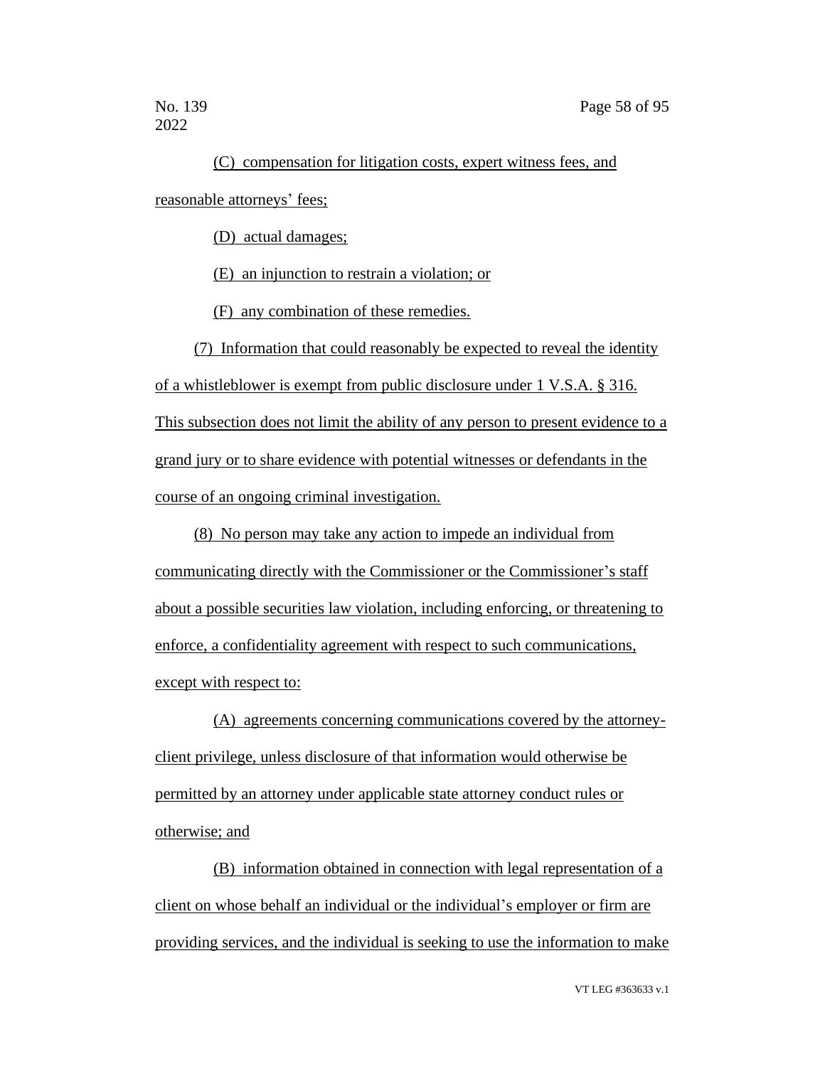(C) compensation for litigation costs, expert witness fees, and reasonable attorneys' fees;

(D) actual damages;

(E) an injunction to restrain a violation; or

(F) any combination of these remedies.

(7) Information that could reasonably be expected to reveal the identity of a whistleblower is exempt from public disclosure under 1 V.S.A. § 316. This subsection does not limit the ability of any person to present evidence to a grand jury or to share evidence with potential witnesses or defendants in the course of an ongoing criminal investigation.

(8) No person may take any action to impede an individual from communicating directly with the Commissioner or the Commissioner's staff about a possible securities law violation, including enforcing, or threatening to enforce, a confidentiality agreement with respect to such communications, except with respect to:

(A) agreements concerning communications covered by the attorney-client privilege, unless disclosure of that information would otherwise be permitted by an attorney under applicable state attorney conduct rules or otherwise; and

(B) information obtained in connection with legal representation of a client on whose behalf an individual or the individual's employer or firm are providing services, and the individual is seeking to use the information to make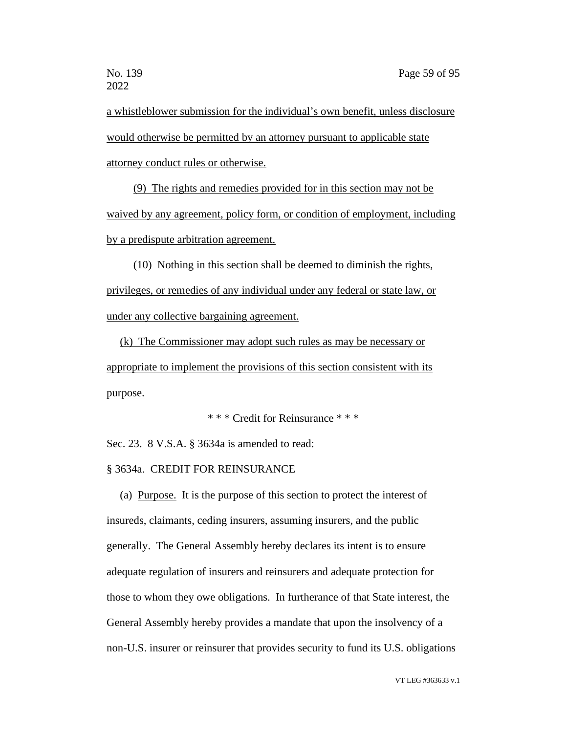a whistleblower submission for the individual's own benefit, unless disclosure would otherwise be permitted by an attorney pursuant to applicable state attorney conduct rules or otherwise.

(9) The rights and remedies provided for in this section may not be waived by any agreement, policy form, or condition of employment, including by a predispute arbitration agreement.

(10) Nothing in this section shall be deemed to diminish the rights, privileges, or remedies of any individual under any federal or state law, or under any collective bargaining agreement.

(k) The Commissioner may adopt such rules as may be necessary or appropriate to implement the provisions of this section consistent with its purpose.

\* \* \* Credit for Reinsurance \* \* \*

Sec. 23. 8 V.S.A. § 3634a is amended to read:

§ 3634a. CREDIT FOR REINSURANCE

(a) Purpose. It is the purpose of this section to protect the interest of insureds, claimants, ceding insurers, assuming insurers, and the public generally. The General Assembly hereby declares its intent is to ensure adequate regulation of insurers and reinsurers and adequate protection for those to whom they owe obligations. In furtherance of that State interest, the General Assembly hereby provides a mandate that upon the insolvency of a non-U.S. insurer or reinsurer that provides security to fund its U.S. obligations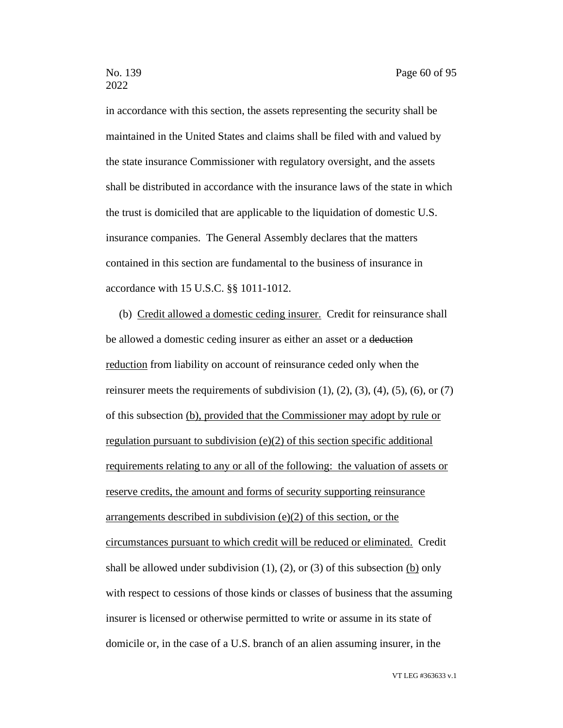in accordance with this section, the assets representing the security shall be maintained in the United States and claims shall be filed with and valued by the state insurance Commissioner with regulatory oversight, and the assets shall be distributed in accordance with the insurance laws of the state in which the trust is domiciled that are applicable to the liquidation of domestic U.S. insurance companies. The General Assembly declares that the matters contained in this section are fundamental to the business of insurance in accordance with 15 U.S.C. §§ 1011-1012.

(b) <u>Credit allowed a domestic ceding insurer.</u> Credit for reinsurance shall be allowed a domestic ceding insurer as either an asset or a ~~deduction~~ <u>reduction</u> from liability on account of reinsurance ceded only when the reinsurer meets the requirements of subdivision (1), (2), (3), (4), (5), (6), or (7) of this subsection <u>(b), provided that the Commissioner may adopt by rule or regulation pursuant to subdivision (e)(2) of this section specific additional requirements relating to any or all of the following: the valuation of assets or reserve credits, the amount and forms of security supporting reinsurance arrangements described in subdivision (e)(2) of this section, or the circumstances pursuant to which credit will be reduced or eliminated.</u> Credit shall be allowed under subdivision (1), (2), or (3) of this subsection <u>(b)</u> only with respect to cessions of those kinds or classes of business that the assuming insurer is licensed or otherwise permitted to write or assume in its state of domicile or, in the case of a U.S. branch of an alien assuming insurer, in the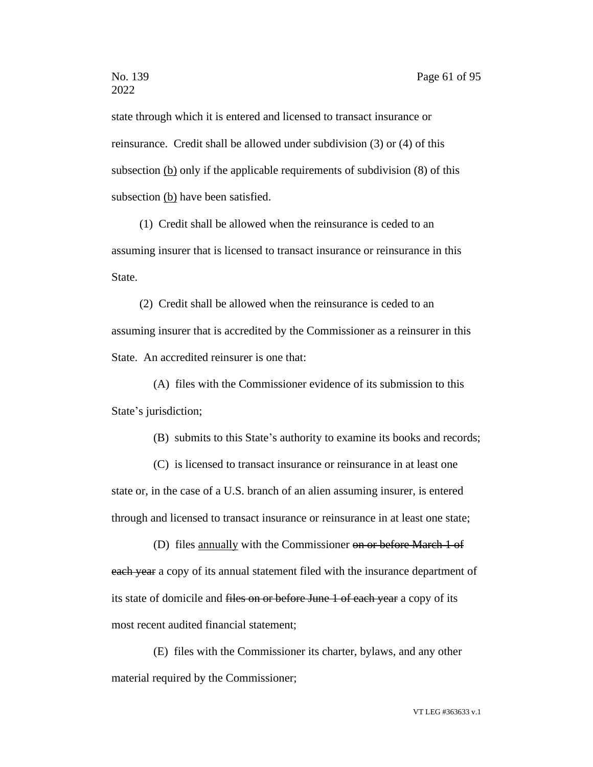state through which it is entered and licensed to transact insurance or reinsurance. Credit shall be allowed under subdivision (3) or (4) of this subsection <u>(b)</u> only if the applicable requirements of subdivision (8) of this subsection <u>(b)</u> have been satisfied.

(1) Credit shall be allowed when the reinsurance is ceded to an assuming insurer that is licensed to transact insurance or reinsurance in this State.

(2) Credit shall be allowed when the reinsurance is ceded to an assuming insurer that is accredited by the Commissioner as a reinsurer in this State. An accredited reinsurer is one that:

(A) files with the Commissioner evidence of its submission to this State's jurisdiction;

(B) submits to this State's authority to examine its books and records;

(C) is licensed to transact insurance or reinsurance in at least one state or, in the case of a U.S. branch of an alien assuming insurer, is entered through and licensed to transact insurance or reinsurance in at least one state;

(D) files <u>annually</u> with the Commissioner ~~on or before March 1 of each year~~ a copy of its annual statement filed with the insurance department of its state of domicile and ~~files on or before June 1 of each year~~ a copy of its most recent audited financial statement;

(E) files with the Commissioner its charter, bylaws, and any other material required by the Commissioner;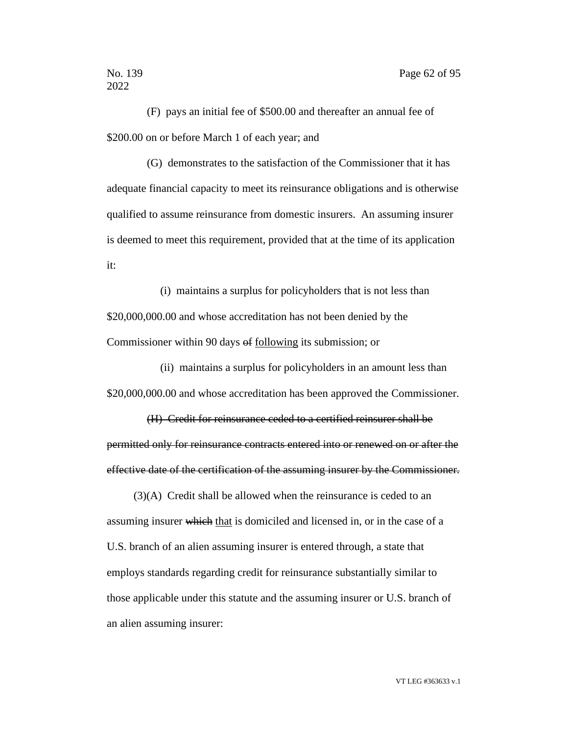(F) pays an initial fee of $500.00 and thereafter an annual fee of $200.00 on or before March 1 of each year; and

(G) demonstrates to the satisfaction of the Commissioner that it has adequate financial capacity to meet its reinsurance obligations and is otherwise qualified to assume reinsurance from domestic insurers. An assuming insurer is deemed to meet this requirement, provided that at the time of its application it:

(i) maintains a surplus for policyholders that is not less than $20,000,000.00 and whose accreditation has not been denied by the Commissioner within 90 days ~~of~~ <u>following</u> its submission; or

(ii) maintains a surplus for policyholders in an amount less than $20,000,000.00 and whose accreditation has been approved the Commissioner.

~~(H) Credit for reinsurance ceded to a certified reinsurer shall be permitted only for reinsurance contracts entered into or renewed on or after the effective date of the certification of the assuming insurer by the Commissioner.~~

(3)(A) Credit shall be allowed when the reinsurance is ceded to an assuming insurer ~~which~~ <u>that</u> is domiciled and licensed in, or in the case of a U.S. branch of an alien assuming insurer is entered through, a state that employs standards regarding credit for reinsurance substantially similar to those applicable under this statute and the assuming insurer or U.S. branch of an alien assuming insurer: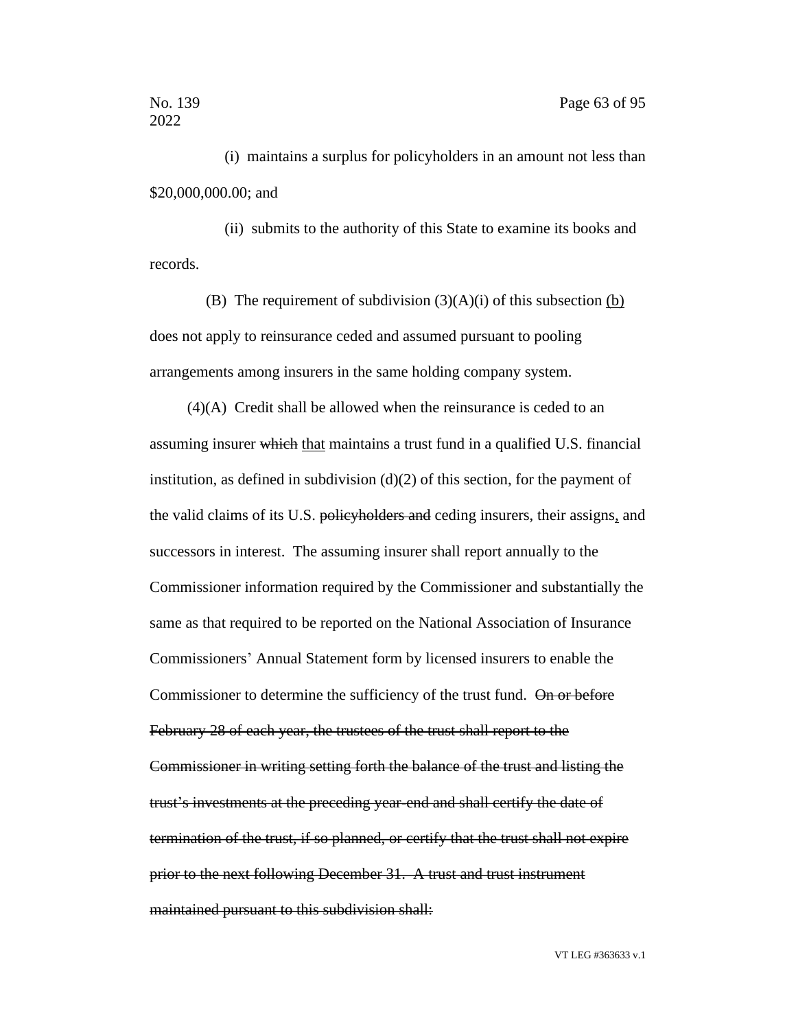(i) maintains a surplus for policyholders in an amount not less than $20,000,000.00; and

(ii) submits to the authority of this State to examine its books and records.

(B) The requirement of subdivision (3)(A)(i) of this subsection <u>(b)</u> does not apply to reinsurance ceded and assumed pursuant to pooling arrangements among insurers in the same holding company system.

(4)(A) Credit shall be allowed when the reinsurance is ceded to an assuming insurer ~~which~~ <u>that</u> maintains a trust fund in a qualified U.S. financial institution, as defined in subdivision (d)(2) of this section, for the payment of the valid claims of its U.S. ~~policyholders and~~ ceding insurers, their assigns<u>,</u> and successors in interest. The assuming insurer shall report annually to the Commissioner information required by the Commissioner and substantially the same as that required to be reported on the National Association of Insurance Commissioners' Annual Statement form by licensed insurers to enable the Commissioner to determine the sufficiency of the trust fund. ~~On or before February 28 of each year, the trustees of the trust shall report to the Commissioner in writing setting forth the balance of the trust and listing the trust's investments at the preceding year-end and shall certify the date of termination of the trust, if so planned, or certify that the trust shall not expire prior to the next following December 31. A trust and trust instrument maintained pursuant to this subdivision shall:~~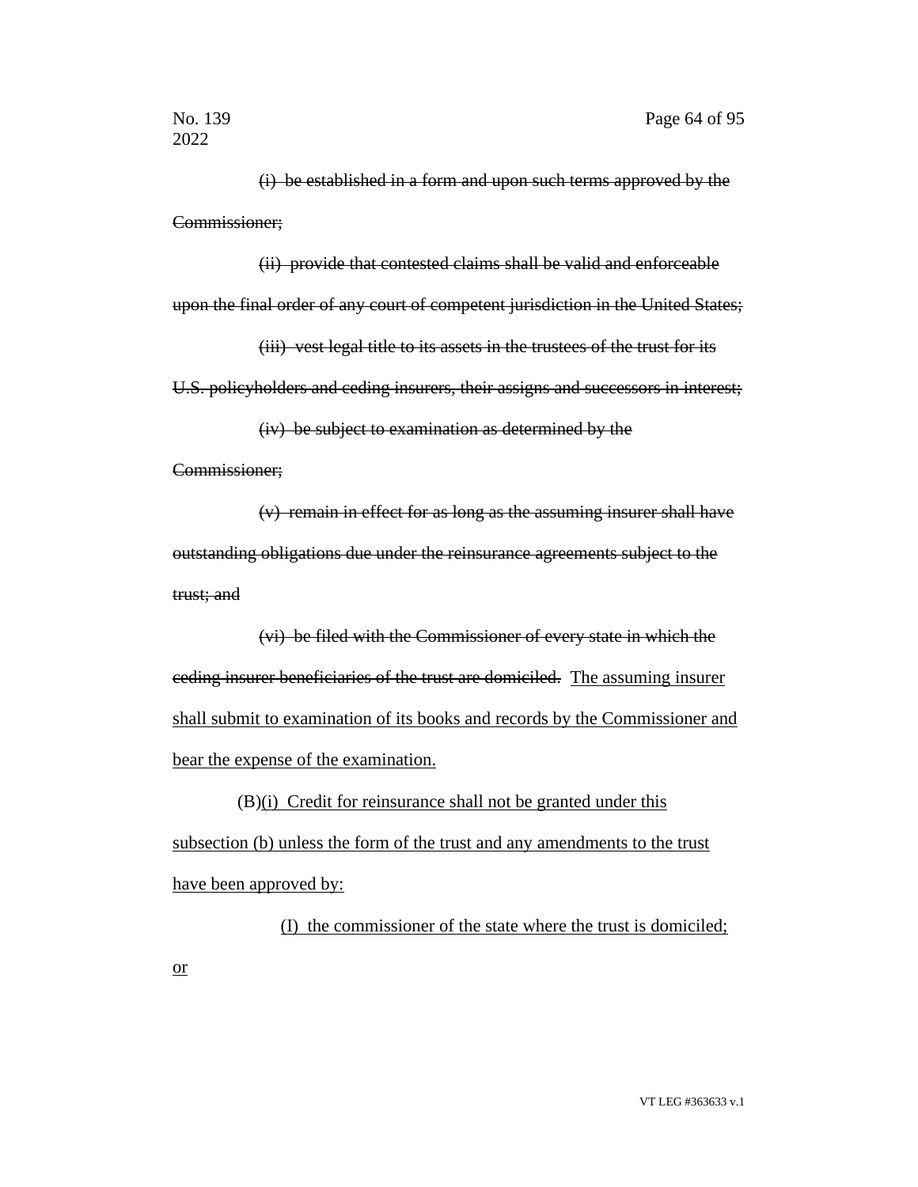~~(i) be established in a form and upon such terms approved by the Commissioner;~~

~~(ii) provide that contested claims shall be valid and enforceable upon the final order of any court of competent jurisdiction in the United States;~~

~~(iii) vest legal title to its assets in the trustees of the trust for its U.S. policyholders and ceding insurers, their assigns and successors in interest;~~

~~(iv) be subject to examination as determined by the Commissioner;~~

~~(v) remain in effect for as long as the assuming insurer shall have outstanding obligations due under the reinsurance agreements subject to the trust; and~~

~~(vi) be filed with the Commissioner of every state in which the ceding insurer beneficiaries of the trust are domiciled.~~ <u>The assuming insurer shall submit to examination of its books and records by the Commissioner and bear the expense of the examination.</u>

(B)<u>(i) Credit for reinsurance shall not be granted under this subsection (b) unless the form of the trust and any amendments to the trust have been approved by:</u>

<u>(I) the commissioner of the state where the trust is domiciled; or</u>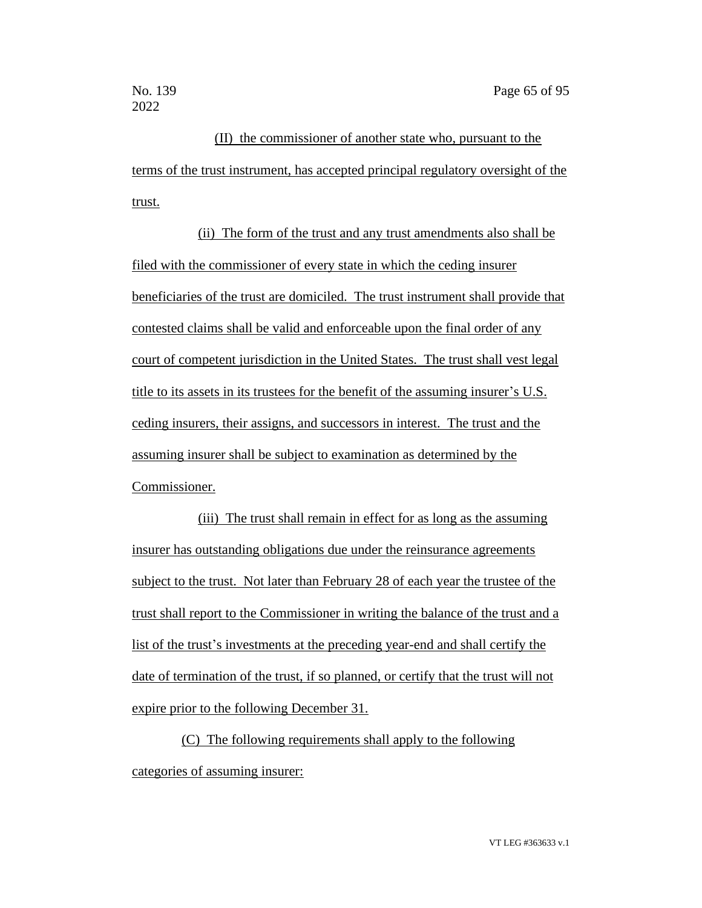(II) the commissioner of another state who, pursuant to the terms of the trust instrument, has accepted principal regulatory oversight of the trust.

(ii) The form of the trust and any trust amendments also shall be filed with the commissioner of every state in which the ceding insurer beneficiaries of the trust are domiciled. The trust instrument shall provide that contested claims shall be valid and enforceable upon the final order of any court of competent jurisdiction in the United States. The trust shall vest legal title to its assets in its trustees for the benefit of the assuming insurer's U.S. ceding insurers, their assigns, and successors in interest. The trust and the assuming insurer shall be subject to examination as determined by the Commissioner.

(iii) The trust shall remain in effect for as long as the assuming insurer has outstanding obligations due under the reinsurance agreements subject to the trust. Not later than February 28 of each year the trustee of the trust shall report to the Commissioner in writing the balance of the trust and a list of the trust's investments at the preceding year-end and shall certify the date of termination of the trust, if so planned, or certify that the trust will not expire prior to the following December 31.

(C) The following requirements shall apply to the following categories of assuming insurer: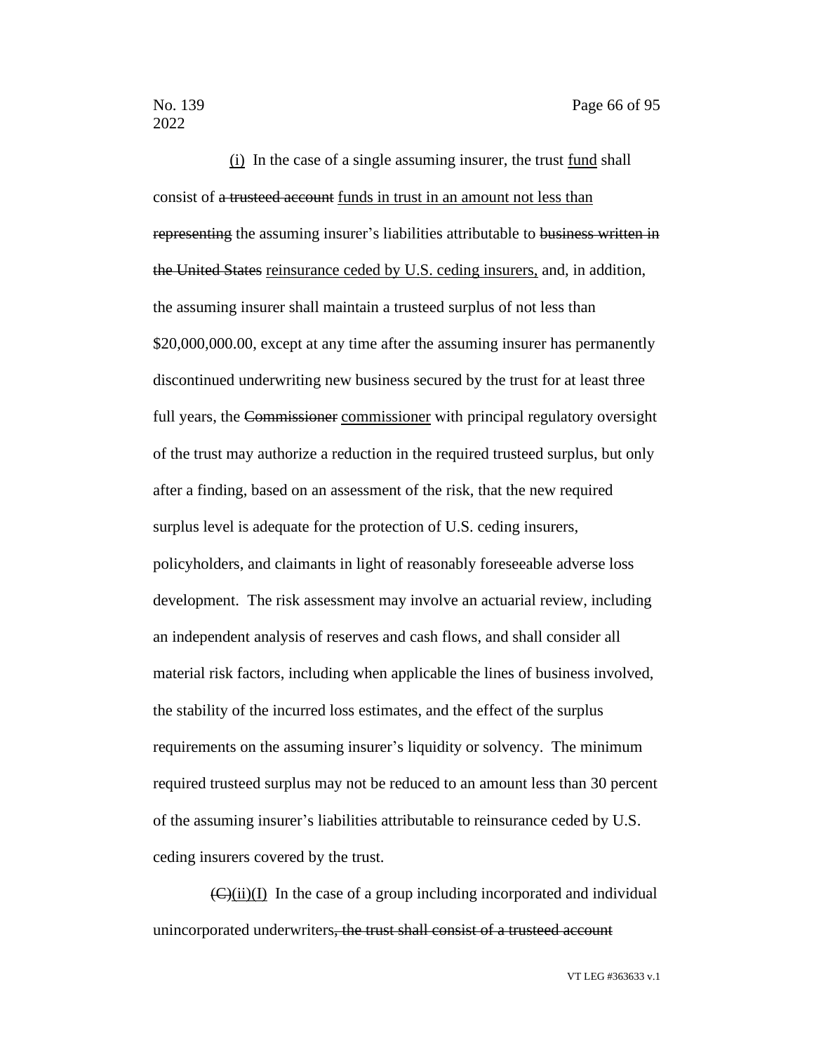(i) In the case of a single assuming insurer, the trust fund shall consist of ~~a trusteed account~~ funds in trust in an amount not less than ~~representing~~ the assuming insurer's liabilities attributable to ~~business written in the United States~~ reinsurance ceded by U.S. ceding insurers, and, in addition, the assuming insurer shall maintain a trusteed surplus of not less than $20,000,000.00, except at any time after the assuming insurer has permanently discontinued underwriting new business secured by the trust for at least three full years, the ~~Commissioner~~ commissioner with principal regulatory oversight of the trust may authorize a reduction in the required trusteed surplus, but only after a finding, based on an assessment of the risk, that the new required surplus level is adequate for the protection of U.S. ceding insurers, policyholders, and claimants in light of reasonably foreseeable adverse loss development. The risk assessment may involve an actuarial review, including an independent analysis of reserves and cash flows, and shall consider all material risk factors, including when applicable the lines of business involved, the stability of the incurred loss estimates, and the effect of the surplus requirements on the assuming insurer's liquidity or solvency. The minimum required trusteed surplus may not be reduced to an amount less than 30 percent of the assuming insurer's liabilities attributable to reinsurance ceded by U.S. ceding insurers covered by the trust.

~~(C)~~(ii)(I) In the case of a group including incorporated and individual unincorporated underwriters~~, the trust shall consist of a trusteed account~~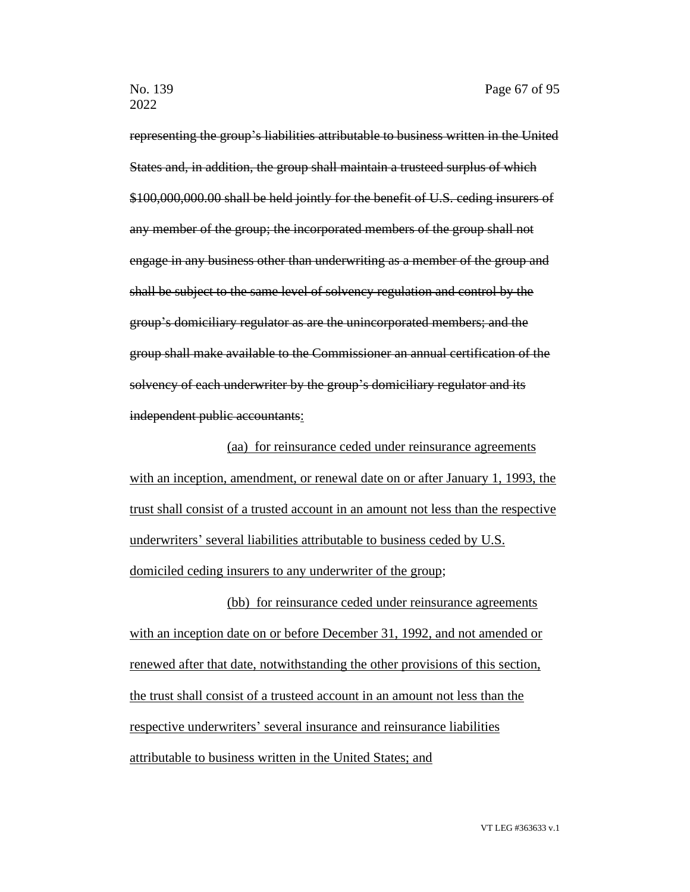~~representing the group's liabilities attributable to business written in the United States and, in addition, the group shall maintain a trusteed surplus of which $100,000,000.00 shall be held jointly for the benefit of U.S. ceding insurers of any member of the group; the incorporated members of the group shall not engage in any business other than underwriting as a member of the group and shall be subject to the same level of solvency regulation and control by the group's domiciliary regulator as are the unincorporated members; and the group shall make available to the Commissioner an annual certification of the solvency of each underwriter by the group's domiciliary regulator and its independent public accountants.~~<u>:</u>

<u>(aa) for reinsurance ceded under reinsurance agreements with an inception, amendment, or renewal date on or after January 1, 1993, the trust shall consist of a trusted account in an amount not less than the respective underwriters' several liabilities attributable to business ceded by U.S. domiciled ceding insurers to any underwriter of the group</u>;

<u>(bb) for reinsurance ceded under reinsurance agreements with an inception date on or before December 31, 1992, and not amended or renewed after that date, notwithstanding the other provisions of this section, the trust shall consist of a trusteed account in an amount not less than the respective underwriters' several insurance and reinsurance liabilities attributable to business written in the United States; and</u>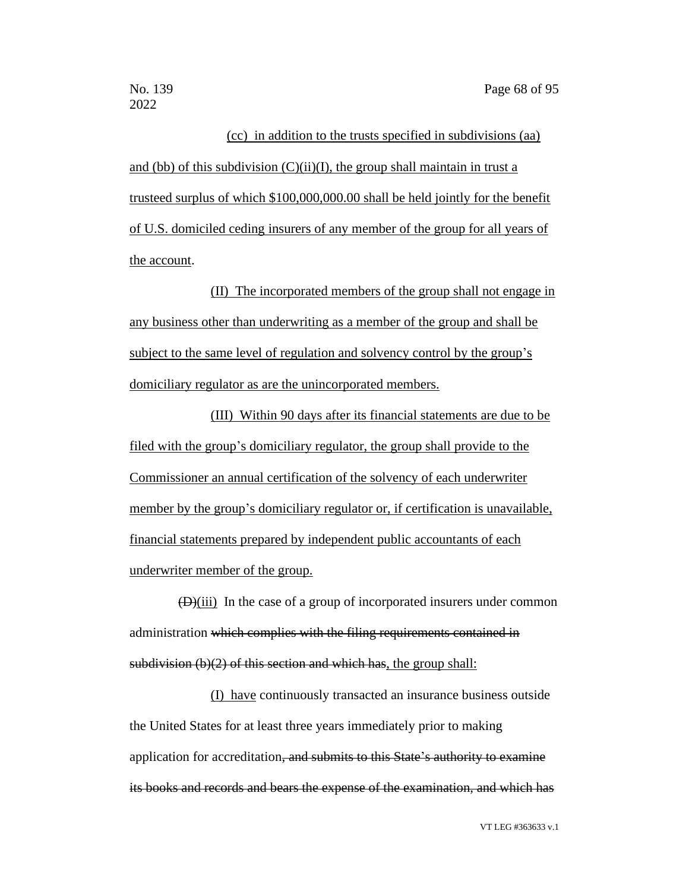(cc) in addition to the trusts specified in subdivisions (aa) and (bb) of this subdivision (C)(ii)(I), the group shall maintain in trust a trusteed surplus of which $100,000,000.00 shall be held jointly for the benefit of U.S. domiciled ceding insurers of any member of the group for all years of the account.

(II) The incorporated members of the group shall not engage in any business other than underwriting as a member of the group and shall be subject to the same level of regulation and solvency control by the group's domiciliary regulator as are the unincorporated members.

(III) Within 90 days after its financial statements are due to be filed with the group's domiciliary regulator, the group shall provide to the Commissioner an annual certification of the solvency of each underwriter member by the group's domiciliary regulator or, if certification is unavailable, financial statements prepared by independent public accountants of each underwriter member of the group.

~~(D)~~(iii) In the case of a group of incorporated insurers under common administration ~~which complies with the filing requirements contained in subdivision (b)(2) of this section and which has~~, the group shall:

(I) have continuously transacted an insurance business outside the United States for at least three years immediately prior to making application for accreditation~~, and submits to this State's authority to examine its books and records and bears the expense of the examination, and which has~~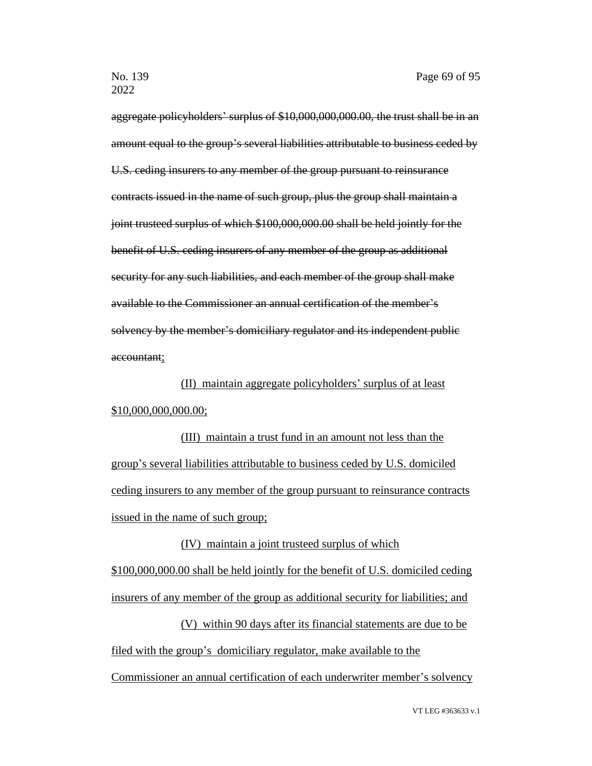~~aggregate policyholders' surplus of $10,000,000,000.00, the trust shall be in an amount equal to the group's several liabilities attributable to business ceded by U.S. ceding insurers to any member of the group pursuant to reinsurance contracts issued in the name of such group, plus the group shall maintain a joint trusteed surplus of which $100,000,000.00 shall be held jointly for the benefit of U.S. ceding insurers of any member of the group as additional security for any such liabilities, and each member of the group shall make available to the Commissioner an annual certification of the member's solvency by the member's domiciliary regulator and its independent public accountant~~<u>;</u>

<u>(II) maintain aggregate policyholders' surplus of at least $10,000,000,000.00;</u>

<u>(III) maintain a trust fund in an amount not less than the group's several liabilities attributable to business ceded by U.S. domiciled ceding insurers to any member of the group pursuant to reinsurance contracts issued in the name of such group;</u>

<u>(IV) maintain a joint trusteed surplus of which $100,000,000.00 shall be held jointly for the benefit of U.S. domiciled ceding insurers of any member of the group as additional security for liabilities; and</u>

<u>(V) within 90 days after its financial statements are due to be filed with the group's domiciliary regulator, make available to the Commissioner an annual certification of each underwriter member's solvency</u>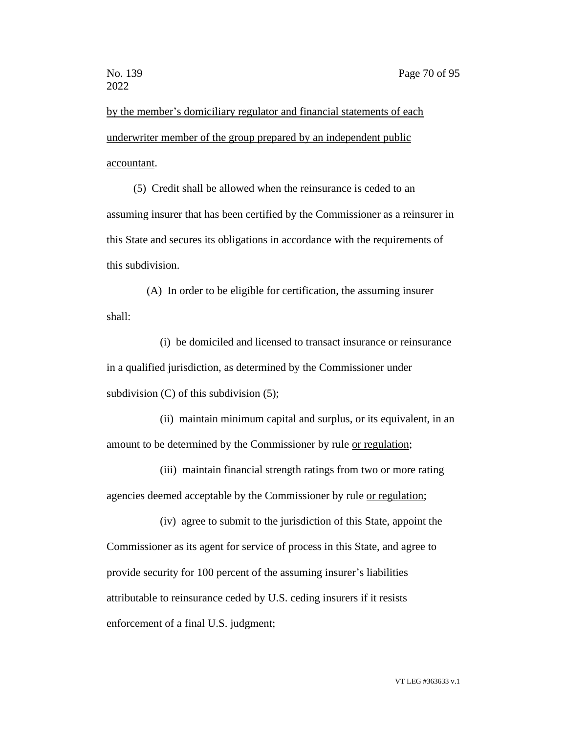by the member's domiciliary regulator and financial statements of each underwriter member of the group prepared by an independent public accountant.

(5) Credit shall be allowed when the reinsurance is ceded to an assuming insurer that has been certified by the Commissioner as a reinsurer in this State and secures its obligations in accordance with the requirements of this subdivision.

(A) In order to be eligible for certification, the assuming insurer shall:

(i) be domiciled and licensed to transact insurance or reinsurance in a qualified jurisdiction, as determined by the Commissioner under subdivision (C) of this subdivision (5);

(ii) maintain minimum capital and surplus, or its equivalent, in an amount to be determined by the Commissioner by rule or regulation;

(iii) maintain financial strength ratings from two or more rating agencies deemed acceptable by the Commissioner by rule or regulation;

(iv) agree to submit to the jurisdiction of this State, appoint the Commissioner as its agent for service of process in this State, and agree to provide security for 100 percent of the assuming insurer's liabilities attributable to reinsurance ceded by U.S. ceding insurers if it resists enforcement of a final U.S. judgment;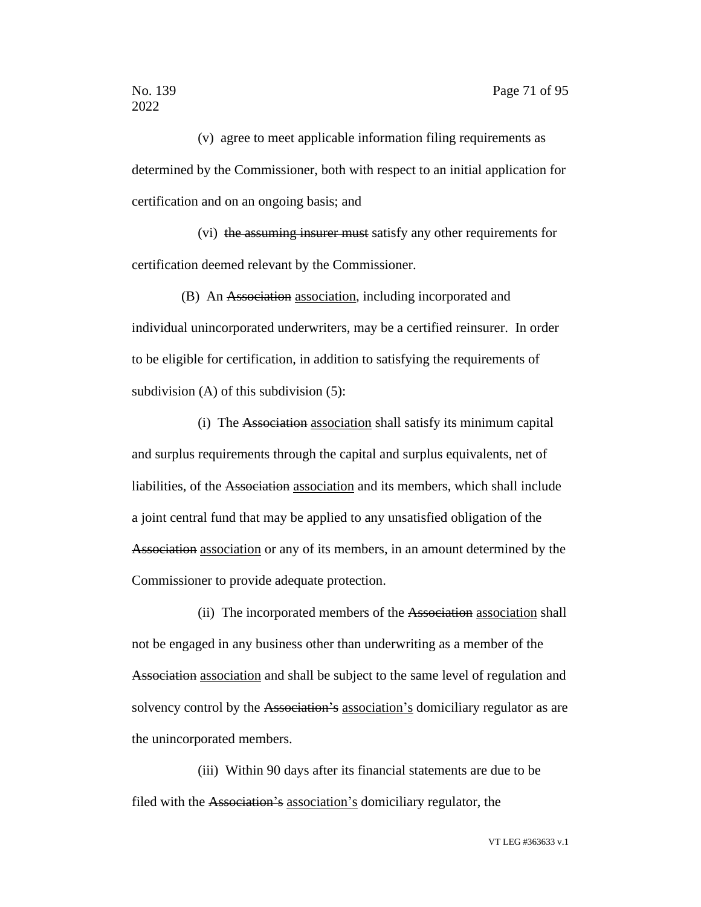(v) agree to meet applicable information filing requirements as determined by the Commissioner, both with respect to an initial application for certification and on an ongoing basis; and

(vi) ~~the assuming insurer must~~ satisfy any other requirements for certification deemed relevant by the Commissioner.

(B) An ~~Association~~ <u>association</u>, including incorporated and individual unincorporated underwriters, may be a certified reinsurer. In order to be eligible for certification, in addition to satisfying the requirements of subdivision (A) of this subdivision (5):

(i) The ~~Association~~ <u>association</u> shall satisfy its minimum capital and surplus requirements through the capital and surplus equivalents, net of liabilities, of the ~~Association~~ <u>association</u> and its members, which shall include a joint central fund that may be applied to any unsatisfied obligation of the ~~Association~~ <u>association</u> or any of its members, in an amount determined by the Commissioner to provide adequate protection.

(ii) The incorporated members of the ~~Association~~ <u>association</u> shall not be engaged in any business other than underwriting as a member of the ~~Association~~ <u>association</u> and shall be subject to the same level of regulation and solvency control by the ~~Association's~~ <u>association's</u> domiciliary regulator as are the unincorporated members.

(iii) Within 90 days after its financial statements are due to be filed with the ~~Association's~~ <u>association's</u> domiciliary regulator, the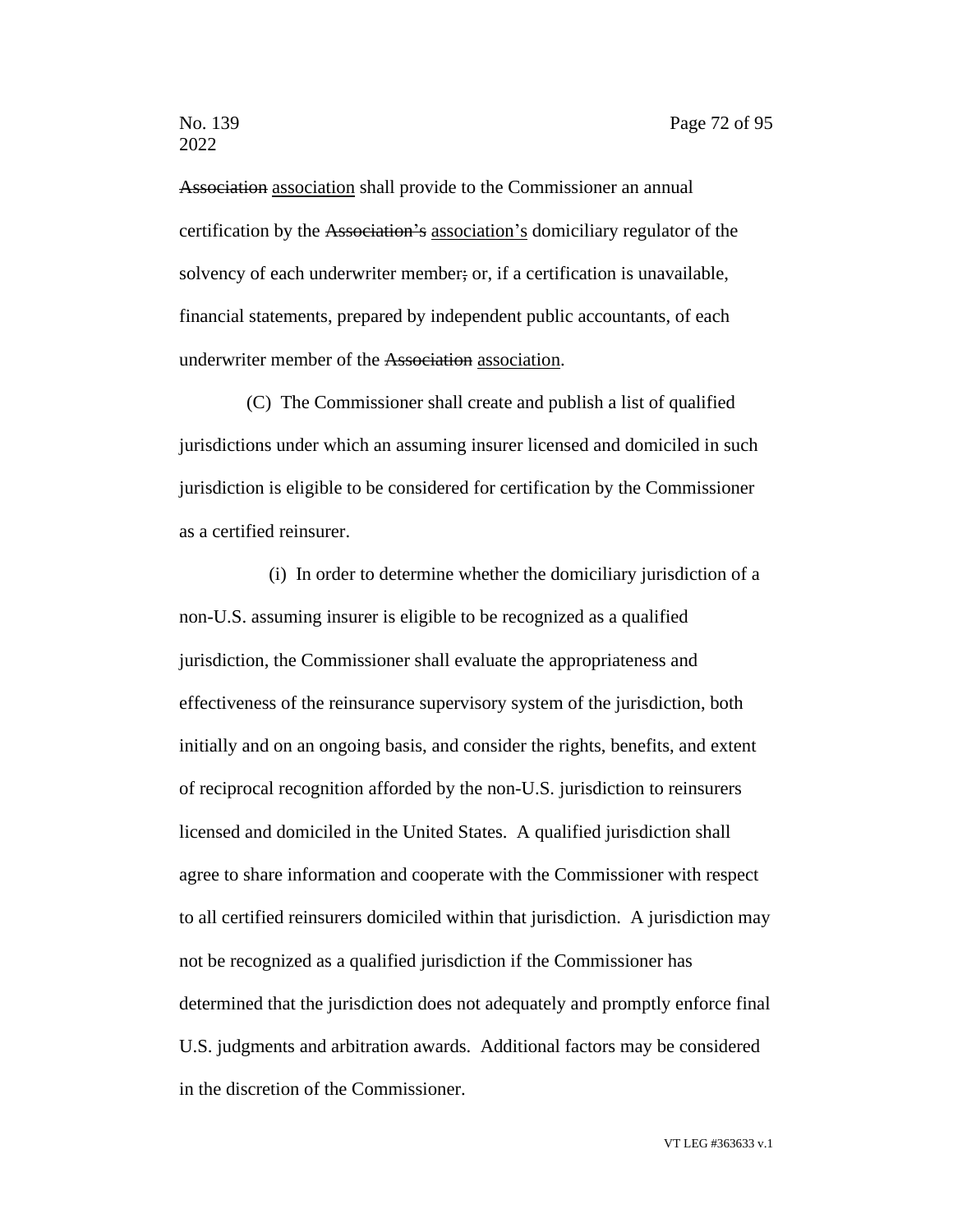~~Association~~ <u>association</u> shall provide to the Commissioner an annual certification by the ~~Association's~~ <u>association's</u> domiciliary regulator of the solvency of each underwriter member~~;~~ or, if a certification is unavailable, financial statements, prepared by independent public accountants, of each underwriter member of the ~~Association~~ <u>association</u>.

(C) The Commissioner shall create and publish a list of qualified jurisdictions under which an assuming insurer licensed and domiciled in such jurisdiction is eligible to be considered for certification by the Commissioner as a certified reinsurer.

(i) In order to determine whether the domiciliary jurisdiction of a non-U.S. assuming insurer is eligible to be recognized as a qualified jurisdiction, the Commissioner shall evaluate the appropriateness and effectiveness of the reinsurance supervisory system of the jurisdiction, both initially and on an ongoing basis, and consider the rights, benefits, and extent of reciprocal recognition afforded by the non-U.S. jurisdiction to reinsurers licensed and domiciled in the United States. A qualified jurisdiction shall agree to share information and cooperate with the Commissioner with respect to all certified reinsurers domiciled within that jurisdiction. A jurisdiction may not be recognized as a qualified jurisdiction if the Commissioner has determined that the jurisdiction does not adequately and promptly enforce final U.S. judgments and arbitration awards. Additional factors may be considered in the discretion of the Commissioner.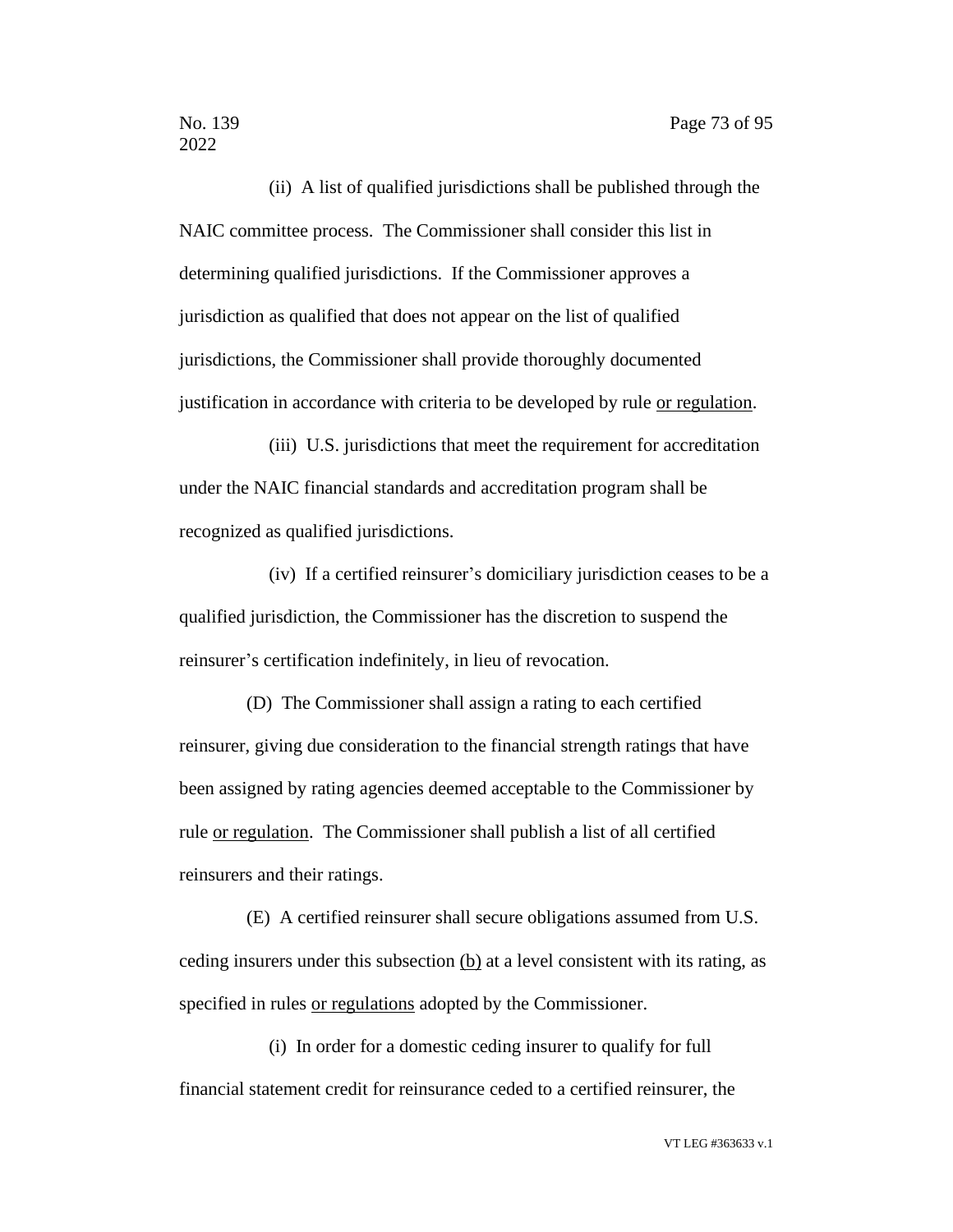(ii) A list of qualified jurisdictions shall be published through the NAIC committee process. The Commissioner shall consider this list in determining qualified jurisdictions. If the Commissioner approves a jurisdiction as qualified that does not appear on the list of qualified jurisdictions, the Commissioner shall provide thoroughly documented justification in accordance with criteria to be developed by rule <u>or regulation</u>.

(iii) U.S. jurisdictions that meet the requirement for accreditation under the NAIC financial standards and accreditation program shall be recognized as qualified jurisdictions.

(iv) If a certified reinsurer's domiciliary jurisdiction ceases to be a qualified jurisdiction, the Commissioner has the discretion to suspend the reinsurer's certification indefinitely, in lieu of revocation.

(D) The Commissioner shall assign a rating to each certified reinsurer, giving due consideration to the financial strength ratings that have been assigned by rating agencies deemed acceptable to the Commissioner by rule <u>or regulation</u>. The Commissioner shall publish a list of all certified reinsurers and their ratings.

(E) A certified reinsurer shall secure obligations assumed from U.S. ceding insurers under this subsection <u>(b)</u> at a level consistent with its rating, as specified in rules <u>or regulations</u> adopted by the Commissioner.

(i) In order for a domestic ceding insurer to qualify for full financial statement credit for reinsurance ceded to a certified reinsurer, the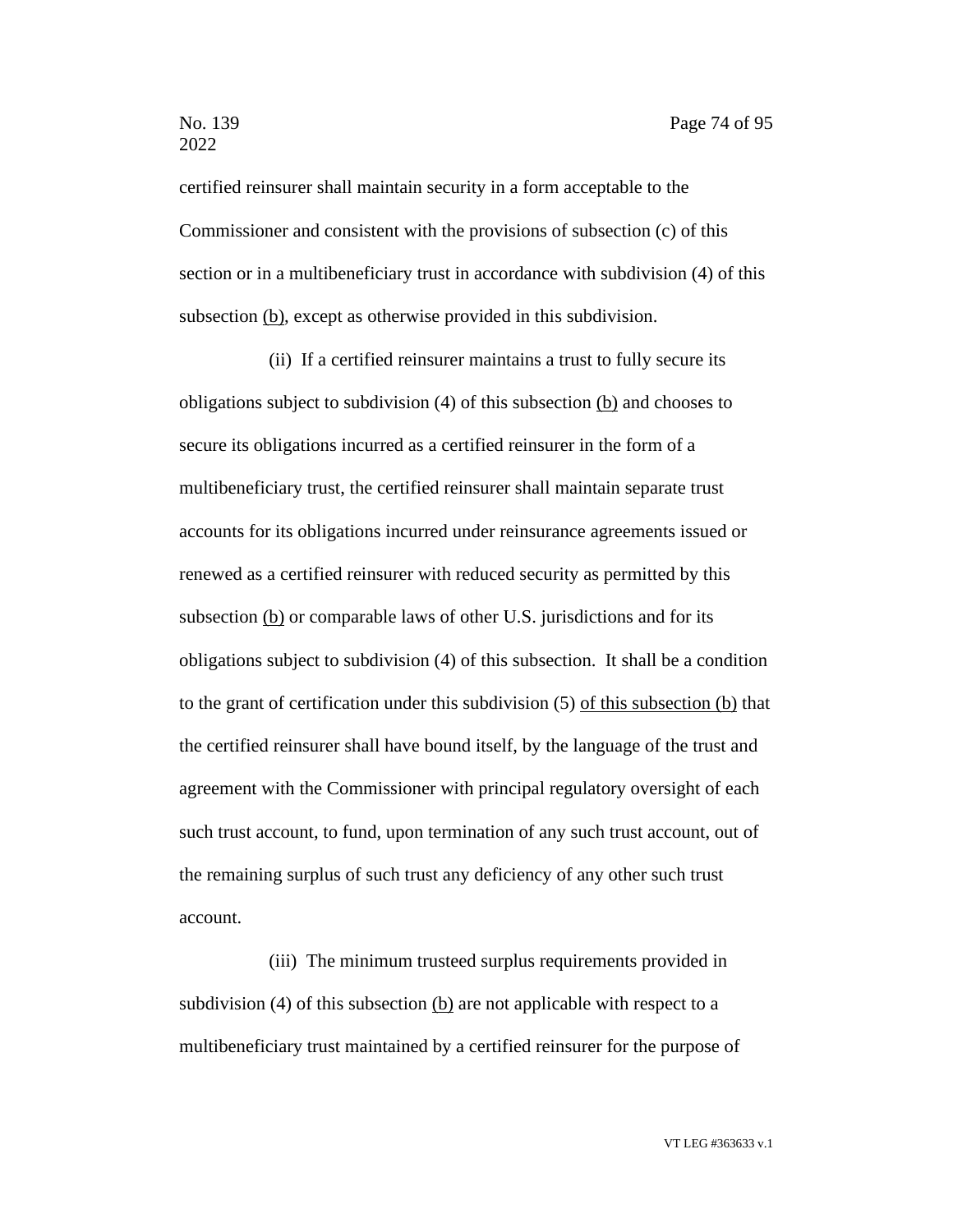certified reinsurer shall maintain security in a form acceptable to the Commissioner and consistent with the provisions of subsection (c) of this section or in a multibeneficiary trust in accordance with subdivision (4) of this subsection <u>(b)</u>, except as otherwise provided in this subdivision.

(ii) If a certified reinsurer maintains a trust to fully secure its obligations subject to subdivision (4) of this subsection <u>(b)</u> and chooses to secure its obligations incurred as a certified reinsurer in the form of a multibeneficiary trust, the certified reinsurer shall maintain separate trust accounts for its obligations incurred under reinsurance agreements issued or renewed as a certified reinsurer with reduced security as permitted by this subsection <u>(b)</u> or comparable laws of other U.S. jurisdictions and for its obligations subject to subdivision (4) of this subsection. It shall be a condition to the grant of certification under this subdivision (5) <u>of this subsection (b)</u> that the certified reinsurer shall have bound itself, by the language of the trust and agreement with the Commissioner with principal regulatory oversight of each such trust account, to fund, upon termination of any such trust account, out of the remaining surplus of such trust any deficiency of any other such trust account.

(iii) The minimum trusteed surplus requirements provided in subdivision (4) of this subsection <u>(b)</u> are not applicable with respect to a multibeneficiary trust maintained by a certified reinsurer for the purpose of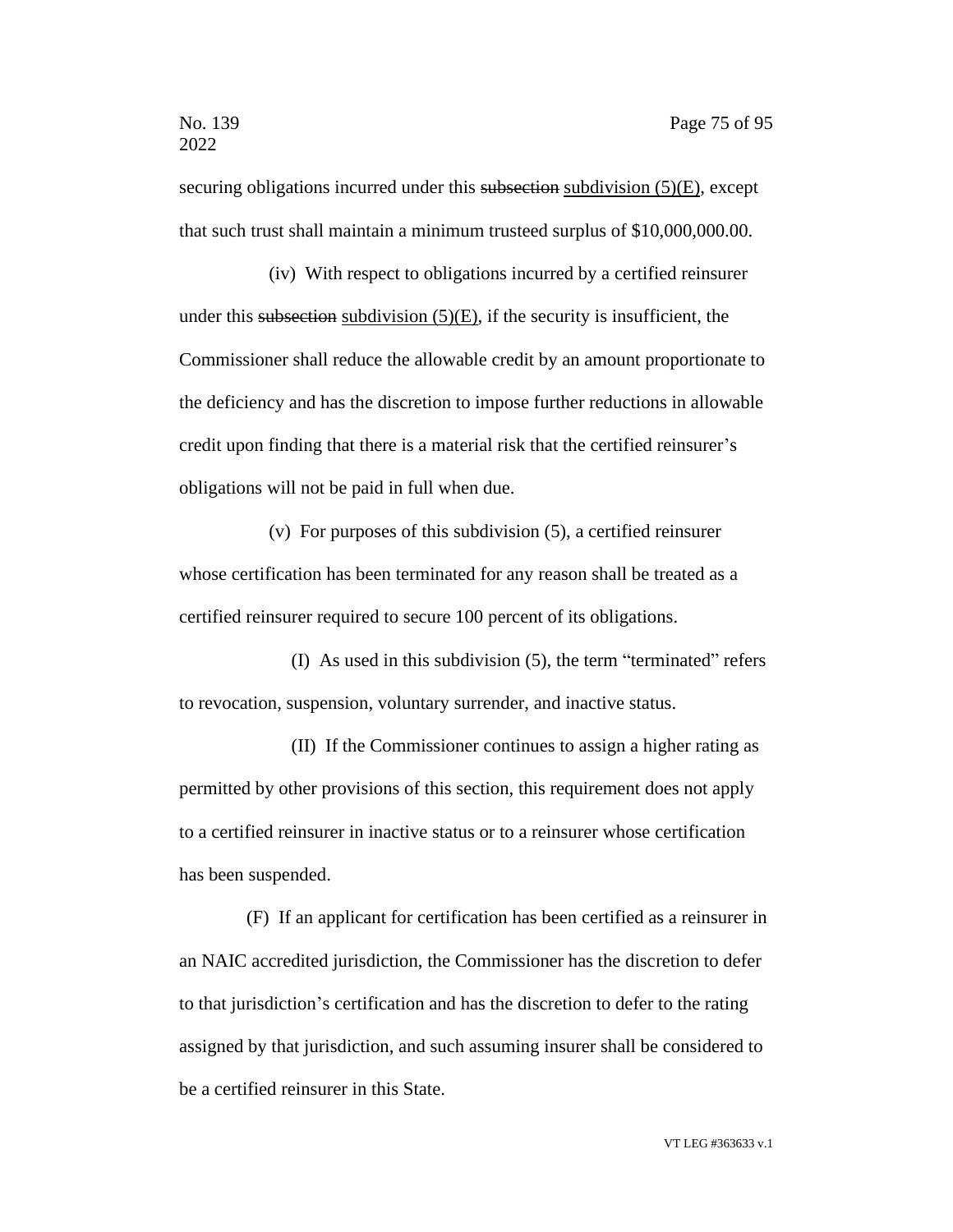securing obligations incurred under this ~~subsection~~ subdivision (5)(E), except that such trust shall maintain a minimum trusteed surplus of $10,000,000.00.

(iv) With respect to obligations incurred by a certified reinsurer under this ~~subsection~~ subdivision (5)(E), if the security is insufficient, the Commissioner shall reduce the allowable credit by an amount proportionate to the deficiency and has the discretion to impose further reductions in allowable credit upon finding that there is a material risk that the certified reinsurer's obligations will not be paid in full when due.

(v) For purposes of this subdivision (5), a certified reinsurer whose certification has been terminated for any reason shall be treated as a certified reinsurer required to secure 100 percent of its obligations.

(I) As used in this subdivision (5), the term "terminated" refers to revocation, suspension, voluntary surrender, and inactive status.

(II) If the Commissioner continues to assign a higher rating as permitted by other provisions of this section, this requirement does not apply to a certified reinsurer in inactive status or to a reinsurer whose certification has been suspended.

(F) If an applicant for certification has been certified as a reinsurer in an NAIC accredited jurisdiction, the Commissioner has the discretion to defer to that jurisdiction's certification and has the discretion to defer to the rating assigned by that jurisdiction, and such assuming insurer shall be considered to be a certified reinsurer in this State.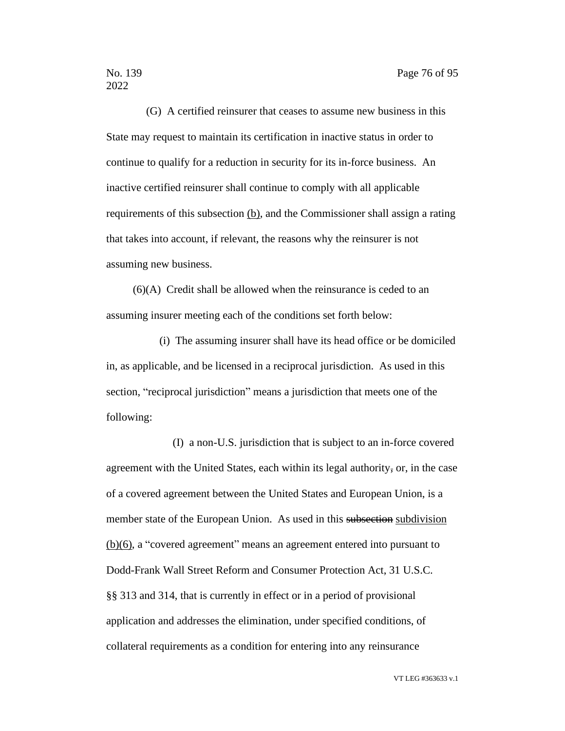(G) A certified reinsurer that ceases to assume new business in this State may request to maintain its certification in inactive status in order to continue to qualify for a reduction in security for its in-force business. An inactive certified reinsurer shall continue to comply with all applicable requirements of this subsection <u>(b)</u>, and the Commissioner shall assign a rating that takes into account, if relevant, the reasons why the reinsurer is not assuming new business.

(6)(A) Credit shall be allowed when the reinsurance is ceded to an assuming insurer meeting each of the conditions set forth below:

(i) The assuming insurer shall have its head office or be domiciled in, as applicable, and be licensed in a reciprocal jurisdiction. As used in this section, "reciprocal jurisdiction" means a jurisdiction that meets one of the following:

(I) a non-U.S. jurisdiction that is subject to an in-force covered agreement with the United States, each within its legal authority~~,~~ or, in the case of a covered agreement between the United States and European Union, is a member state of the European Union. As used in this ~~subsection~~ <u>subdivision (b)(6)</u>, a "covered agreement" means an agreement entered into pursuant to Dodd-Frank Wall Street Reform and Consumer Protection Act, 31 U.S.C. §§ 313 and 314, that is currently in effect or in a period of provisional application and addresses the elimination, under specified conditions, of collateral requirements as a condition for entering into any reinsurance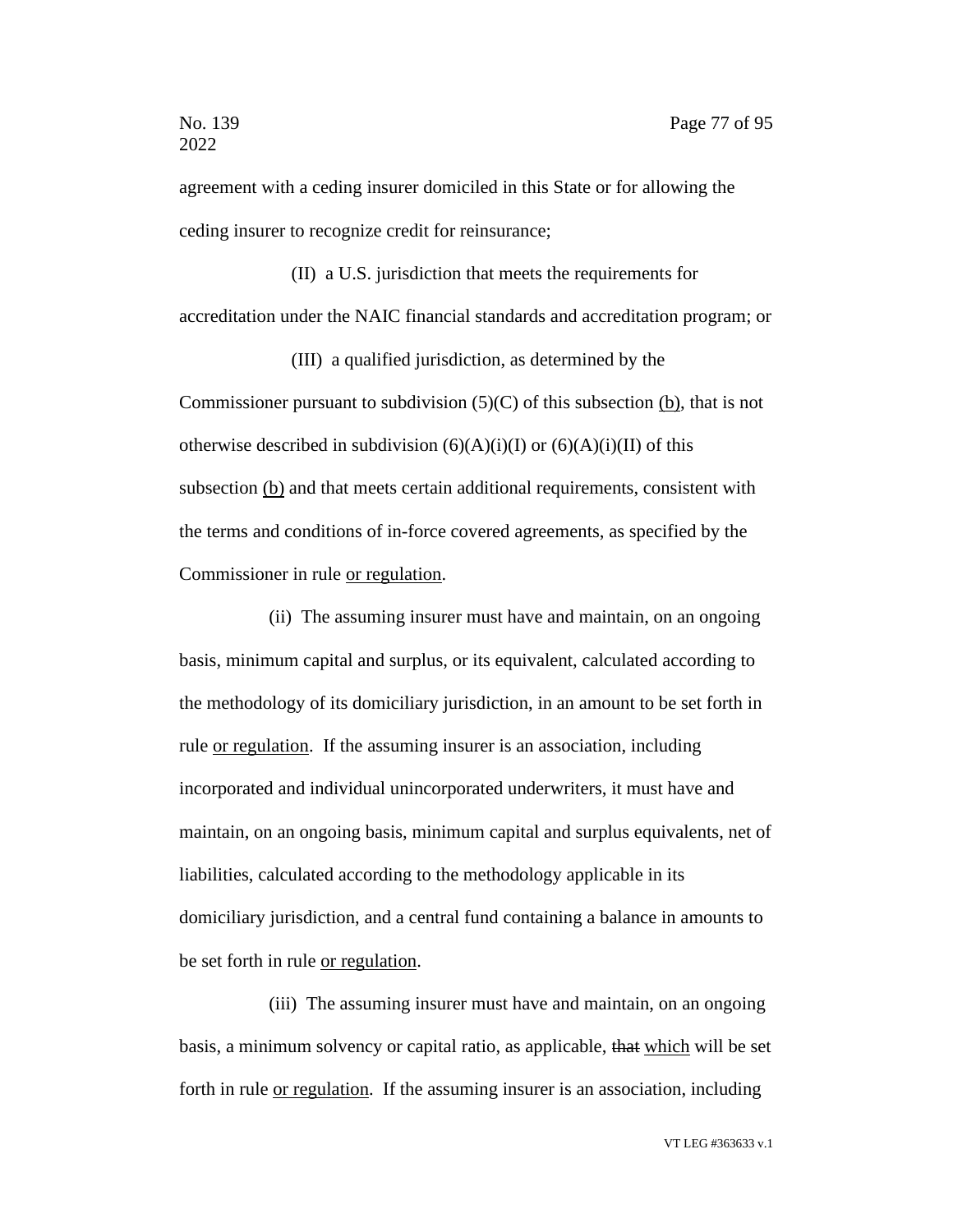agreement with a ceding insurer domiciled in this State or for allowing the ceding insurer to recognize credit for reinsurance;

(II) a U.S. jurisdiction that meets the requirements for accreditation under the NAIC financial standards and accreditation program; or

(III) a qualified jurisdiction, as determined by the Commissioner pursuant to subdivision (5)(C) of this subsection <u>(b)</u>, that is not otherwise described in subdivision (6)(A)(i)(I) or (6)(A)(i)(II) of this subsection <u>(b)</u> and that meets certain additional requirements, consistent with the terms and conditions of in-force covered agreements, as specified by the Commissioner in rule <u>or regulation</u>.

(ii) The assuming insurer must have and maintain, on an ongoing basis, minimum capital and surplus, or its equivalent, calculated according to the methodology of its domiciliary jurisdiction, in an amount to be set forth in rule <u>or regulation</u>. If the assuming insurer is an association, including incorporated and individual unincorporated underwriters, it must have and maintain, on an ongoing basis, minimum capital and surplus equivalents, net of liabilities, calculated according to the methodology applicable in its domiciliary jurisdiction, and a central fund containing a balance in amounts to be set forth in rule <u>or regulation</u>.

(iii) The assuming insurer must have and maintain, on an ongoing basis, a minimum solvency or capital ratio, as applicable, ~~that~~ <u>which</u> will be set forth in rule <u>or regulation</u>. If the assuming insurer is an association, including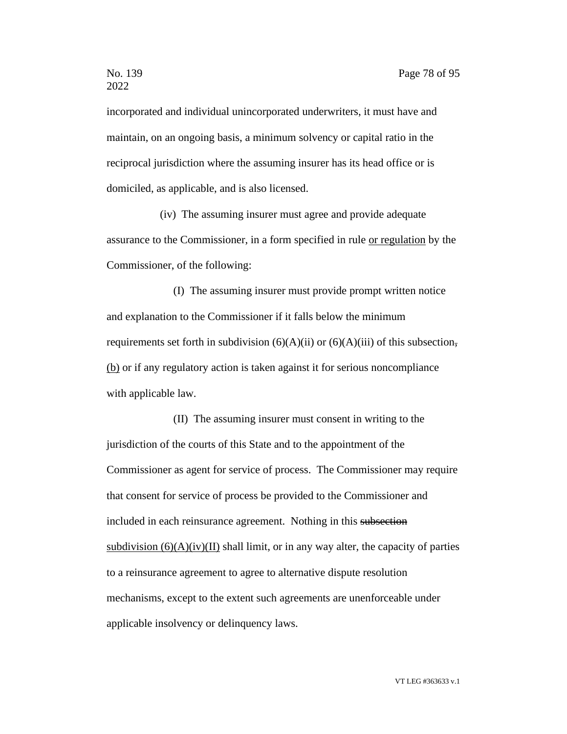incorporated and individual unincorporated underwriters, it must have and maintain, on an ongoing basis, a minimum solvency or capital ratio in the reciprocal jurisdiction where the assuming insurer has its head office or is domiciled, as applicable, and is also licensed.

(iv) The assuming insurer must agree and provide adequate assurance to the Commissioner, in a form specified in rule <u>or regulation</u> by the Commissioner, of the following:

(I) The assuming insurer must provide prompt written notice and explanation to the Commissioner if it falls below the minimum requirements set forth in subdivision (6)(A)(ii) or (6)(A)(iii) of this subsection~~,~~ <u>(b)</u> or if any regulatory action is taken against it for serious noncompliance with applicable law.

(II) The assuming insurer must consent in writing to the jurisdiction of the courts of this State and to the appointment of the Commissioner as agent for service of process. The Commissioner may require that consent for service of process be provided to the Commissioner and included in each reinsurance agreement. Nothing in this ~~subsection~~ <u>subdivision (6)(A)(iv)(II)</u> shall limit, or in any way alter, the capacity of parties to a reinsurance agreement to agree to alternative dispute resolution mechanisms, except to the extent such agreements are unenforceable under applicable insolvency or delinquency laws.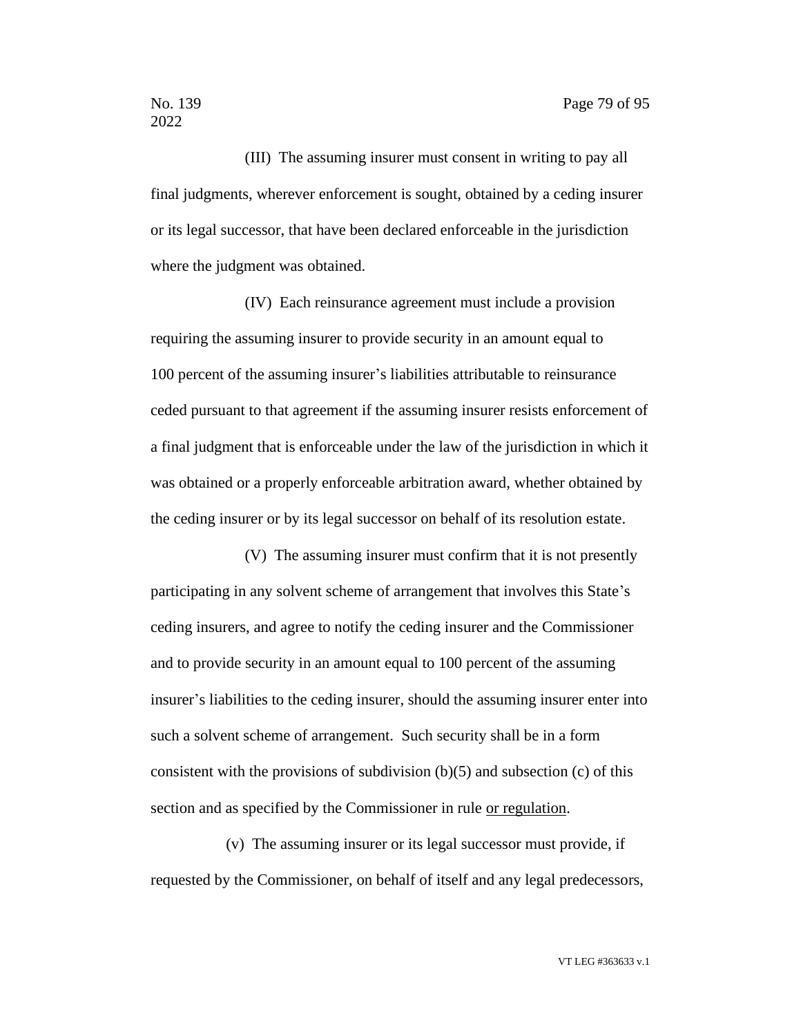(III) The assuming insurer must consent in writing to pay all final judgments, wherever enforcement is sought, obtained by a ceding insurer or its legal successor, that have been declared enforceable in the jurisdiction where the judgment was obtained.

(IV) Each reinsurance agreement must include a provision requiring the assuming insurer to provide security in an amount equal to 100 percent of the assuming insurer's liabilities attributable to reinsurance ceded pursuant to that agreement if the assuming insurer resists enforcement of a final judgment that is enforceable under the law of the jurisdiction in which it was obtained or a properly enforceable arbitration award, whether obtained by the ceding insurer or by its legal successor on behalf of its resolution estate.

(V) The assuming insurer must confirm that it is not presently participating in any solvent scheme of arrangement that involves this State's ceding insurers, and agree to notify the ceding insurer and the Commissioner and to provide security in an amount equal to 100 percent of the assuming insurer's liabilities to the ceding insurer, should the assuming insurer enter into such a solvent scheme of arrangement. Such security shall be in a form consistent with the provisions of subdivision (b)(5) and subsection (c) of this section and as specified by the Commissioner in rule <u>or regulation</u>.

(v) The assuming insurer or its legal successor must provide, if requested by the Commissioner, on behalf of itself and any legal predecessors,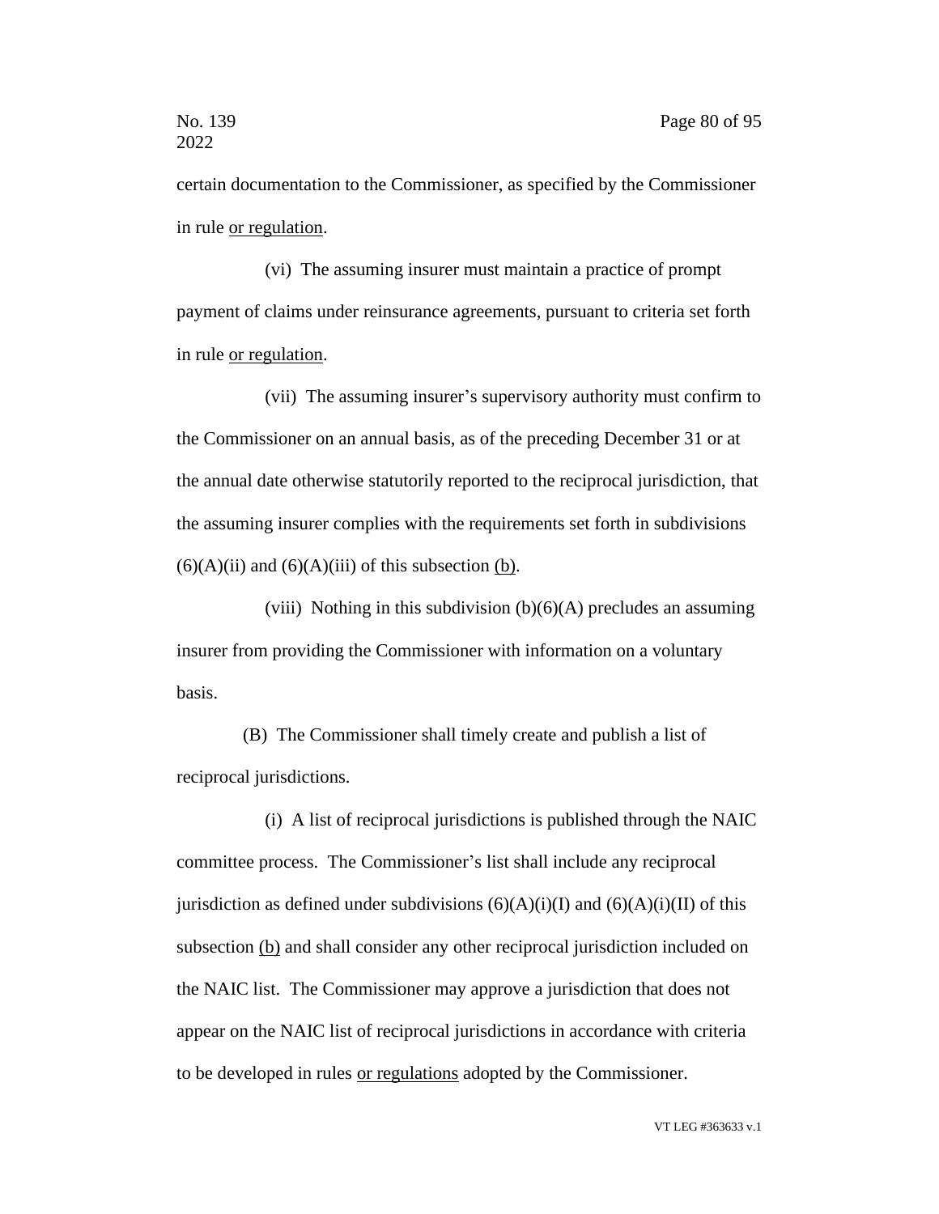certain documentation to the Commissioner, as specified by the Commissioner in rule <u>or regulation</u>.

(vi) The assuming insurer must maintain a practice of prompt payment of claims under reinsurance agreements, pursuant to criteria set forth in rule <u>or regulation</u>.

(vii) The assuming insurer's supervisory authority must confirm to the Commissioner on an annual basis, as of the preceding December 31 or at the annual date otherwise statutorily reported to the reciprocal jurisdiction, that the assuming insurer complies with the requirements set forth in subdivisions (6)(A)(ii) and (6)(A)(iii) of this subsection <u>(b)</u>.

(viii) Nothing in this subdivision (b)(6)(A) precludes an assuming insurer from providing the Commissioner with information on a voluntary basis.

(B) The Commissioner shall timely create and publish a list of reciprocal jurisdictions.

(i) A list of reciprocal jurisdictions is published through the NAIC committee process. The Commissioner's list shall include any reciprocal jurisdiction as defined under subdivisions (6)(A)(i)(I) and (6)(A)(i)(II) of this subsection <u>(b)</u> and shall consider any other reciprocal jurisdiction included on the NAIC list. The Commissioner may approve a jurisdiction that does not appear on the NAIC list of reciprocal jurisdictions in accordance with criteria to be developed in rules <u>or regulations</u> adopted by the Commissioner.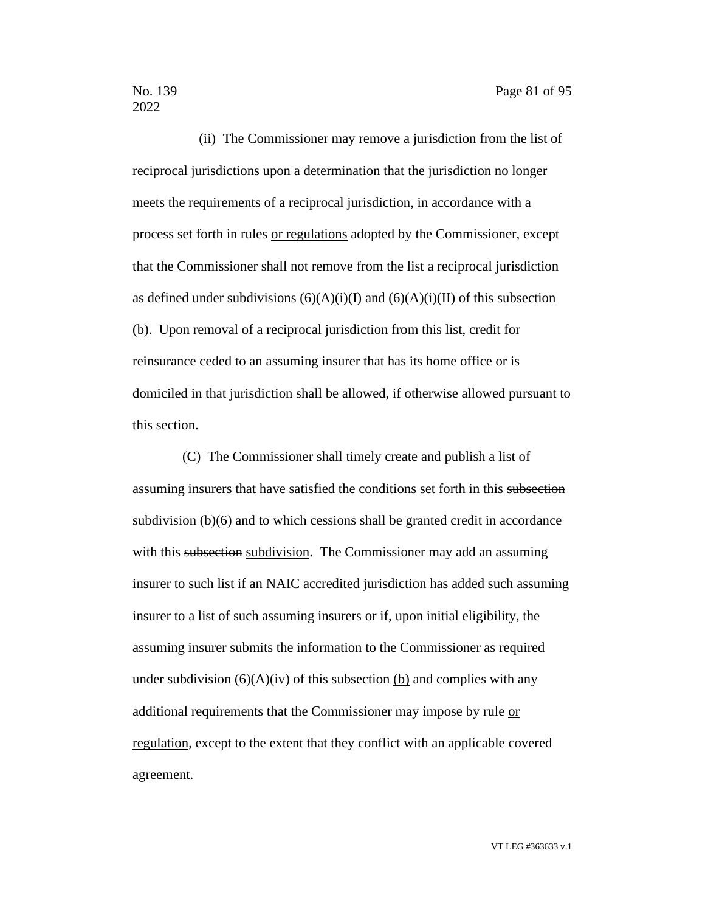(ii) The Commissioner may remove a jurisdiction from the list of reciprocal jurisdictions upon a determination that the jurisdiction no longer meets the requirements of a reciprocal jurisdiction, in accordance with a process set forth in rules <u>or regulations</u> adopted by the Commissioner, except that the Commissioner shall not remove from the list a reciprocal jurisdiction as defined under subdivisions (6)(A)(i)(I) and (6)(A)(i)(II) of this subsection <u>(b)</u>. Upon removal of a reciprocal jurisdiction from this list, credit for reinsurance ceded to an assuming insurer that has its home office or is domiciled in that jurisdiction shall be allowed, if otherwise allowed pursuant to this section.

(C) The Commissioner shall timely create and publish a list of assuming insurers that have satisfied the conditions set forth in this ~~subsection~~ <u>subdivision (b)(6)</u> and to which cessions shall be granted credit in accordance with this ~~subsection~~ <u>subdivision</u>. The Commissioner may add an assuming insurer to such list if an NAIC accredited jurisdiction has added such assuming insurer to a list of such assuming insurers or if, upon initial eligibility, the assuming insurer submits the information to the Commissioner as required under subdivision (6)(A)(iv) of this subsection <u>(b)</u> and complies with any additional requirements that the Commissioner may impose by rule <u>or regulation</u>, except to the extent that they conflict with an applicable covered agreement.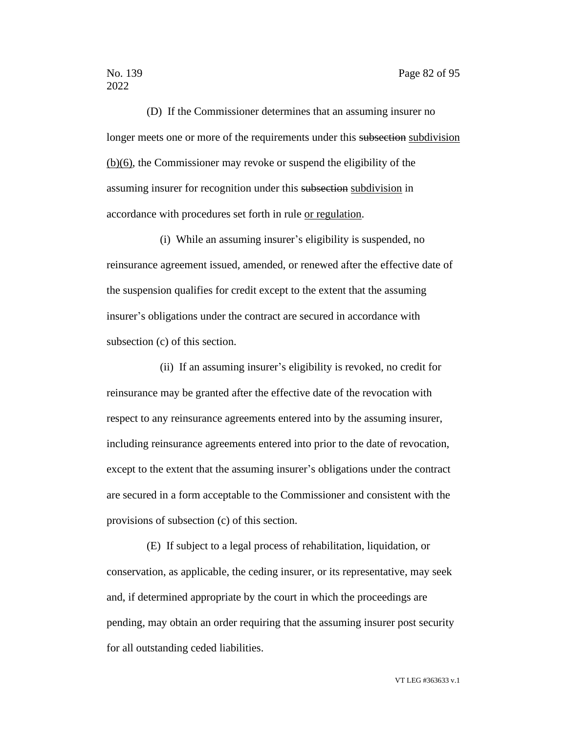(D) If the Commissioner determines that an assuming insurer no longer meets one or more of the requirements under this ~~subsection~~ <u>subdivision (b)(6)</u>, the Commissioner may revoke or suspend the eligibility of the assuming insurer for recognition under this ~~subsection~~ <u>subdivision</u> in accordance with procedures set forth in rule <u>or regulation</u>.

(i) While an assuming insurer's eligibility is suspended, no reinsurance agreement issued, amended, or renewed after the effective date of the suspension qualifies for credit except to the extent that the assuming insurer's obligations under the contract are secured in accordance with subsection (c) of this section.

(ii) If an assuming insurer's eligibility is revoked, no credit for reinsurance may be granted after the effective date of the revocation with respect to any reinsurance agreements entered into by the assuming insurer, including reinsurance agreements entered into prior to the date of revocation, except to the extent that the assuming insurer's obligations under the contract are secured in a form acceptable to the Commissioner and consistent with the provisions of subsection (c) of this section.

(E) If subject to a legal process of rehabilitation, liquidation, or conservation, as applicable, the ceding insurer, or its representative, may seek and, if determined appropriate by the court in which the proceedings are pending, may obtain an order requiring that the assuming insurer post security for all outstanding ceded liabilities.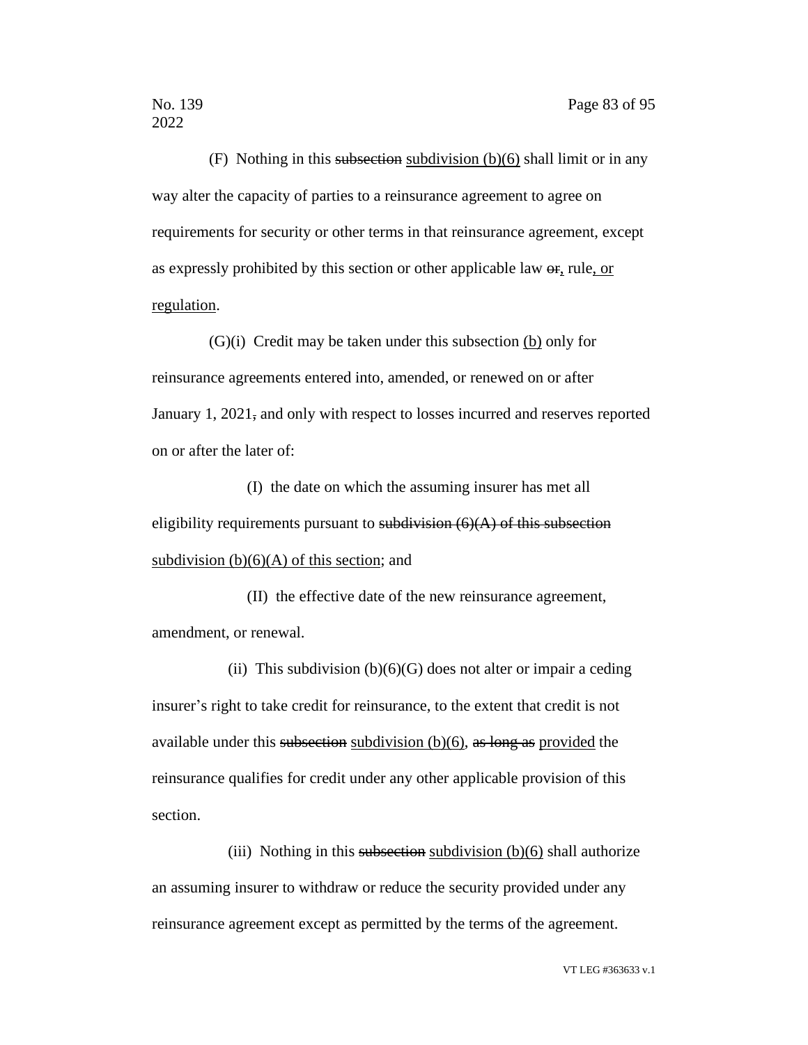(F) Nothing in this ~~subsection~~ <u>subdivision (b)(6)</u> shall limit or in any way alter the capacity of parties to a reinsurance agreement to agree on requirements for security or other terms in that reinsurance agreement, except as expressly prohibited by this section or other applicable law ~~or~~<u>,</u> rule<u>, or regulation</u>.

(G)(i) Credit may be taken under this subsection <u>(b)</u> only for reinsurance agreements entered into, amended, or renewed on or after January 1, 2021~~,~~ and only with respect to losses incurred and reserves reported on or after the later of:

(I) the date on which the assuming insurer has met all eligibility requirements pursuant to ~~subdivision (6)(A) of this subsection~~ <u>subdivision (b)(6)(A) of this section</u>; and

(II) the effective date of the new reinsurance agreement, amendment, or renewal.

(ii) This subdivision (b)(6)(G) does not alter or impair a ceding insurer's right to take credit for reinsurance, to the extent that credit is not available under this ~~subsection~~ <u>subdivision (b)(6)</u>, ~~as long as~~ <u>provided</u> the reinsurance qualifies for credit under any other applicable provision of this section.

(iii) Nothing in this ~~subsection~~ <u>subdivision (b)(6)</u> shall authorize an assuming insurer to withdraw or reduce the security provided under any reinsurance agreement except as permitted by the terms of the agreement.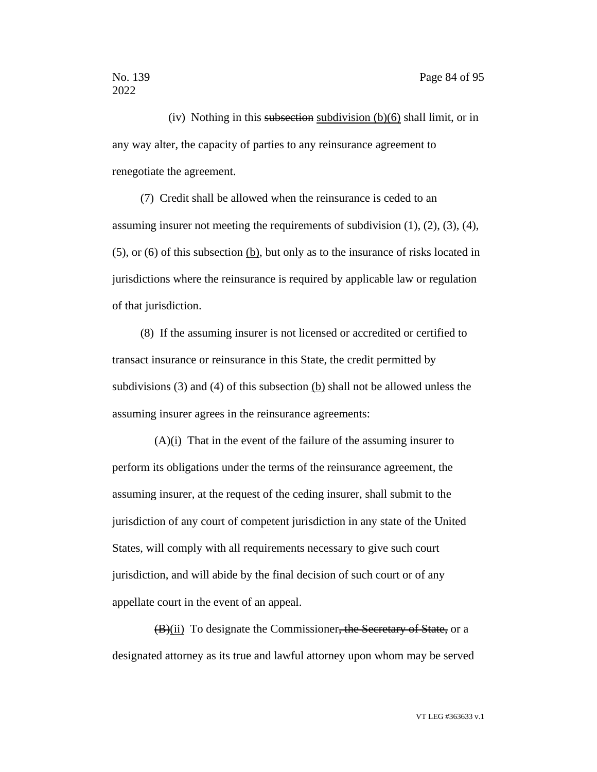(iv) Nothing in this ~~subsection~~ <u>subdivision (b)(6)</u> shall limit, or in any way alter, the capacity of parties to any reinsurance agreement to renegotiate the agreement.

(7) Credit shall be allowed when the reinsurance is ceded to an assuming insurer not meeting the requirements of subdivision (1), (2), (3), (4), (5), or (6) of this subsection <u>(b)</u>, but only as to the insurance of risks located in jurisdictions where the reinsurance is required by applicable law or regulation of that jurisdiction.

(8) If the assuming insurer is not licensed or accredited or certified to transact insurance or reinsurance in this State, the credit permitted by subdivisions (3) and (4) of this subsection <u>(b)</u> shall not be allowed unless the assuming insurer agrees in the reinsurance agreements:

(A)<u>(i)</u> That in the event of the failure of the assuming insurer to perform its obligations under the terms of the reinsurance agreement, the assuming insurer, at the request of the ceding insurer, shall submit to the jurisdiction of any court of competent jurisdiction in any state of the United States, will comply with all requirements necessary to give such court jurisdiction, and will abide by the final decision of such court or of any appellate court in the event of an appeal.

~~(B)~~<u>(ii)</u> To designate the Commissioner~~, the Secretary of State,~~ or a designated attorney as its true and lawful attorney upon whom may be served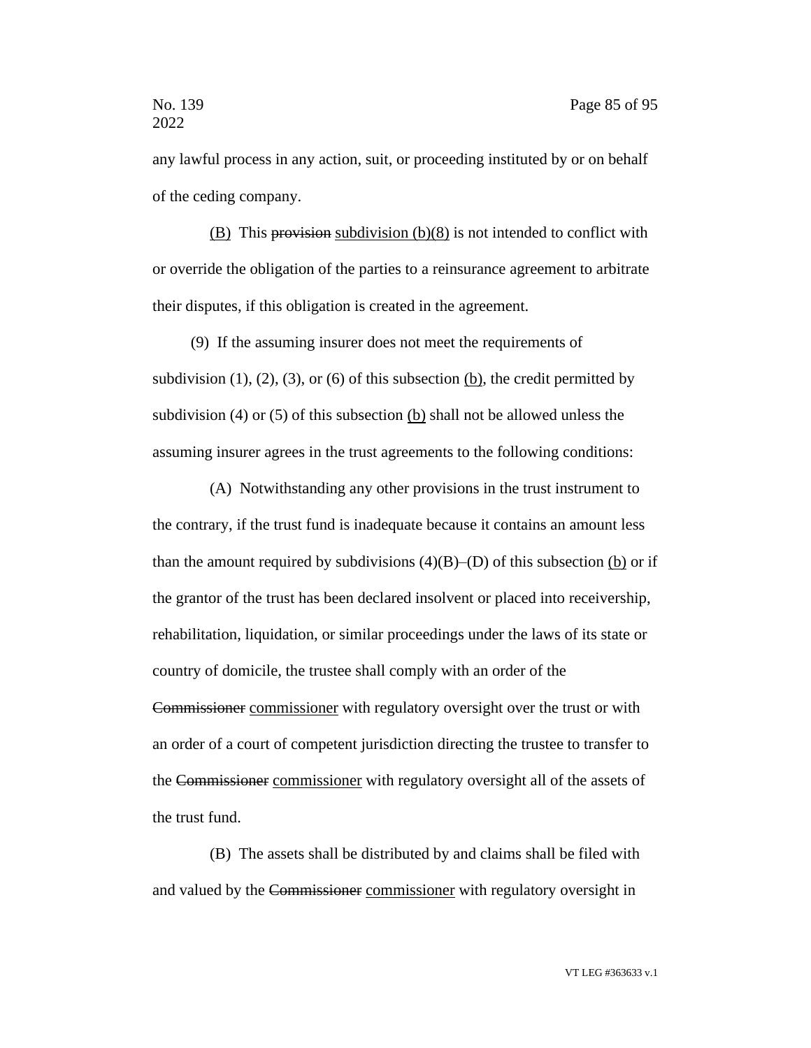any lawful process in any action, suit, or proceeding instituted by or on behalf of the ceding company.

(B) This ~~provision~~ subdivision (b)(8) is not intended to conflict with or override the obligation of the parties to a reinsurance agreement to arbitrate their disputes, if this obligation is created in the agreement.

(9) If the assuming insurer does not meet the requirements of subdivision (1), (2), (3), or (6) of this subsection (b), the credit permitted by subdivision (4) or (5) of this subsection (b) shall not be allowed unless the assuming insurer agrees in the trust agreements to the following conditions:

(A) Notwithstanding any other provisions in the trust instrument to the contrary, if the trust fund is inadequate because it contains an amount less than the amount required by subdivisions (4)(B)–(D) of this subsection (b) or if the grantor of the trust has been declared insolvent or placed into receivership, rehabilitation, liquidation, or similar proceedings under the laws of its state or country of domicile, the trustee shall comply with an order of the ~~Commissioner~~ commissioner with regulatory oversight over the trust or with an order of a court of competent jurisdiction directing the trustee to transfer to the ~~Commissioner~~ commissioner with regulatory oversight all of the assets of the trust fund.

(B) The assets shall be distributed by and claims shall be filed with and valued by the ~~Commissioner~~ commissioner with regulatory oversight in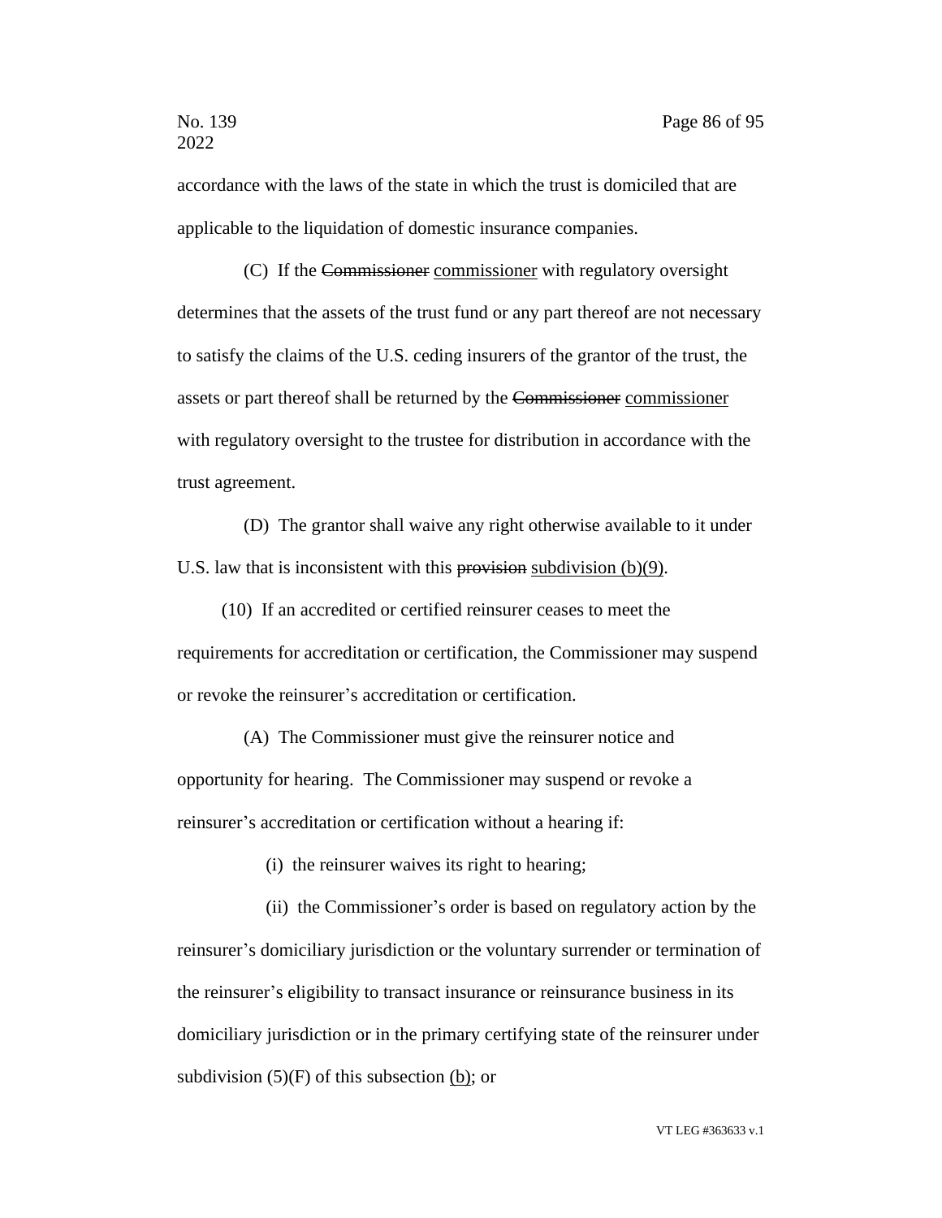accordance with the laws of the state in which the trust is domiciled that are applicable to the liquidation of domestic insurance companies.

(C) If the ~~Commissioner~~ <u>commissioner</u> with regulatory oversight determines that the assets of the trust fund or any part thereof are not necessary to satisfy the claims of the U.S. ceding insurers of the grantor of the trust, the assets or part thereof shall be returned by the ~~Commissioner~~ <u>commissioner</u> with regulatory oversight to the trustee for distribution in accordance with the trust agreement.

(D) The grantor shall waive any right otherwise available to it under U.S. law that is inconsistent with this ~~provision~~ <u>subdivision (b)(9)</u>.

(10) If an accredited or certified reinsurer ceases to meet the requirements for accreditation or certification, the Commissioner may suspend or revoke the reinsurer's accreditation or certification.

(A) The Commissioner must give the reinsurer notice and opportunity for hearing. The Commissioner may suspend or revoke a reinsurer's accreditation or certification without a hearing if:

(i) the reinsurer waives its right to hearing;

(ii) the Commissioner's order is based on regulatory action by the reinsurer's domiciliary jurisdiction or the voluntary surrender or termination of the reinsurer's eligibility to transact insurance or reinsurance business in its domiciliary jurisdiction or in the primary certifying state of the reinsurer under subdivision (5)(F) of this subsection <u>(b)</u>; or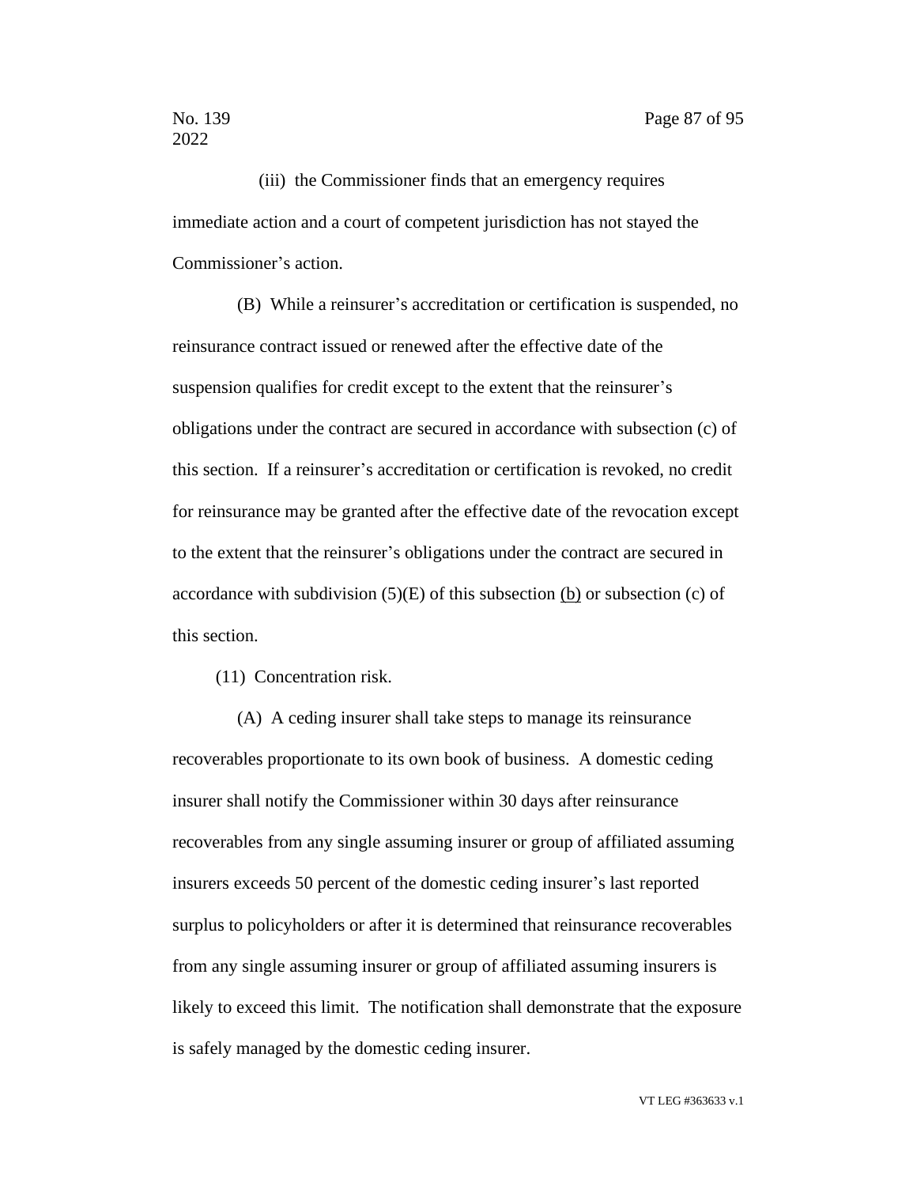(iii) the Commissioner finds that an emergency requires immediate action and a court of competent jurisdiction has not stayed the Commissioner's action.

(B) While a reinsurer's accreditation or certification is suspended, no reinsurance contract issued or renewed after the effective date of the suspension qualifies for credit except to the extent that the reinsurer's obligations under the contract are secured in accordance with subsection (c) of this section. If a reinsurer's accreditation or certification is revoked, no credit for reinsurance may be granted after the effective date of the revocation except to the extent that the reinsurer's obligations under the contract are secured in accordance with subdivision (5)(E) of this subsection <u>(b)</u> or subsection (c) of this section.

(11) Concentration risk.

(A) A ceding insurer shall take steps to manage its reinsurance recoverables proportionate to its own book of business. A domestic ceding insurer shall notify the Commissioner within 30 days after reinsurance recoverables from any single assuming insurer or group of affiliated assuming insurers exceeds 50 percent of the domestic ceding insurer's last reported surplus to policyholders or after it is determined that reinsurance recoverables from any single assuming insurer or group of affiliated assuming insurers is likely to exceed this limit. The notification shall demonstrate that the exposure is safely managed by the domestic ceding insurer.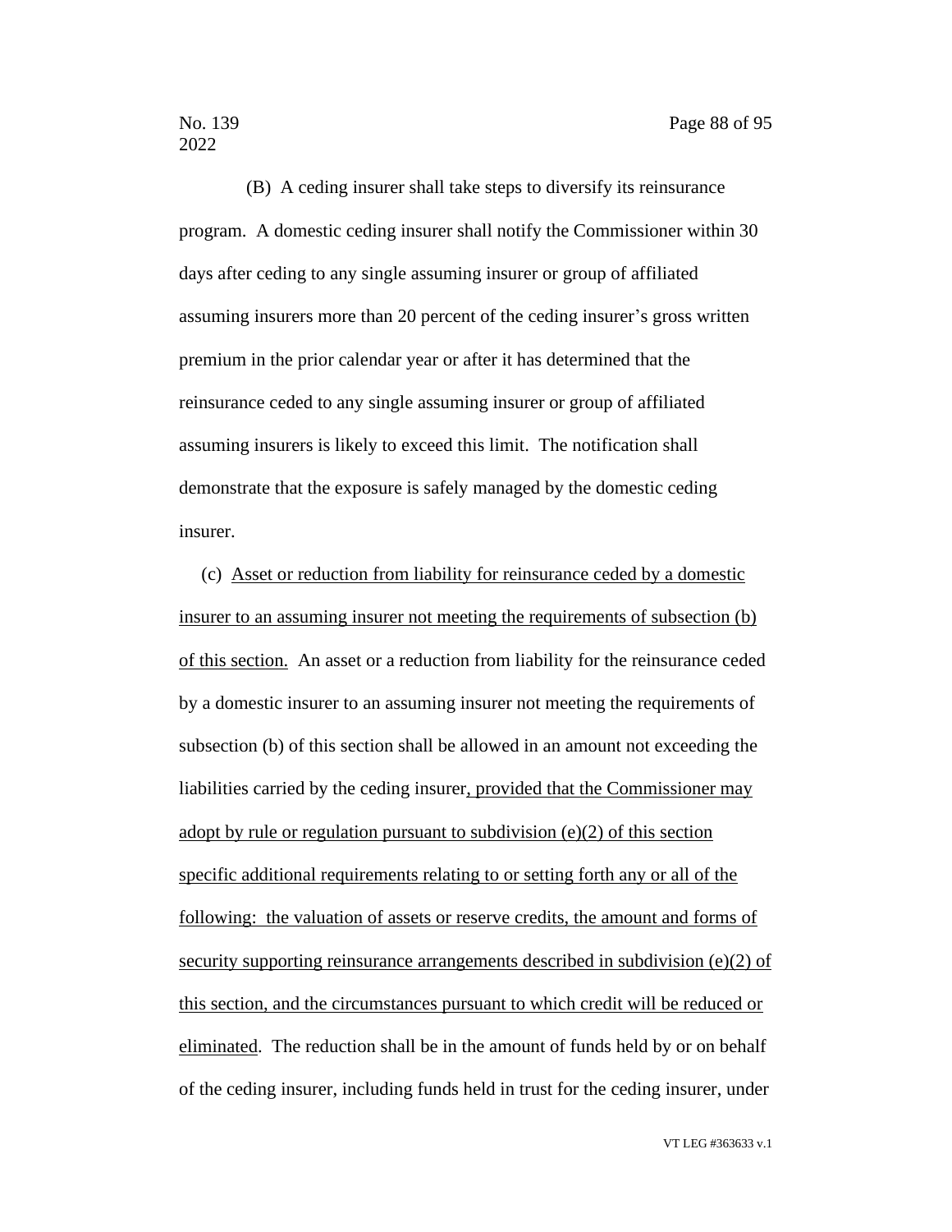(B) A ceding insurer shall take steps to diversify its reinsurance program. A domestic ceding insurer shall notify the Commissioner within 30 days after ceding to any single assuming insurer or group of affiliated assuming insurers more than 20 percent of the ceding insurer's gross written premium in the prior calendar year or after it has determined that the reinsurance ceded to any single assuming insurer or group of affiliated assuming insurers is likely to exceed this limit. The notification shall demonstrate that the exposure is safely managed by the domestic ceding insurer.

(c) <u>Asset or reduction from liability for reinsurance ceded by a domestic insurer to an assuming insurer not meeting the requirements of subsection (b) of this section.</u> An asset or a reduction from liability for the reinsurance ceded by a domestic insurer to an assuming insurer not meeting the requirements of subsection (b) of this section shall be allowed in an amount not exceeding the liabilities carried by the ceding insurer<u>, provided that the Commissioner may adopt by rule or regulation pursuant to subdivision (e)(2) of this section specific additional requirements relating to or setting forth any or all of the following: the valuation of assets or reserve credits, the amount and forms of security supporting reinsurance arrangements described in subdivision (e)(2) of this section, and the circumstances pursuant to which credit will be reduced or eliminated</u>. The reduction shall be in the amount of funds held by or on behalf of the ceding insurer, including funds held in trust for the ceding insurer, under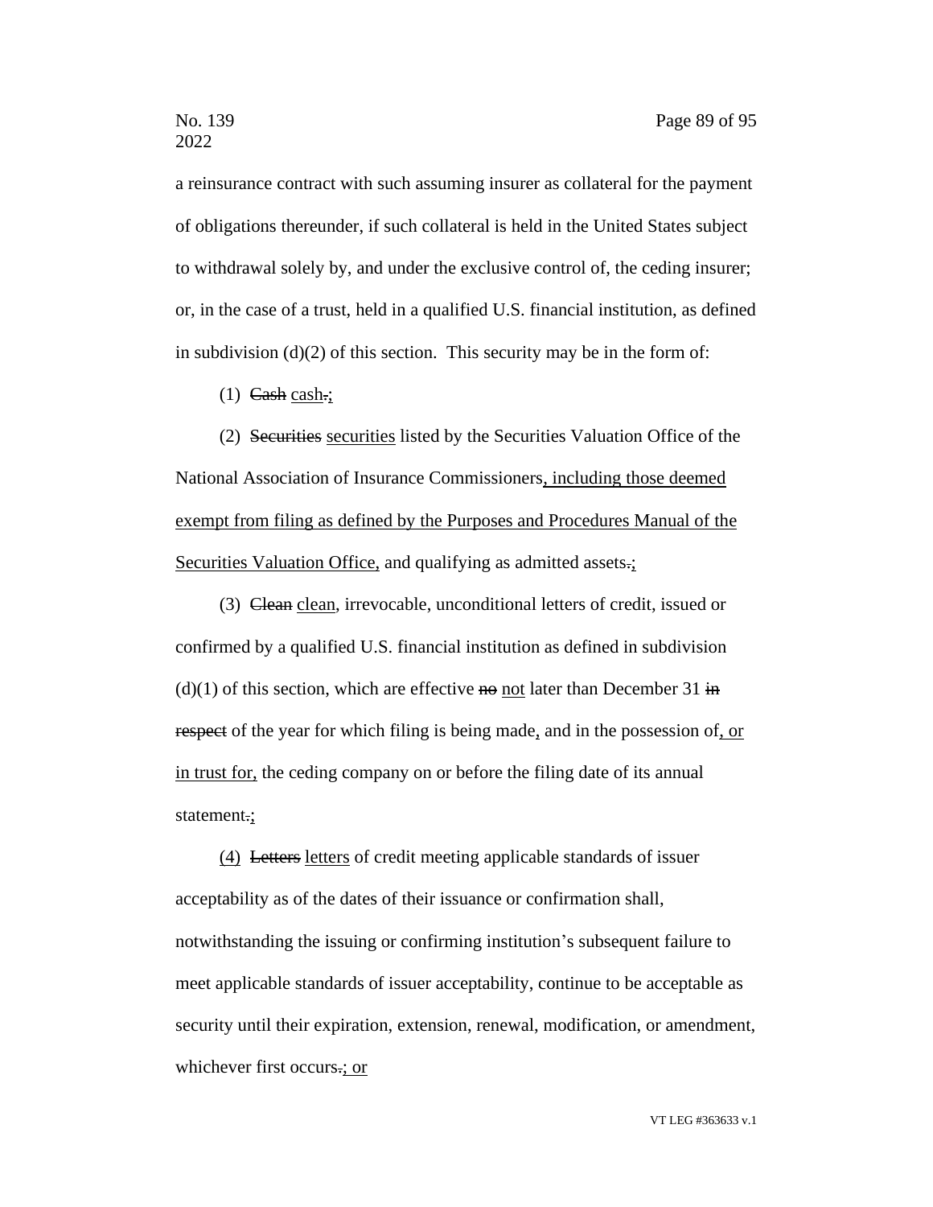a reinsurance contract with such assuming insurer as collateral for the payment of obligations thereunder, if such collateral is held in the United States subject to withdrawal solely by, and under the exclusive control of, the ceding insurer; or, in the case of a trust, held in a qualified U.S. financial institution, as defined in subdivision (d)(2) of this section. This security may be in the form of:

(1) ~~Cash~~ cash~~.~~;

(2) ~~Securities~~ securities listed by the Securities Valuation Office of the National Association of Insurance Commissioners, including those deemed exempt from filing as defined by the Purposes and Procedures Manual of the Securities Valuation Office, and qualifying as admitted assets~~.~~;

(3) ~~Clean~~ clean, irrevocable, unconditional letters of credit, issued or confirmed by a qualified U.S. financial institution as defined in subdivision (d)(1) of this section, which are effective ~~no~~ not later than December 31 ~~in respect~~ of the year for which filing is being made, and in the possession of, or in trust for, the ceding company on or before the filing date of its annual statement~~.~~;

(4) ~~Letters~~ letters of credit meeting applicable standards of issuer acceptability as of the dates of their issuance or confirmation shall, notwithstanding the issuing or confirming institution's subsequent failure to meet applicable standards of issuer acceptability, continue to be acceptable as security until their expiration, extension, renewal, modification, or amendment, whichever first occurs~~.~~; or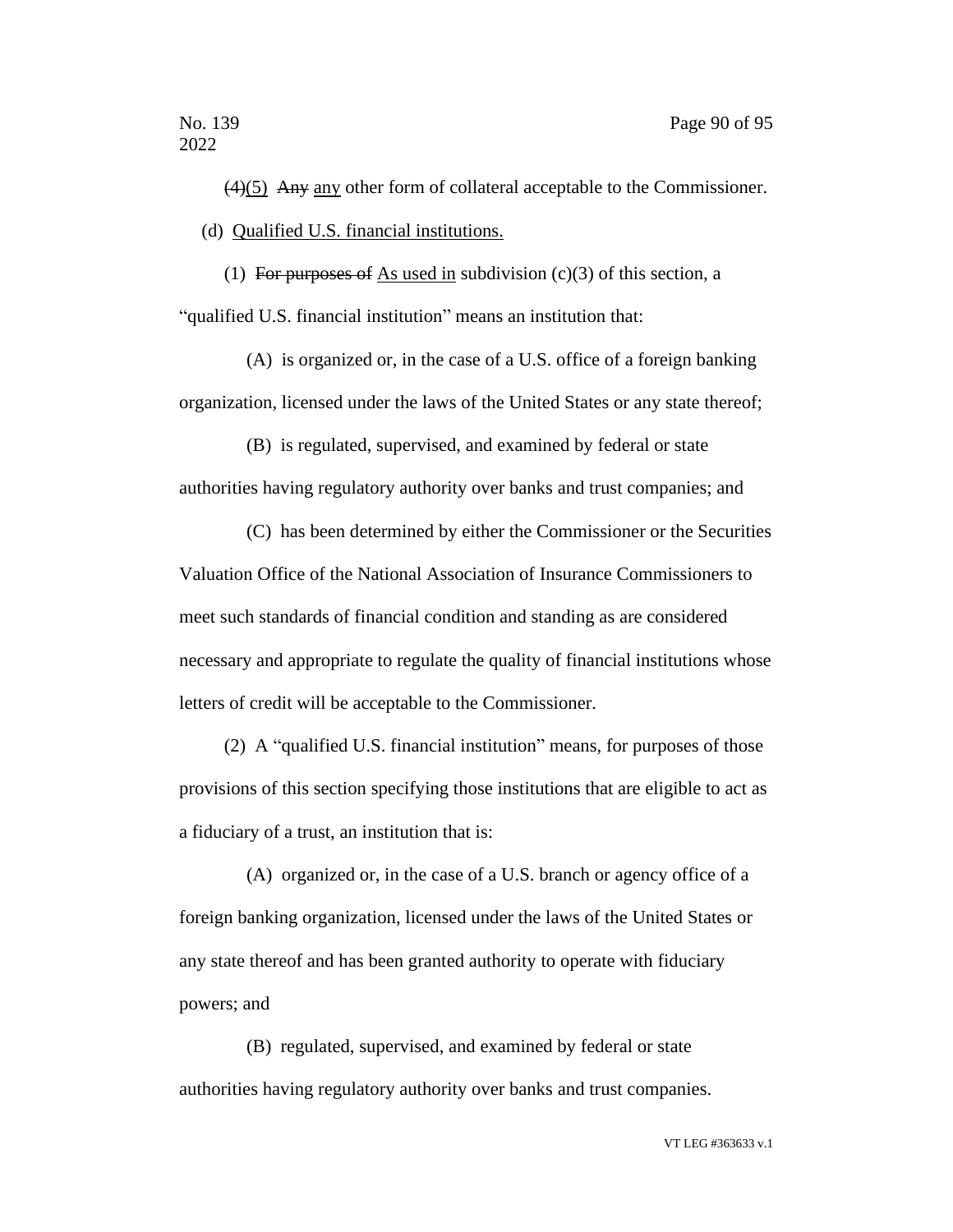~~(4)~~(5) ~~Any~~ any other form of collateral acceptable to the Commissioner.

(d) Qualified U.S. financial institutions.

(1) ~~For purposes of~~ As used in subdivision (c)(3) of this section, a "qualified U.S. financial institution" means an institution that:

(A) is organized or, in the case of a U.S. office of a foreign banking organization, licensed under the laws of the United States or any state thereof;

(B) is regulated, supervised, and examined by federal or state authorities having regulatory authority over banks and trust companies; and

(C) has been determined by either the Commissioner or the Securities Valuation Office of the National Association of Insurance Commissioners to meet such standards of financial condition and standing as are considered necessary and appropriate to regulate the quality of financial institutions whose letters of credit will be acceptable to the Commissioner.

(2) A "qualified U.S. financial institution" means, for purposes of those provisions of this section specifying those institutions that are eligible to act as a fiduciary of a trust, an institution that is:

(A) organized or, in the case of a U.S. branch or agency office of a foreign banking organization, licensed under the laws of the United States or any state thereof and has been granted authority to operate with fiduciary powers; and

(B) regulated, supervised, and examined by federal or state authorities having regulatory authority over banks and trust companies.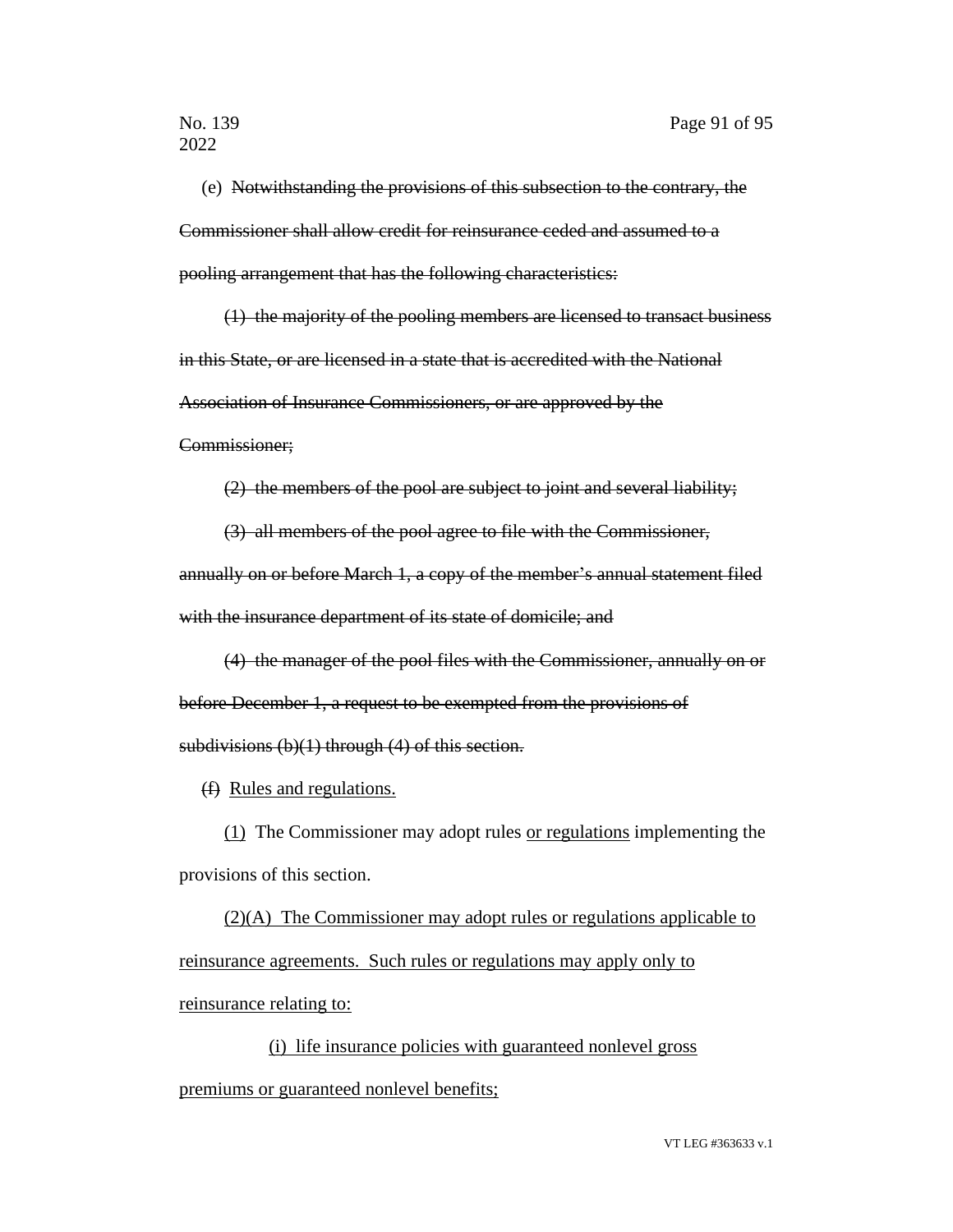(e) ~~Notwithstanding the provisions of this subsection to the contrary, the Commissioner shall allow credit for reinsurance ceded and assumed to a pooling arrangement that has the following characteristics:~~

~~(1) the majority of the pooling members are licensed to transact business in this State, or are licensed in a state that is accredited with the National Association of Insurance Commissioners, or are approved by the Commissioner;~~

~~(2) the members of the pool are subject to joint and several liability;~~

~~(3) all members of the pool agree to file with the Commissioner, annually on or before March 1, a copy of the member's annual statement filed with the insurance department of its state of domicile; and~~

~~(4) the manager of the pool files with the Commissioner, annually on or before December 1, a request to be exempted from the provisions of subdivisions (b)(1) through (4) of this section.~~

~~(f)~~ <u>Rules and regulations.</u>

<u>(1)</u> The Commissioner may adopt rules <u>or regulations</u> implementing the provisions of this section.

<u>(2)(A) The Commissioner may adopt rules or regulations applicable to reinsurance agreements. Such rules or regulations may apply only to reinsurance relating to:</u>

<u>(i) life insurance policies with guaranteed nonlevel gross premiums or guaranteed nonlevel benefits;</u>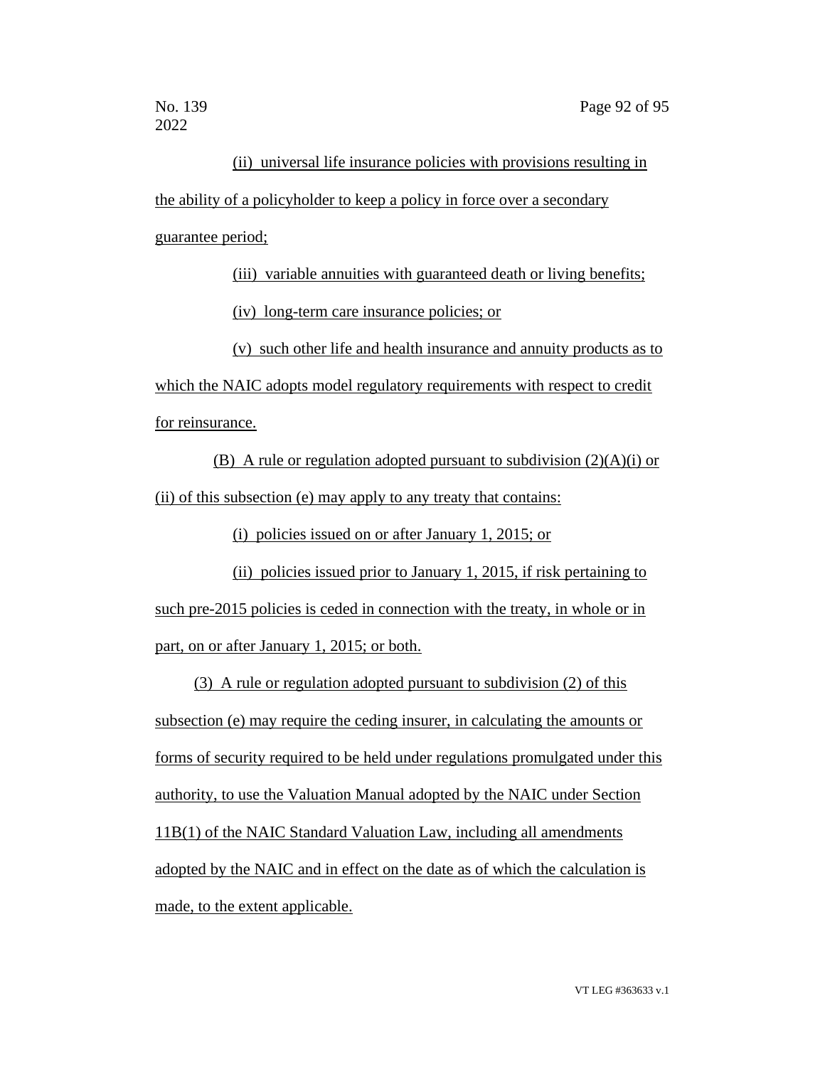(ii) universal life insurance policies with provisions resulting in the ability of a policyholder to keep a policy in force over a secondary guarantee period;

(iii) variable annuities with guaranteed death or living benefits;

(iv) long-term care insurance policies; or

(v) such other life and health insurance and annuity products as to which the NAIC adopts model regulatory requirements with respect to credit for reinsurance.

(B) A rule or regulation adopted pursuant to subdivision (2)(A)(i) or (ii) of this subsection (e) may apply to any treaty that contains:

(i) policies issued on or after January 1, 2015; or

(ii) policies issued prior to January 1, 2015, if risk pertaining to such pre-2015 policies is ceded in connection with the treaty, in whole or in part, on or after January 1, 2015; or both.

(3) A rule or regulation adopted pursuant to subdivision (2) of this subsection (e) may require the ceding insurer, in calculating the amounts or forms of security required to be held under regulations promulgated under this authority, to use the Valuation Manual adopted by the NAIC under Section 11B(1) of the NAIC Standard Valuation Law, including all amendments adopted by the NAIC and in effect on the date as of which the calculation is made, to the extent applicable.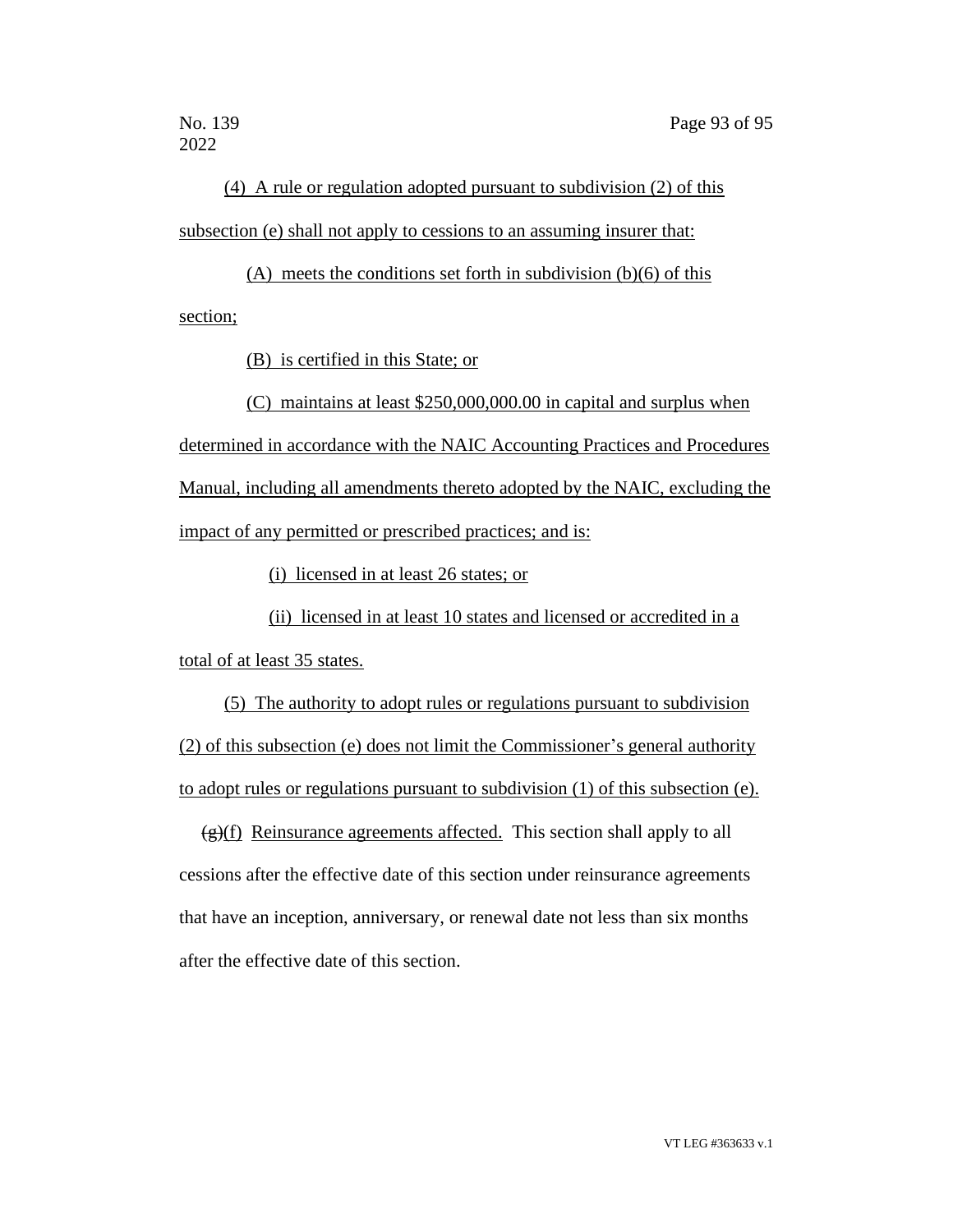(4) A rule or regulation adopted pursuant to subdivision (2) of this subsection (e) shall not apply to cessions to an assuming insurer that:

(A) meets the conditions set forth in subdivision (b)(6) of this section;

(B) is certified in this State; or

(C) maintains at least $250,000,000.00 in capital and surplus when determined in accordance with the NAIC Accounting Practices and Procedures Manual, including all amendments thereto adopted by the NAIC, excluding the impact of any permitted or prescribed practices; and is:

(i) licensed in at least 26 states; or

(ii) licensed in at least 10 states and licensed or accredited in a total of at least 35 states.

(5) The authority to adopt rules or regulations pursuant to subdivision (2) of this subsection (e) does not limit the Commissioner's general authority to adopt rules or regulations pursuant to subdivision (1) of this subsection (e).

~~(g)~~(f) Reinsurance agreements affected. This section shall apply to all cessions after the effective date of this section under reinsurance agreements that have an inception, anniversary, or renewal date not less than six months after the effective date of this section.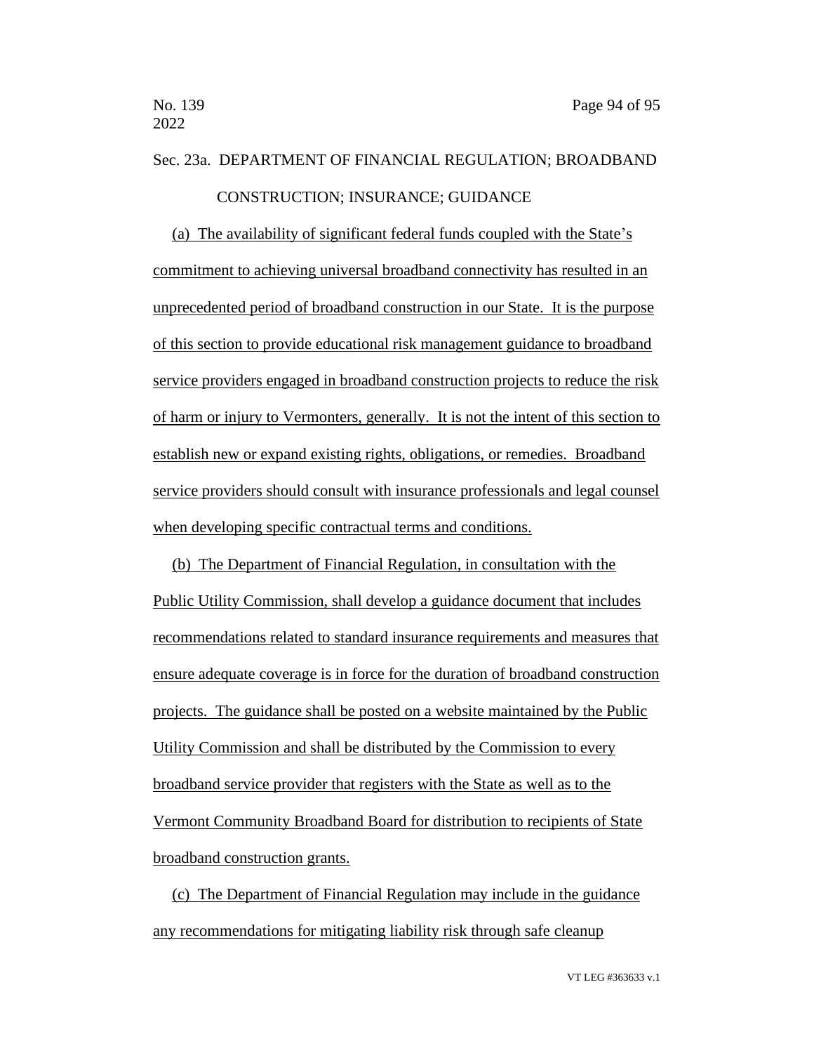Sec. 23a. DEPARTMENT OF FINANCIAL REGULATION; BROADBAND CONSTRUCTION; INSURANCE; GUIDANCE

(a) The availability of significant federal funds coupled with the State's commitment to achieving universal broadband connectivity has resulted in an unprecedented period of broadband construction in our State. It is the purpose of this section to provide educational risk management guidance to broadband service providers engaged in broadband construction projects to reduce the risk of harm or injury to Vermonters, generally. It is not the intent of this section to establish new or expand existing rights, obligations, or remedies. Broadband service providers should consult with insurance professionals and legal counsel when developing specific contractual terms and conditions.

(b) The Department of Financial Regulation, in consultation with the Public Utility Commission, shall develop a guidance document that includes recommendations related to standard insurance requirements and measures that ensure adequate coverage is in force for the duration of broadband construction projects. The guidance shall be posted on a website maintained by the Public Utility Commission and shall be distributed by the Commission to every broadband service provider that registers with the State as well as to the Vermont Community Broadband Board for distribution to recipients of State broadband construction grants.

(c) The Department of Financial Regulation may include in the guidance any recommendations for mitigating liability risk through safe cleanup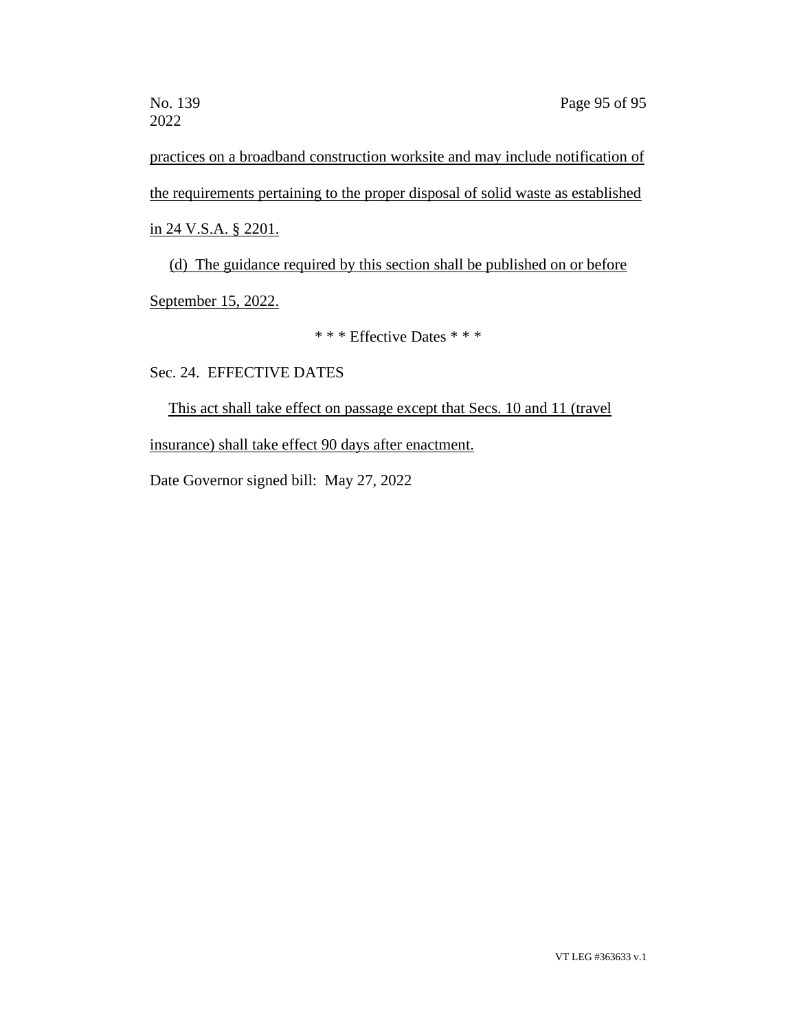practices on a broadband construction worksite and may include notification of the requirements pertaining to the proper disposal of solid waste as established in 24 V.S.A. § 2201.

(d) The guidance required by this section shall be published on or before September 15, 2022.

\* \* \* Effective Dates \* \* \*

Sec. 24. EFFECTIVE DATES

This act shall take effect on passage except that Secs. 10 and 11 (travel insurance) shall take effect 90 days after enactment.

Date Governor signed bill: May 27, 2022